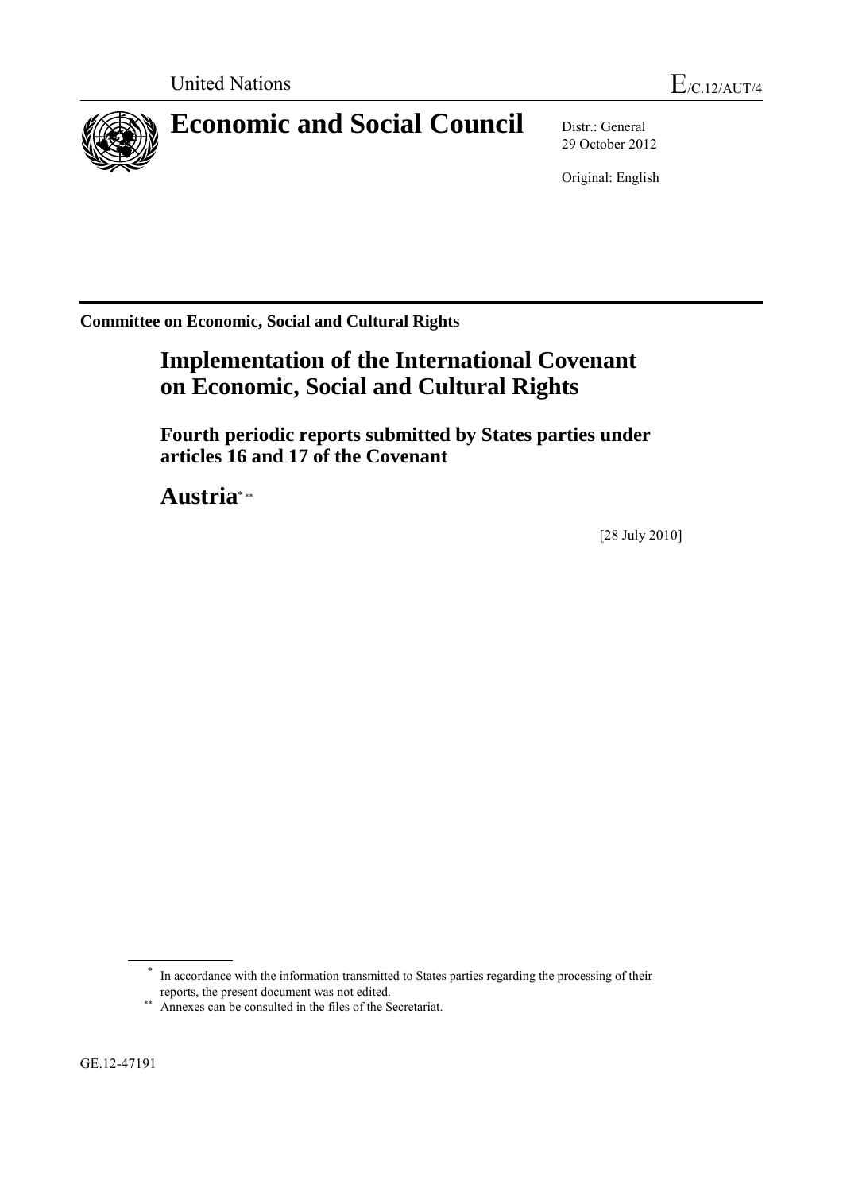United Nations E/C.12/AUT/4

# Economic and Social Council

Distr.: General
29 October 2012

Original: English

**Committee on Economic, Social and Cultural Rights**

## Implementation of the International Covenant on Economic, Social and Cultural Rights

### Fourth periodic reports submitted by States parties under articles 16 and 17 of the Covenant

### Austria* **

[28 July 2010]

\* In accordance with the information transmitted to States parties regarding the processing of their reports, the present document was not edited.

\*\* Annexes can be consulted in the files of the Secretariat.

GE.12-47191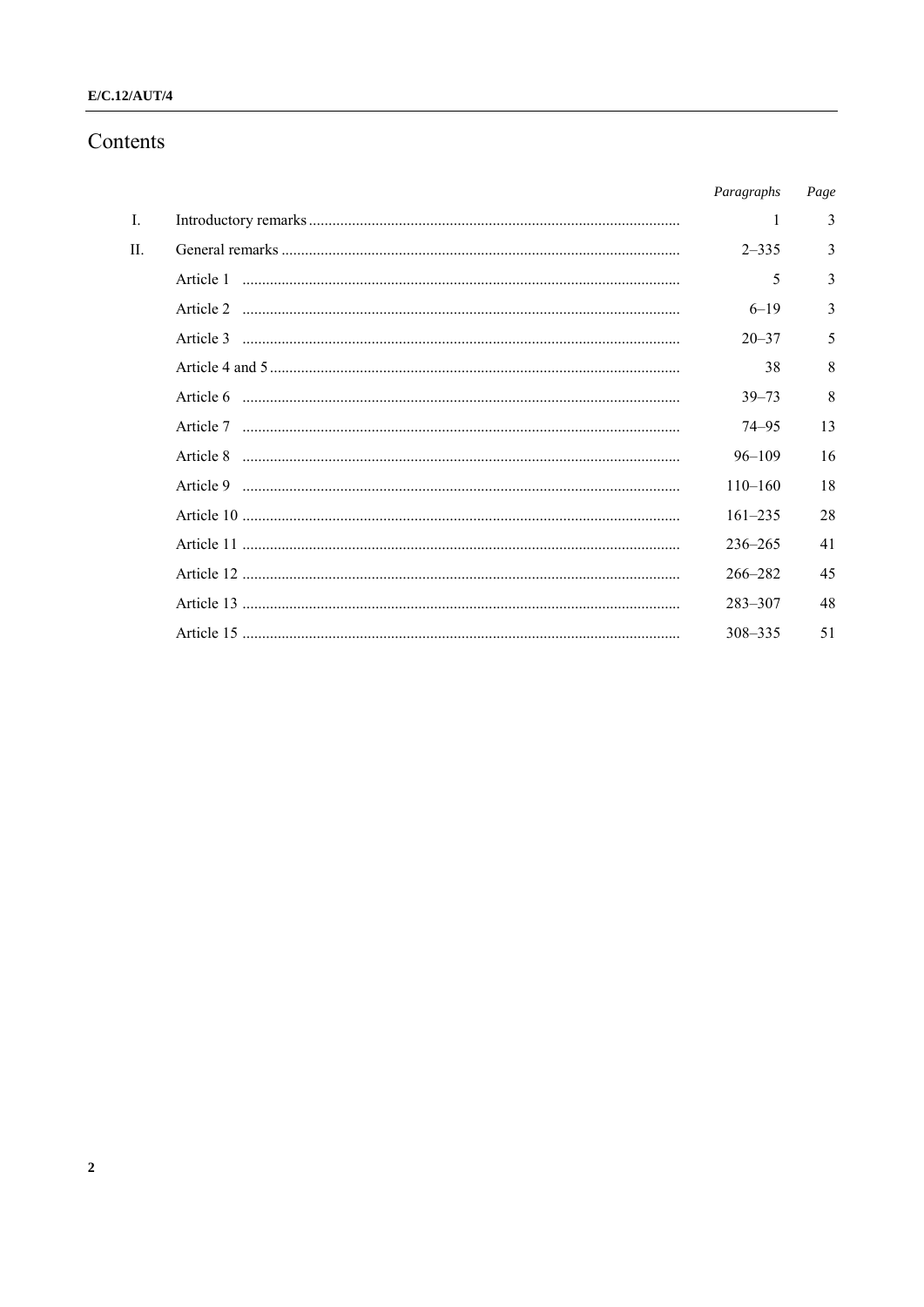# Contents

| | | *Paragraphs* | *Page* |
|---|---|---|---|
| I. | Introductory remarks | 1 | 3 |
| II. | General remarks | 2–335 | 3 |
| | Article 1 | 5 | 3 |
| | Article 2 | 6–19 | 3 |
| | Article 3 | 20–37 | 5 |
| | Article 4 and 5 | 38 | 8 |
| | Article 6 | 39–73 | 8 |
| | Article 7 | 74–95 | 13 |
| | Article 8 | 96–109 | 16 |
| | Article 9 | 110–160 | 18 |
| | Article 10 | 161–235 | 28 |
| | Article 11 | 236–265 | 41 |
| | Article 12 | 266–282 | 45 |
| | Article 13 | 283–307 | 48 |
| | Article 15 | 308–335 | 51 |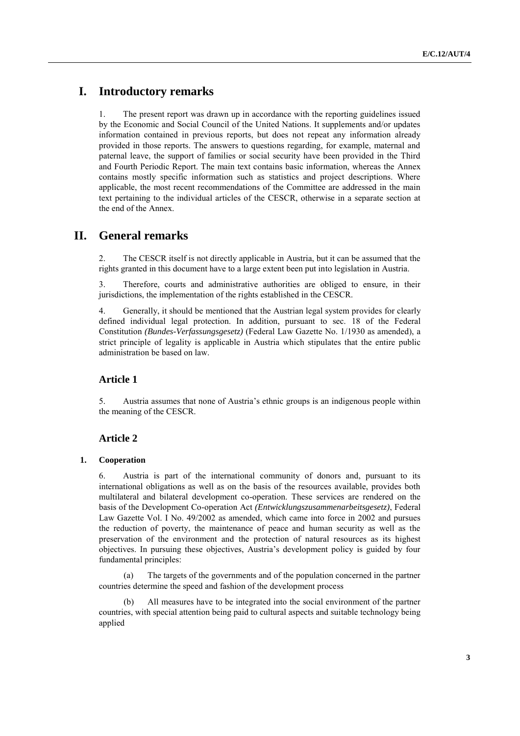# I. Introductory remarks

1. The present report was drawn up in accordance with the reporting guidelines issued by the Economic and Social Council of the United Nations. It supplements and/or updates information contained in previous reports, but does not repeat any information already provided in those reports. The answers to questions regarding, for example, maternal and paternal leave, the support of families or social security have been provided in the Third and Fourth Periodic Report. The main text contains basic information, whereas the Annex contains mostly specific information such as statistics and project descriptions. Where applicable, the most recent recommendations of the Committee are addressed in the main text pertaining to the individual articles of the CESCR, otherwise in a separate section at the end of the Annex.

# II. General remarks

2. The CESCR itself is not directly applicable in Austria, but it can be assumed that the rights granted in this document have to a large extent been put into legislation in Austria.

3. Therefore, courts and administrative authorities are obliged to ensure, in their jurisdictions, the implementation of the rights established in the CESCR.

4. Generally, it should be mentioned that the Austrian legal system provides for clearly defined individual legal protection. In addition, pursuant to sec. 18 of the Federal Constitution *(Bundes-Verfassungsgesetz)* (Federal Law Gazette No. 1/1930 as amended), a strict principle of legality is applicable in Austria which stipulates that the entire public administration be based on law.

## Article 1

5. Austria assumes that none of Austria's ethnic groups is an indigenous people within the meaning of the CESCR.

## Article 2

### 1. Cooperation

6. Austria is part of the international community of donors and, pursuant to its international obligations as well as on the basis of the resources available, provides both multilateral and bilateral development co-operation. These services are rendered on the basis of the Development Co-operation Act *(Entwicklungszusammenarbeitsgesetz)*, Federal Law Gazette Vol. I No. 49/2002 as amended, which came into force in 2002 and pursues the reduction of poverty, the maintenance of peace and human security as well as the preservation of the environment and the protection of natural resources as its highest objectives. In pursuing these objectives, Austria's development policy is guided by four fundamental principles:

(a) The targets of the governments and of the population concerned in the partner countries determine the speed and fashion of the development process

(b) All measures have to be integrated into the social environment of the partner countries, with special attention being paid to cultural aspects and suitable technology being applied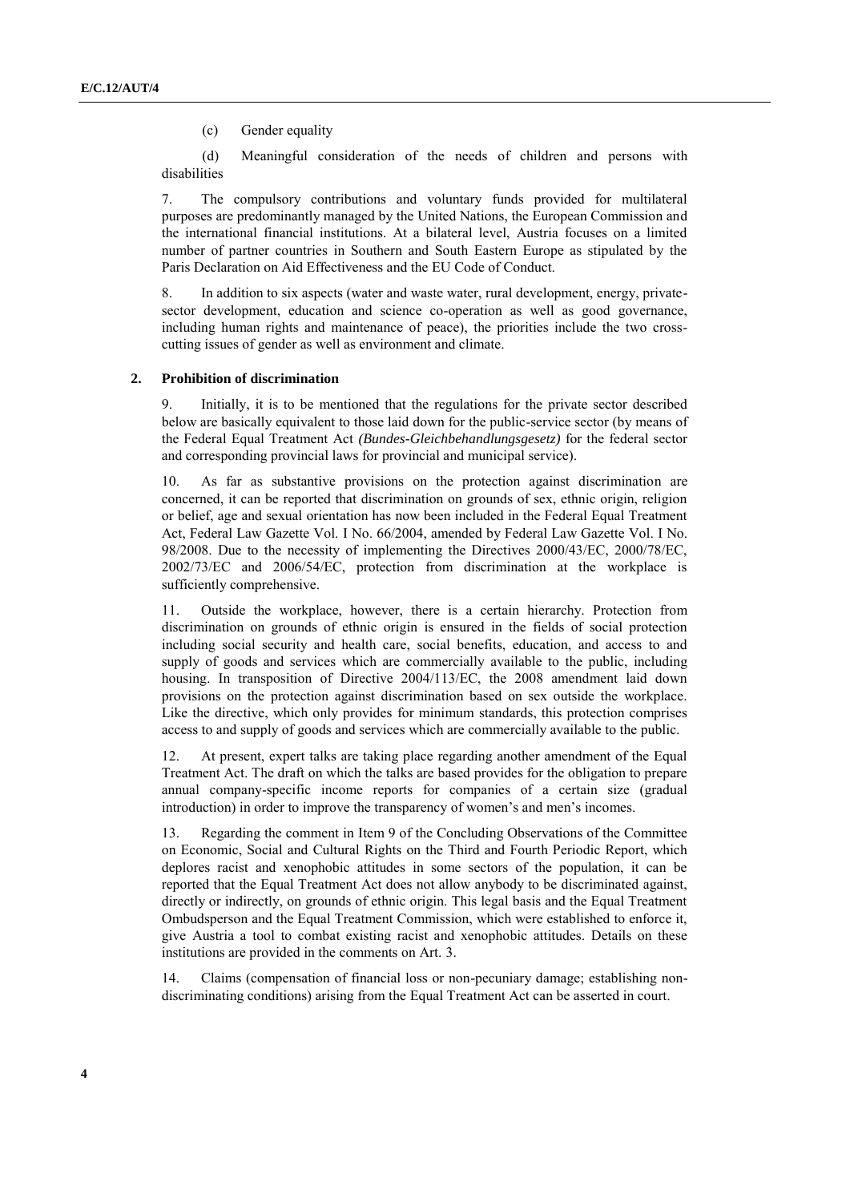(c) Gender equality

(d) Meaningful consideration of the needs of children and persons with disabilities

7. The compulsory contributions and voluntary funds provided for multilateral purposes are predominantly managed by the United Nations, the European Commission and the international financial institutions. At a bilateral level, Austria focuses on a limited number of partner countries in Southern and South Eastern Europe as stipulated by the Paris Declaration on Aid Effectiveness and the EU Code of Conduct.

8. In addition to six aspects (water and waste water, rural development, energy, private-sector development, education and science co-operation as well as good governance, including human rights and maintenance of peace), the priorities include the two cross-cutting issues of gender as well as environment and climate.

## 2. Prohibition of discrimination

9. Initially, it is to be mentioned that the regulations for the private sector described below are basically equivalent to those laid down for the public-service sector (by means of the Federal Equal Treatment Act *(Bundes-Gleichbehandlungsgesetz)* for the federal sector and corresponding provincial laws for provincial and municipal service).

10. As far as substantive provisions on the protection against discrimination are concerned, it can be reported that discrimination on grounds of sex, ethnic origin, religion or belief, age and sexual orientation has now been included in the Federal Equal Treatment Act, Federal Law Gazette Vol. I No. 66/2004, amended by Federal Law Gazette Vol. I No. 98/2008. Due to the necessity of implementing the Directives 2000/43/EC, 2000/78/EC, 2002/73/EC and 2006/54/EC, protection from discrimination at the workplace is sufficiently comprehensive.

11. Outside the workplace, however, there is a certain hierarchy. Protection from discrimination on grounds of ethnic origin is ensured in the fields of social protection including social security and health care, social benefits, education, and access to and supply of goods and services which are commercially available to the public, including housing. In transposition of Directive 2004/113/EC, the 2008 amendment laid down provisions on the protection against discrimination based on sex outside the workplace. Like the directive, which only provides for minimum standards, this protection comprises access to and supply of goods and services which are commercially available to the public.

12. At present, expert talks are taking place regarding another amendment of the Equal Treatment Act. The draft on which the talks are based provides for the obligation to prepare annual company-specific income reports for companies of a certain size (gradual introduction) in order to improve the transparency of women's and men's incomes.

13. Regarding the comment in Item 9 of the Concluding Observations of the Committee on Economic, Social and Cultural Rights on the Third and Fourth Periodic Report, which deplores racist and xenophobic attitudes in some sectors of the population, it can be reported that the Equal Treatment Act does not allow anybody to be discriminated against, directly or indirectly, on grounds of ethnic origin. This legal basis and the Equal Treatment Ombudsperson and the Equal Treatment Commission, which were established to enforce it, give Austria a tool to combat existing racist and xenophobic attitudes. Details on these institutions are provided in the comments on Art. 3.

14. Claims (compensation of financial loss or non-pecuniary damage; establishing non-discriminating conditions) arising from the Equal Treatment Act can be asserted in court.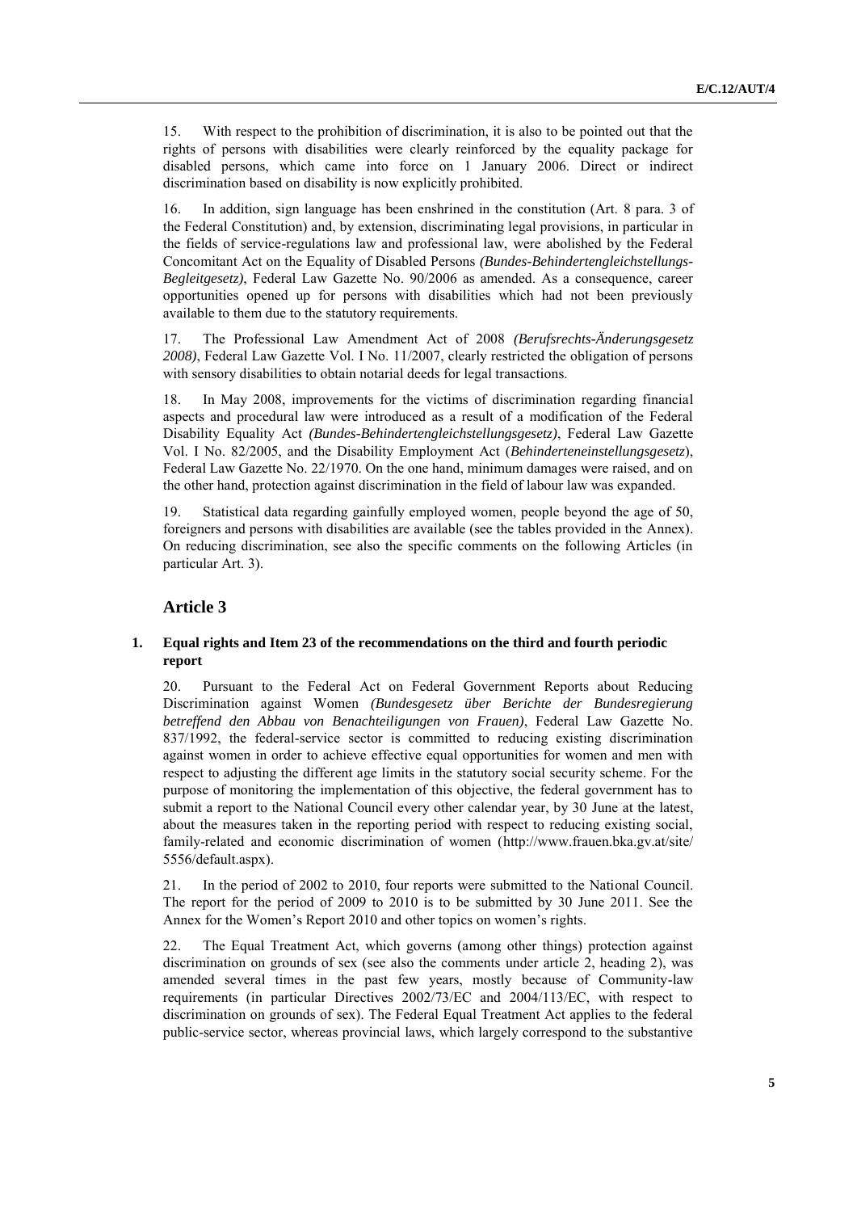15. With respect to the prohibition of discrimination, it is also to be pointed out that the rights of persons with disabilities were clearly reinforced by the equality package for disabled persons, which came into force on 1 January 2006. Direct or indirect discrimination based on disability is now explicitly prohibited.

16. In addition, sign language has been enshrined in the constitution (Art. 8 para. 3 of the Federal Constitution) and, by extension, discriminating legal provisions, in particular in the fields of service-regulations law and professional law, were abolished by the Federal Concomitant Act on the Equality of Disabled Persons *(Bundes-Behindertengleichstellungs-Begleitgesetz)*, Federal Law Gazette No. 90/2006 as amended. As a consequence, career opportunities opened up for persons with disabilities which had not been previously available to them due to the statutory requirements.

17. The Professional Law Amendment Act of 2008 *(Berufsrechts-Änderungsgesetz 2008)*, Federal Law Gazette Vol. I No. 11/2007, clearly restricted the obligation of persons with sensory disabilities to obtain notarial deeds for legal transactions.

18. In May 2008, improvements for the victims of discrimination regarding financial aspects and procedural law were introduced as a result of a modification of the Federal Disability Equality Act *(Bundes-Behindertengleichstellungsgesetz)*, Federal Law Gazette Vol. I No. 82/2005, and the Disability Employment Act (*Behinderteneinstellungsgesetz*), Federal Law Gazette No. 22/1970. On the one hand, minimum damages were raised, and on the other hand, protection against discrimination in the field of labour law was expanded.

19. Statistical data regarding gainfully employed women, people beyond the age of 50, foreigners and persons with disabilities are available (see the tables provided in the Annex). On reducing discrimination, see also the specific comments on the following Articles (in particular Art. 3).

## Article 3

### 1. Equal rights and Item 23 of the recommendations on the third and fourth periodic report

20. Pursuant to the Federal Act on Federal Government Reports about Reducing Discrimination against Women *(Bundesgesetz über Berichte der Bundesregierung betreffend den Abbau von Benachteiligungen von Frauen)*, Federal Law Gazette No. 837/1992, the federal-service sector is committed to reducing existing discrimination against women in order to achieve effective equal opportunities for women and men with respect to adjusting the different age limits in the statutory social security scheme. For the purpose of monitoring the implementation of this objective, the federal government has to submit a report to the National Council every other calendar year, by 30 June at the latest, about the measures taken in the reporting period with respect to reducing existing social, family-related and economic discrimination of women (http://www.frauen.bka.gv.at/site/5556/default.aspx).

21. In the period of 2002 to 2010, four reports were submitted to the National Council. The report for the period of 2009 to 2010 is to be submitted by 30 June 2011. See the Annex for the Women's Report 2010 and other topics on women's rights.

22. The Equal Treatment Act, which governs (among other things) protection against discrimination on grounds of sex (see also the comments under article 2, heading 2), was amended several times in the past few years, mostly because of Community-law requirements (in particular Directives 2002/73/EC and 2004/113/EC, with respect to discrimination on grounds of sex). The Federal Equal Treatment Act applies to the federal public-service sector, whereas provincial laws, which largely correspond to the substantive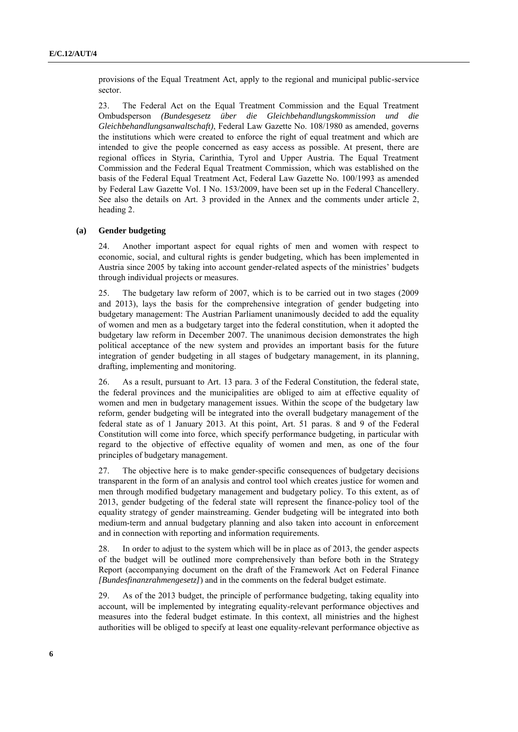provisions of the Equal Treatment Act, apply to the regional and municipal public-service sector.

23. The Federal Act on the Equal Treatment Commission and the Equal Treatment Ombudsperson *(Bundesgesetz über die Gleichbehandlungskommission und die Gleichbehandlungsanwaltschaft)*, Federal Law Gazette No. 108/1980 as amended, governs the institutions which were created to enforce the right of equal treatment and which are intended to give the people concerned as easy access as possible. At present, there are regional offices in Styria, Carinthia, Tyrol and Upper Austria. The Equal Treatment Commission and the Federal Equal Treatment Commission, which was established on the basis of the Federal Equal Treatment Act, Federal Law Gazette No. 100/1993 as amended by Federal Law Gazette Vol. I No. 153/2009, have been set up in the Federal Chancellery. See also the details on Art. 3 provided in the Annex and the comments under article 2, heading 2.

### (a) Gender budgeting

24. Another important aspect for equal rights of men and women with respect to economic, social, and cultural rights is gender budgeting, which has been implemented in Austria since 2005 by taking into account gender-related aspects of the ministries' budgets through individual projects or measures.

25. The budgetary law reform of 2007, which is to be carried out in two stages (2009 and 2013), lays the basis for the comprehensive integration of gender budgeting into budgetary management: The Austrian Parliament unanimously decided to add the equality of women and men as a budgetary target into the federal constitution, when it adopted the budgetary law reform in December 2007. The unanimous decision demonstrates the high political acceptance of the new system and provides an important basis for the future integration of gender budgeting in all stages of budgetary management, in its planning, drafting, implementing and monitoring.

26. As a result, pursuant to Art. 13 para. 3 of the Federal Constitution, the federal state, the federal provinces and the municipalities are obliged to aim at effective equality of women and men in budgetary management issues. Within the scope of the budgetary law reform, gender budgeting will be integrated into the overall budgetary management of the federal state as of 1 January 2013. At this point, Art. 51 paras. 8 and 9 of the Federal Constitution will come into force, which specify performance budgeting, in particular with regard to the objective of effective equality of women and men, as one of the four principles of budgetary management.

27. The objective here is to make gender-specific consequences of budgetary decisions transparent in the form of an analysis and control tool which creates justice for women and men through modified budgetary management and budgetary policy. To this extent, as of 2013, gender budgeting of the federal state will represent the finance-policy tool of the equality strategy of gender mainstreaming. Gender budgeting will be integrated into both medium-term and annual budgetary planning and also taken into account in enforcement and in connection with reporting and information requirements.

28. In order to adjust to the system which will be in place as of 2013, the gender aspects of the budget will be outlined more comprehensively than before both in the Strategy Report (accompanying document on the draft of the Framework Act on Federal Finance *[Bundesfinanzrahmengesetz]*) and in the comments on the federal budget estimate.

29. As of the 2013 budget, the principle of performance budgeting, taking equality into account, will be implemented by integrating equality-relevant performance objectives and measures into the federal budget estimate. In this context, all ministries and the highest authorities will be obliged to specify at least one equality-relevant performance objective as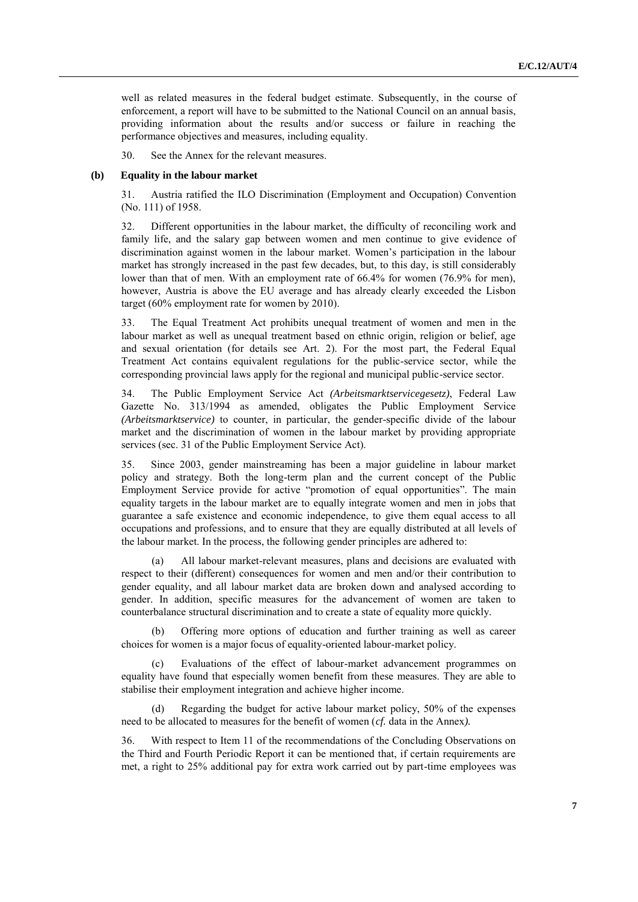well as related measures in the federal budget estimate. Subsequently, in the course of enforcement, a report will have to be submitted to the National Council on an annual basis, providing information about the results and/or success or failure in reaching the performance objectives and measures, including equality.

30. See the Annex for the relevant measures.

### (b) Equality in the labour market

31. Austria ratified the ILO Discrimination (Employment and Occupation) Convention (No. 111) of 1958.

32. Different opportunities in the labour market, the difficulty of reconciling work and family life, and the salary gap between women and men continue to give evidence of discrimination against women in the labour market. Women's participation in the labour market has strongly increased in the past few decades, but, to this day, is still considerably lower than that of men. With an employment rate of 66.4% for women (76.9% for men), however, Austria is above the EU average and has already clearly exceeded the Lisbon target (60% employment rate for women by 2010).

33. The Equal Treatment Act prohibits unequal treatment of women and men in the labour market as well as unequal treatment based on ethnic origin, religion or belief, age and sexual orientation (for details see Art. 2). For the most part, the Federal Equal Treatment Act contains equivalent regulations for the public-service sector, while the corresponding provincial laws apply for the regional and municipal public-service sector.

34. The Public Employment Service Act *(Arbeitsmarktservicegesetz)*, Federal Law Gazette No. 313/1994 as amended, obligates the Public Employment Service *(Arbeitsmarktservice)* to counter, in particular, the gender-specific divide of the labour market and the discrimination of women in the labour market by providing appropriate services (sec. 31 of the Public Employment Service Act).

35. Since 2003, gender mainstreaming has been a major guideline in labour market policy and strategy. Both the long-term plan and the current concept of the Public Employment Service provide for active "promotion of equal opportunities". The main equality targets in the labour market are to equally integrate women and men in jobs that guarantee a safe existence and economic independence, to give them equal access to all occupations and professions, and to ensure that they are equally distributed at all levels of the labour market. In the process, the following gender principles are adhered to:

(a) All labour market-relevant measures, plans and decisions are evaluated with respect to their (different) consequences for women and men and/or their contribution to gender equality, and all labour market data are broken down and analysed according to gender. In addition, specific measures for the advancement of women are taken to counterbalance structural discrimination and to create a state of equality more quickly.

(b) Offering more options of education and further training as well as career choices for women is a major focus of equality-oriented labour-market policy.

(c) Evaluations of the effect of labour-market advancement programmes on equality have found that especially women benefit from these measures. They are able to stabilise their employment integration and achieve higher income.

(d) Regarding the budget for active labour market policy, 50% of the expenses need to be allocated to measures for the benefit of women (*cf.* data in the Annex*).*

36. With respect to Item 11 of the recommendations of the Concluding Observations on the Third and Fourth Periodic Report it can be mentioned that, if certain requirements are met, a right to 25% additional pay for extra work carried out by part-time employees was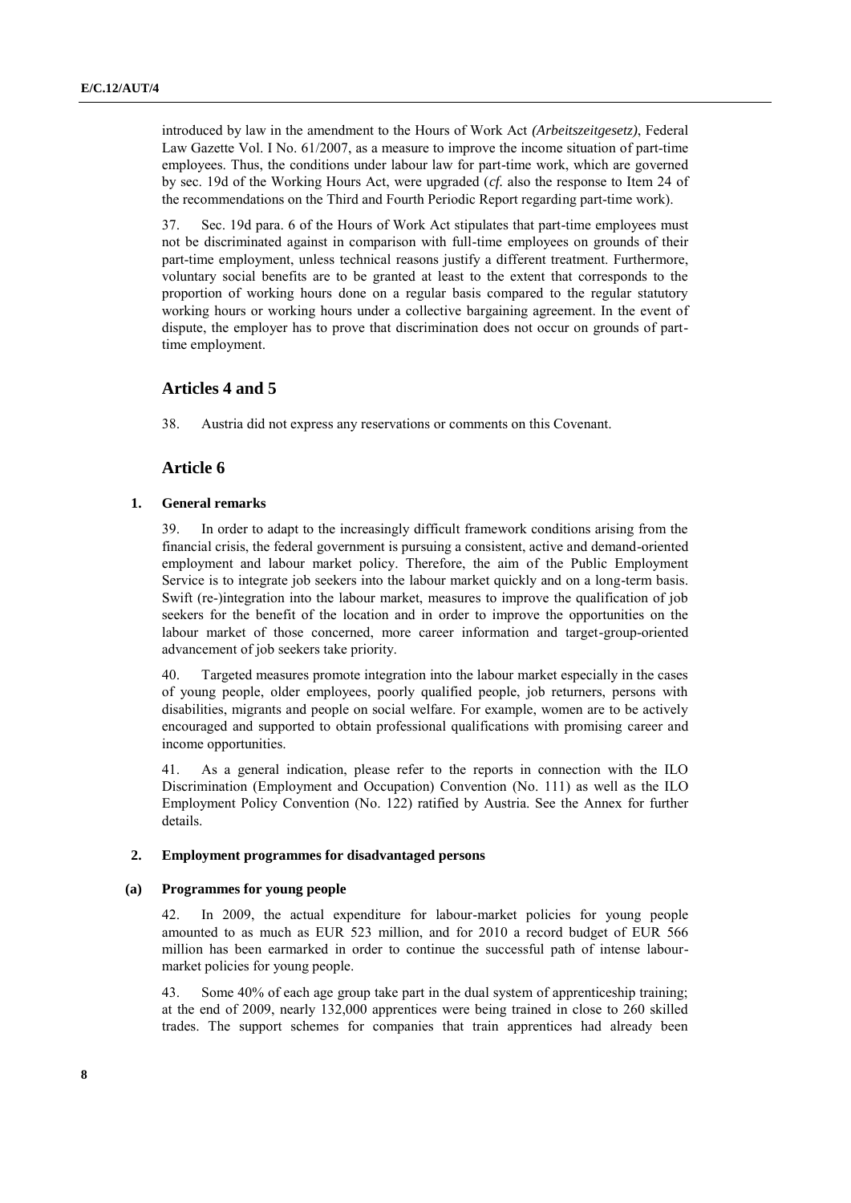introduced by law in the amendment to the Hours of Work Act *(Arbeitszeitgesetz)*, Federal Law Gazette Vol. I No. 61/2007, as a measure to improve the income situation of part-time employees. Thus, the conditions under labour law for part-time work, which are governed by sec. 19d of the Working Hours Act, were upgraded (*cf.* also the response to Item 24 of the recommendations on the Third and Fourth Periodic Report regarding part-time work).

37. Sec. 19d para. 6 of the Hours of Work Act stipulates that part-time employees must not be discriminated against in comparison with full-time employees on grounds of their part-time employment, unless technical reasons justify a different treatment. Furthermore, voluntary social benefits are to be granted at least to the extent that corresponds to the proportion of working hours done on a regular basis compared to the regular statutory working hours or working hours under a collective bargaining agreement. In the event of dispute, the employer has to prove that discrimination does not occur on grounds of part-time employment.

## Articles 4 and 5

38. Austria did not express any reservations or comments on this Covenant.

## Article 6

### 1. General remarks

39. In order to adapt to the increasingly difficult framework conditions arising from the financial crisis, the federal government is pursuing a consistent, active and demand-oriented employment and labour market policy. Therefore, the aim of the Public Employment Service is to integrate job seekers into the labour market quickly and on a long-term basis. Swift (re-)integration into the labour market, measures to improve the qualification of job seekers for the benefit of the location and in order to improve the opportunities on the labour market of those concerned, more career information and target-group-oriented advancement of job seekers take priority.

40. Targeted measures promote integration into the labour market especially in the cases of young people, older employees, poorly qualified people, job returners, persons with disabilities, migrants and people on social welfare. For example, women are to be actively encouraged and supported to obtain professional qualifications with promising career and income opportunities.

41. As a general indication, please refer to the reports in connection with the ILO Discrimination (Employment and Occupation) Convention (No. 111) as well as the ILO Employment Policy Convention (No. 122) ratified by Austria. See the Annex for further details.

### 2. Employment programmes for disadvantaged persons

#### (a) Programmes for young people

42. In 2009, the actual expenditure for labour-market policies for young people amounted to as much as EUR 523 million, and for 2010 a record budget of EUR 566 million has been earmarked in order to continue the successful path of intense labour-market policies for young people.

43. Some 40% of each age group take part in the dual system of apprenticeship training; at the end of 2009, nearly 132,000 apprentices were being trained in close to 260 skilled trades. The support schemes for companies that train apprentices had already been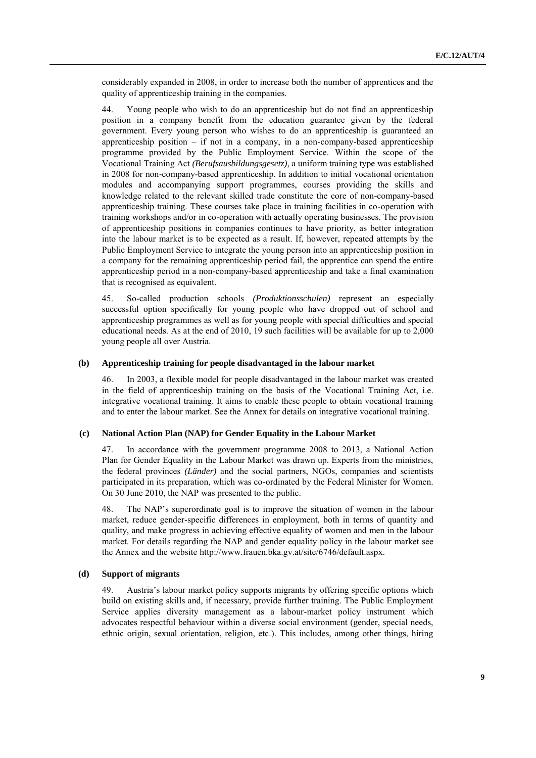considerably expanded in 2008, in order to increase both the number of apprentices and the quality of apprenticeship training in the companies.

44. Young people who wish to do an apprenticeship but do not find an apprenticeship position in a company benefit from the education guarantee given by the federal government. Every young person who wishes to do an apprenticeship is guaranteed an apprenticeship position – if not in a company, in a non-company-based apprenticeship programme provided by the Public Employment Service. Within the scope of the Vocational Training Act *(Berufsausbildungsgesetz)*, a uniform training type was established in 2008 for non-company-based apprenticeship. In addition to initial vocational orientation modules and accompanying support programmes, courses providing the skills and knowledge related to the relevant skilled trade constitute the core of non-company-based apprenticeship training. These courses take place in training facilities in co-operation with training workshops and/or in co-operation with actually operating businesses. The provision of apprenticeship positions in companies continues to have priority, as better integration into the labour market is to be expected as a result. If, however, repeated attempts by the Public Employment Service to integrate the young person into an apprenticeship position in a company for the remaining apprenticeship period fail, the apprentice can spend the entire apprenticeship period in a non-company-based apprenticeship and take a final examination that is recognised as equivalent.

45. So-called production schools *(Produktionsschulen)* represent an especially successful option specifically for young people who have dropped out of school and apprenticeship programmes as well as for young people with special difficulties and special educational needs. As at the end of 2010, 19 such facilities will be available for up to 2,000 young people all over Austria.

### (b) Apprenticeship training for people disadvantaged in the labour market

46. In 2003, a flexible model for people disadvantaged in the labour market was created in the field of apprenticeship training on the basis of the Vocational Training Act, i.e. integrative vocational training. It aims to enable these people to obtain vocational training and to enter the labour market. See the Annex for details on integrative vocational training.

### (c) National Action Plan (NAP) for Gender Equality in the Labour Market

47. In accordance with the government programme 2008 to 2013, a National Action Plan for Gender Equality in the Labour Market was drawn up. Experts from the ministries, the federal provinces *(Länder)* and the social partners, NGOs, companies and scientists participated in its preparation, which was co-ordinated by the Federal Minister for Women. On 30 June 2010, the NAP was presented to the public.

48. The NAP's superordinate goal is to improve the situation of women in the labour market, reduce gender-specific differences in employment, both in terms of quantity and quality, and make progress in achieving effective equality of women and men in the labour market. For details regarding the NAP and gender equality policy in the labour market see the Annex and the website http://www.frauen.bka.gv.at/site/6746/default.aspx.

### (d) Support of migrants

49. Austria's labour market policy supports migrants by offering specific options which build on existing skills and, if necessary, provide further training. The Public Employment Service applies diversity management as a labour-market policy instrument which advocates respectful behaviour within a diverse social environment (gender, special needs, ethnic origin, sexual orientation, religion, etc.). This includes, among other things, hiring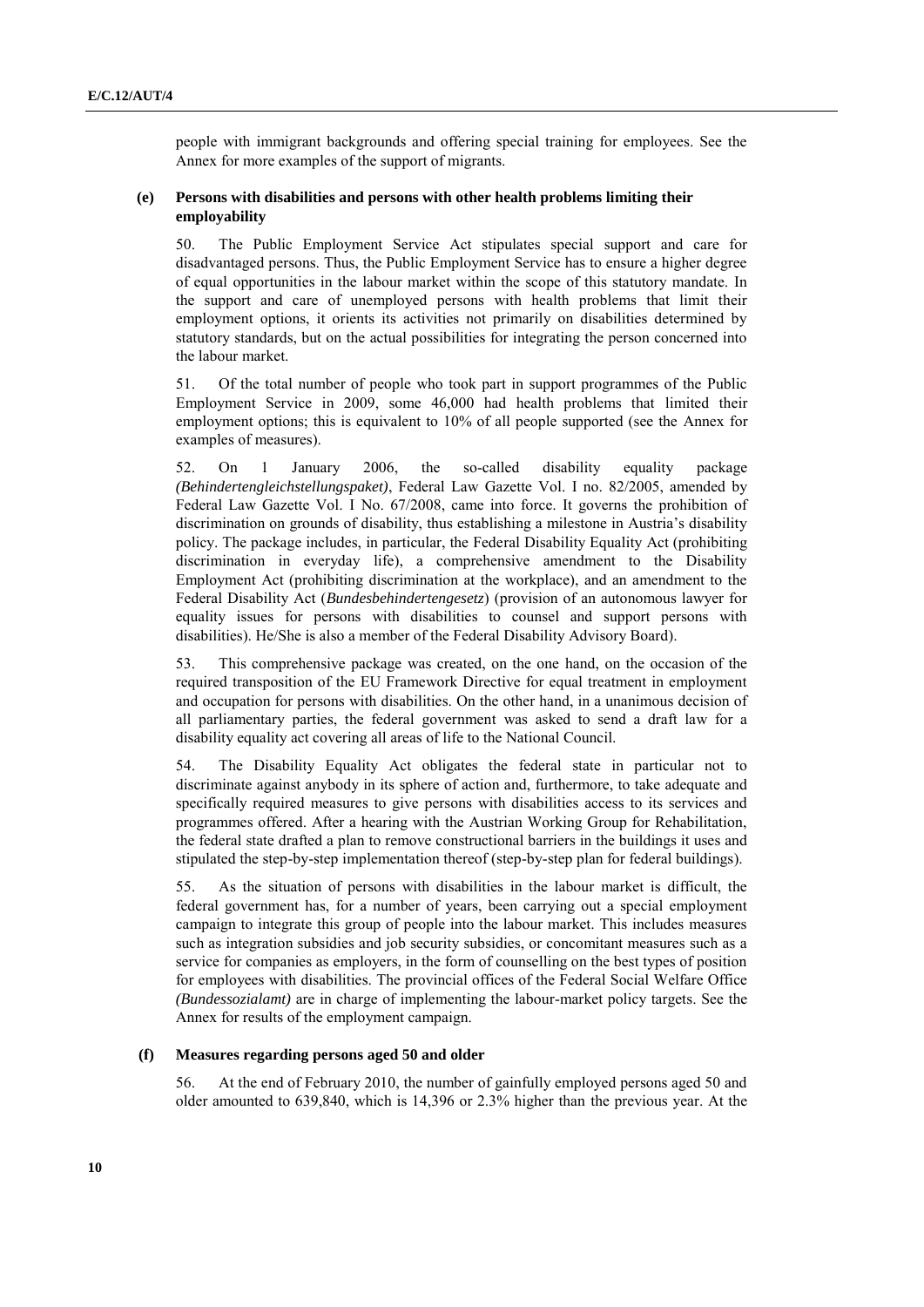people with immigrant backgrounds and offering special training for employees. See the Annex for more examples of the support of migrants.

### (e) Persons with disabilities and persons with other health problems limiting their employability

50. The Public Employment Service Act stipulates special support and care for disadvantaged persons. Thus, the Public Employment Service has to ensure a higher degree of equal opportunities in the labour market within the scope of this statutory mandate. In the support and care of unemployed persons with health problems that limit their employment options, it orients its activities not primarily on disabilities determined by statutory standards, but on the actual possibilities for integrating the person concerned into the labour market.

51. Of the total number of people who took part in support programmes of the Public Employment Service in 2009, some 46,000 had health problems that limited their employment options; this is equivalent to 10% of all people supported (see the Annex for examples of measures).

52. On 1 January 2006, the so-called disability equality package *(Behindertengleichstellungspaket)*, Federal Law Gazette Vol. I no. 82/2005, amended by Federal Law Gazette Vol. I No. 67/2008, came into force. It governs the prohibition of discrimination on grounds of disability, thus establishing a milestone in Austria's disability policy. The package includes, in particular, the Federal Disability Equality Act (prohibiting discrimination in everyday life), a comprehensive amendment to the Disability Employment Act (prohibiting discrimination at the workplace), and an amendment to the Federal Disability Act (*Bundesbehindertengesetz*) (provision of an autonomous lawyer for equality issues for persons with disabilities to counsel and support persons with disabilities). He/She is also a member of the Federal Disability Advisory Board).

53. This comprehensive package was created, on the one hand, on the occasion of the required transposition of the EU Framework Directive for equal treatment in employment and occupation for persons with disabilities. On the other hand, in a unanimous decision of all parliamentary parties, the federal government was asked to send a draft law for a disability equality act covering all areas of life to the National Council.

54. The Disability Equality Act obligates the federal state in particular not to discriminate against anybody in its sphere of action and, furthermore, to take adequate and specifically required measures to give persons with disabilities access to its services and programmes offered. After a hearing with the Austrian Working Group for Rehabilitation, the federal state drafted a plan to remove constructional barriers in the buildings it uses and stipulated the step-by-step implementation thereof (step-by-step plan for federal buildings).

55. As the situation of persons with disabilities in the labour market is difficult, the federal government has, for a number of years, been carrying out a special employment campaign to integrate this group of people into the labour market. This includes measures such as integration subsidies and job security subsidies, or concomitant measures such as a service for companies as employers, in the form of counselling on the best types of position for employees with disabilities. The provincial offices of the Federal Social Welfare Office *(Bundessozialamt)* are in charge of implementing the labour-market policy targets. See the Annex for results of the employment campaign.

### (f) Measures regarding persons aged 50 and older

56. At the end of February 2010, the number of gainfully employed persons aged 50 and older amounted to 639,840, which is 14,396 or 2.3% higher than the previous year. At the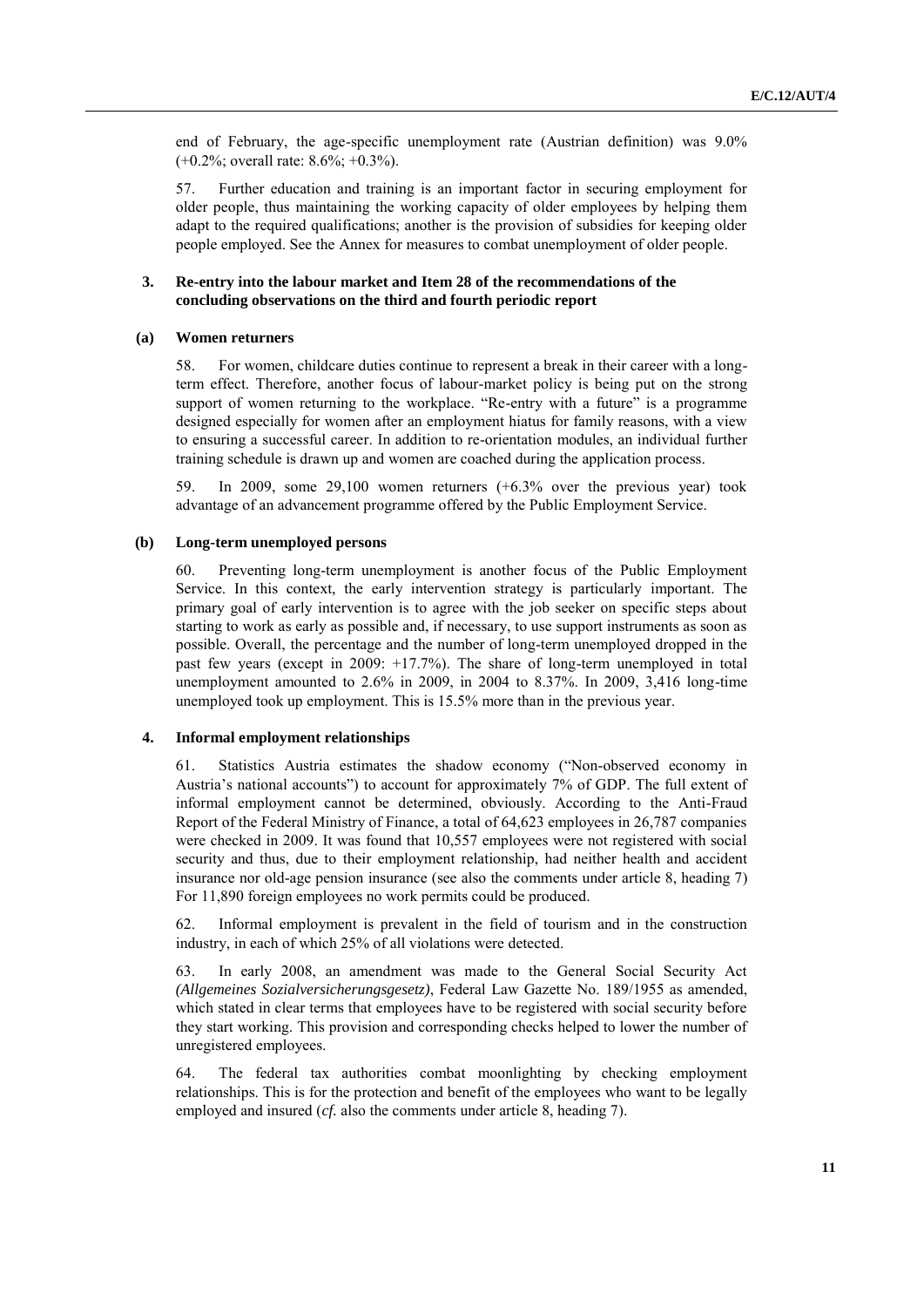end of February, the age-specific unemployment rate (Austrian definition) was 9.0% (+0.2%; overall rate: 8.6%; +0.3%).

57. Further education and training is an important factor in securing employment for older people, thus maintaining the working capacity of older employees by helping them adapt to the required qualifications; another is the provision of subsidies for keeping older people employed. See the Annex for measures to combat unemployment of older people.

### 3. Re-entry into the labour market and Item 28 of the recommendations of the concluding observations on the third and fourth periodic report

#### (a) Women returners

58. For women, childcare duties continue to represent a break in their career with a long-term effect. Therefore, another focus of labour-market policy is being put on the strong support of women returning to the workplace. "Re-entry with a future" is a programme designed especially for women after an employment hiatus for family reasons, with a view to ensuring a successful career. In addition to re-orientation modules, an individual further training schedule is drawn up and women are coached during the application process.

59. In 2009, some 29,100 women returners (+6.3% over the previous year) took advantage of an advancement programme offered by the Public Employment Service.

#### (b) Long-term unemployed persons

60. Preventing long-term unemployment is another focus of the Public Employment Service. In this context, the early intervention strategy is particularly important. The primary goal of early intervention is to agree with the job seeker on specific steps about starting to work as early as possible and, if necessary, to use support instruments as soon as possible. Overall, the percentage and the number of long-term unemployed dropped in the past few years (except in 2009: +17.7%). The share of long-term unemployed in total unemployment amounted to 2.6% in 2009, in 2004 to 8.37%. In 2009, 3,416 long-time unemployed took up employment. This is 15.5% more than in the previous year.

### 4. Informal employment relationships

61. Statistics Austria estimates the shadow economy ("Non-observed economy in Austria's national accounts") to account for approximately 7% of GDP. The full extent of informal employment cannot be determined, obviously. According to the Anti-Fraud Report of the Federal Ministry of Finance, a total of 64,623 employees in 26,787 companies were checked in 2009. It was found that 10,557 employees were not registered with social security and thus, due to their employment relationship, had neither health and accident insurance nor old-age pension insurance (see also the comments under article 8, heading 7) For 11,890 foreign employees no work permits could be produced.

62. Informal employment is prevalent in the field of tourism and in the construction industry, in each of which 25% of all violations were detected.

63. In early 2008, an amendment was made to the General Social Security Act *(Allgemeines Sozialversicherungsgesetz)*, Federal Law Gazette No. 189/1955 as amended, which stated in clear terms that employees have to be registered with social security before they start working. This provision and corresponding checks helped to lower the number of unregistered employees.

64. The federal tax authorities combat moonlighting by checking employment relationships. This is for the protection and benefit of the employees who want to be legally employed and insured (*cf.* also the comments under article 8, heading 7).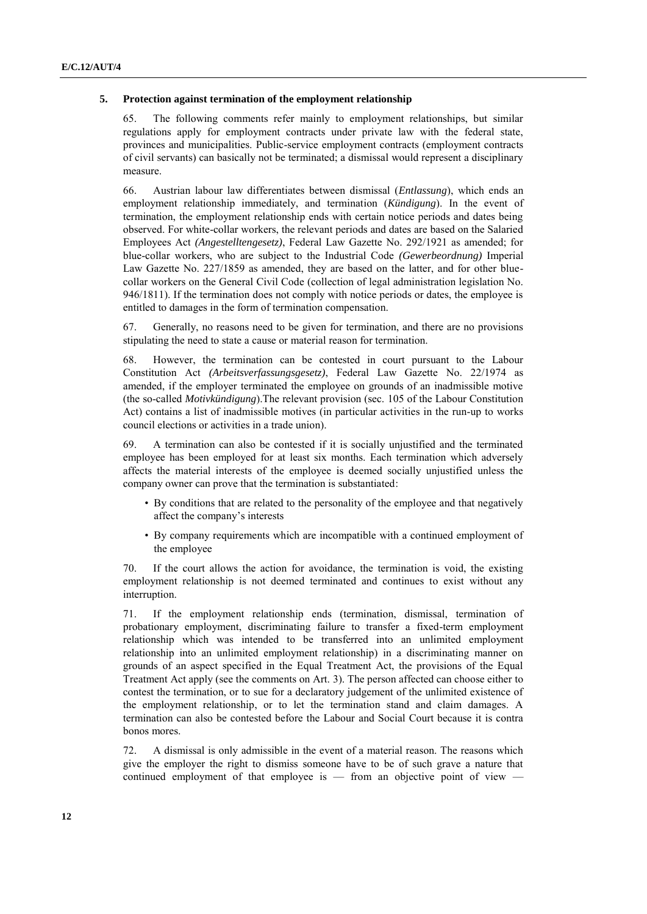### 5. Protection against termination of the employment relationship

65. The following comments refer mainly to employment relationships, but similar regulations apply for employment contracts under private law with the federal state, provinces and municipalities. Public-service employment contracts (employment contracts of civil servants) can basically not be terminated; a dismissal would represent a disciplinary measure.

66. Austrian labour law differentiates between dismissal (*Entlassung*), which ends an employment relationship immediately, and termination (*Kündigung*). In the event of termination, the employment relationship ends with certain notice periods and dates being observed. For white-collar workers, the relevant periods and dates are based on the Salaried Employees Act *(Angestelltengesetz)*, Federal Law Gazette No. 292/1921 as amended; for blue-collar workers, who are subject to the Industrial Code *(Gewerbeordnung)* Imperial Law Gazette No. 227/1859 as amended, they are based on the latter, and for other blue-collar workers on the General Civil Code (collection of legal administration legislation No. 946/1811). If the termination does not comply with notice periods or dates, the employee is entitled to damages in the form of termination compensation.

67. Generally, no reasons need to be given for termination, and there are no provisions stipulating the need to state a cause or material reason for termination.

68. However, the termination can be contested in court pursuant to the Labour Constitution Act *(Arbeitsverfassungsgesetz)*, Federal Law Gazette No. 22/1974 as amended, if the employer terminated the employee on grounds of an inadmissible motive (the so-called *Motivkündigung*).The relevant provision (sec. 105 of the Labour Constitution Act) contains a list of inadmissible motives (in particular activities in the run-up to works council elections or activities in a trade union).

69. A termination can also be contested if it is socially unjustified and the terminated employee has been employed for at least six months. Each termination which adversely affects the material interests of the employee is deemed socially unjustified unless the company owner can prove that the termination is substantiated:

- By conditions that are related to the personality of the employee and that negatively affect the company's interests
- By company requirements which are incompatible with a continued employment of the employee

70. If the court allows the action for avoidance, the termination is void, the existing employment relationship is not deemed terminated and continues to exist without any interruption.

71. If the employment relationship ends (termination, dismissal, termination of probationary employment, discriminating failure to transfer a fixed-term employment relationship which was intended to be transferred into an unlimited employment relationship into an unlimited employment relationship) in a discriminating manner on grounds of an aspect specified in the Equal Treatment Act, the provisions of the Equal Treatment Act apply (see the comments on Art. 3). The person affected can choose either to contest the termination, or to sue for a declaratory judgement of the unlimited existence of the employment relationship, or to let the termination stand and claim damages. A termination can also be contested before the Labour and Social Court because it is contra bonos mores.

72. A dismissal is only admissible in the event of a material reason. The reasons which give the employer the right to dismiss someone have to be of such grave a nature that continued employment of that employee is — from an objective point of view —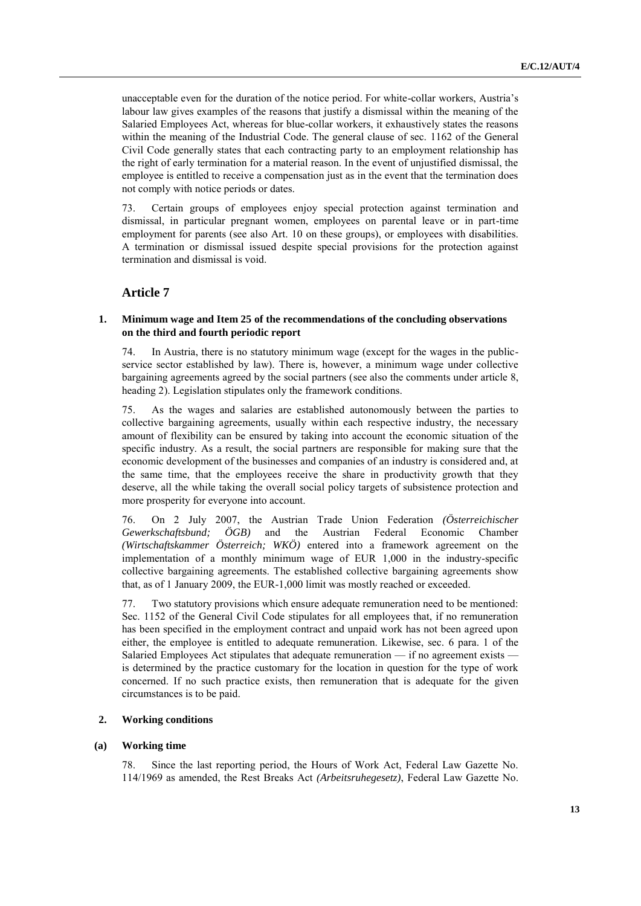unacceptable even for the duration of the notice period. For white-collar workers, Austria's labour law gives examples of the reasons that justify a dismissal within the meaning of the Salaried Employees Act, whereas for blue-collar workers, it exhaustively states the reasons within the meaning of the Industrial Code. The general clause of sec. 1162 of the General Civil Code generally states that each contracting party to an employment relationship has the right of early termination for a material reason. In the event of unjustified dismissal, the employee is entitled to receive a compensation just as in the event that the termination does not comply with notice periods or dates.

73. Certain groups of employees enjoy special protection against termination and dismissal, in particular pregnant women, employees on parental leave or in part-time employment for parents (see also Art. 10 on these groups), or employees with disabilities. A termination or dismissal issued despite special provisions for the protection against termination and dismissal is void.

## Article 7

### 1. Minimum wage and Item 25 of the recommendations of the concluding observations on the third and fourth periodic report

74. In Austria, there is no statutory minimum wage (except for the wages in the public-service sector established by law). There is, however, a minimum wage under collective bargaining agreements agreed by the social partners (see also the comments under article 8, heading 2). Legislation stipulates only the framework conditions.

75. As the wages and salaries are established autonomously between the parties to collective bargaining agreements, usually within each respective industry, the necessary amount of flexibility can be ensured by taking into account the economic situation of the specific industry. As a result, the social partners are responsible for making sure that the economic development of the businesses and companies of an industry is considered and, at the same time, that the employees receive the share in productivity growth that they deserve, all the while taking the overall social policy targets of subsistence protection and more prosperity for everyone into account.

76. On 2 July 2007, the Austrian Trade Union Federation *(Österreichischer Gewerkschaftsbund; ÖGB)* and the Austrian Federal Economic Chamber *(Wirtschaftskammer Österreich; WKÖ)* entered into a framework agreement on the implementation of a monthly minimum wage of EUR 1,000 in the industry-specific collective bargaining agreements. The established collective bargaining agreements show that, as of 1 January 2009, the EUR-1,000 limit was mostly reached or exceeded.

77. Two statutory provisions which ensure adequate remuneration need to be mentioned: Sec. 1152 of the General Civil Code stipulates for all employees that, if no remuneration has been specified in the employment contract and unpaid work has not been agreed upon either, the employee is entitled to adequate remuneration. Likewise, sec. 6 para. 1 of the Salaried Employees Act stipulates that adequate remuneration — if no agreement exists — is determined by the practice customary for the location in question for the type of work concerned. If no such practice exists, then remuneration that is adequate for the given circumstances is to be paid.

### 2. Working conditions

#### (a) Working time

78. Since the last reporting period, the Hours of Work Act, Federal Law Gazette No. 114/1969 as amended, the Rest Breaks Act *(Arbeitsruhegesetz)*, Federal Law Gazette No.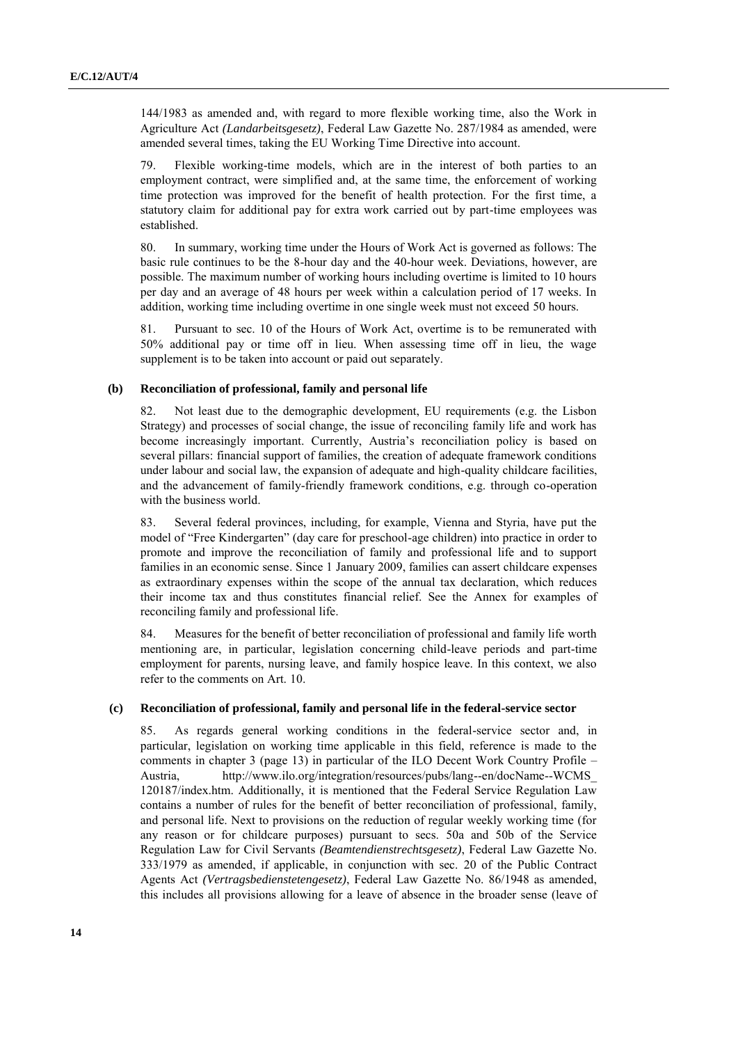144/1983 as amended and, with regard to more flexible working time, also the Work in Agriculture Act *(Landarbeitsgesetz)*, Federal Law Gazette No. 287/1984 as amended, were amended several times, taking the EU Working Time Directive into account.

79. Flexible working-time models, which are in the interest of both parties to an employment contract, were simplified and, at the same time, the enforcement of working time protection was improved for the benefit of health protection. For the first time, a statutory claim for additional pay for extra work carried out by part-time employees was established.

80. In summary, working time under the Hours of Work Act is governed as follows: The basic rule continues to be the 8-hour day and the 40-hour week. Deviations, however, are possible. The maximum number of working hours including overtime is limited to 10 hours per day and an average of 48 hours per week within a calculation period of 17 weeks. In addition, working time including overtime in one single week must not exceed 50 hours.

81. Pursuant to sec. 10 of the Hours of Work Act, overtime is to be remunerated with 50% additional pay or time off in lieu. When assessing time off in lieu, the wage supplement is to be taken into account or paid out separately.

### (b) Reconciliation of professional, family and personal life

82. Not least due to the demographic development, EU requirements (e.g. the Lisbon Strategy) and processes of social change, the issue of reconciling family life and work has become increasingly important. Currently, Austria's reconciliation policy is based on several pillars: financial support of families, the creation of adequate framework conditions under labour and social law, the expansion of adequate and high-quality childcare facilities, and the advancement of family-friendly framework conditions, e.g. through co-operation with the business world.

83. Several federal provinces, including, for example, Vienna and Styria, have put the model of "Free Kindergarten" (day care for preschool-age children) into practice in order to promote and improve the reconciliation of family and professional life and to support families in an economic sense. Since 1 January 2009, families can assert childcare expenses as extraordinary expenses within the scope of the annual tax declaration, which reduces their income tax and thus constitutes financial relief. See the Annex for examples of reconciling family and professional life.

84. Measures for the benefit of better reconciliation of professional and family life worth mentioning are, in particular, legislation concerning child-leave periods and part-time employment for parents, nursing leave, and family hospice leave. In this context, we also refer to the comments on Art. 10.

### (c) Reconciliation of professional, family and personal life in the federal-service sector

85. As regards general working conditions in the federal-service sector and, in particular, legislation on working time applicable in this field, reference is made to the comments in chapter 3 (page 13) in particular of the ILO Decent Work Country Profile – Austria, http://www.ilo.org/integration/resources/pubs/lang--en/docName--WCMS_120187/index.htm. Additionally, it is mentioned that the Federal Service Regulation Law contains a number of rules for the benefit of better reconciliation of professional, family, and personal life. Next to provisions on the reduction of regular weekly working time (for any reason or for childcare purposes) pursuant to secs. 50a and 50b of the Service Regulation Law for Civil Servants *(Beamtendienstrechtsgesetz)*, Federal Law Gazette No. 333/1979 as amended, if applicable, in conjunction with sec. 20 of the Public Contract Agents Act *(Vertragsbedienstetengesetz)*, Federal Law Gazette No. 86/1948 as amended, this includes all provisions allowing for a leave of absence in the broader sense (leave of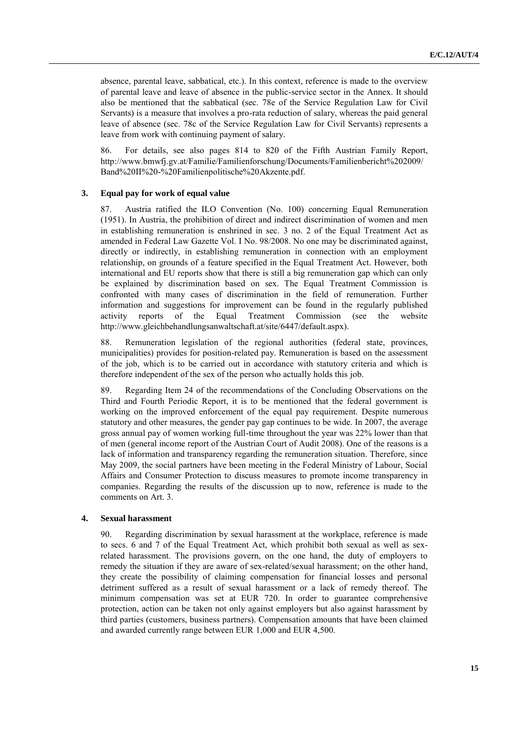absence, parental leave, sabbatical, etc.). In this context, reference is made to the overview of parental leave and leave of absence in the public-service sector in the Annex. It should also be mentioned that the sabbatical (sec. 78e of the Service Regulation Law for Civil Servants) is a measure that involves a pro-rata reduction of salary, whereas the paid general leave of absence (sec. 78c of the Service Regulation Law for Civil Servants) represents a leave from work with continuing payment of salary.

86. For details, see also pages 814 to 820 of the Fifth Austrian Family Report, http://www.bmwfj.gv.at/Familie/Familienforschung/Documents/Familienbericht%202009/Band%20II%20-%20Familienpolitische%20Akzente.pdf.

### 3. Equal pay for work of equal value

87. Austria ratified the ILO Convention (No. 100) concerning Equal Remuneration (1951). In Austria, the prohibition of direct and indirect discrimination of women and men in establishing remuneration is enshrined in sec. 3 no. 2 of the Equal Treatment Act as amended in Federal Law Gazette Vol. I No. 98/2008. No one may be discriminated against, directly or indirectly, in establishing remuneration in connection with an employment relationship, on grounds of a feature specified in the Equal Treatment Act. However, both international and EU reports show that there is still a big remuneration gap which can only be explained by discrimination based on sex. The Equal Treatment Commission is confronted with many cases of discrimination in the field of remuneration. Further information and suggestions for improvement can be found in the regularly published activity reports of the Equal Treatment Commission (see the website http://www.gleichbehandlungsanwaltschaft.at/site/6447/default.aspx).

88. Remuneration legislation of the regional authorities (federal state, provinces, municipalities) provides for position-related pay. Remuneration is based on the assessment of the job, which is to be carried out in accordance with statutory criteria and which is therefore independent of the sex of the person who actually holds this job.

89. Regarding Item 24 of the recommendations of the Concluding Observations on the Third and Fourth Periodic Report, it is to be mentioned that the federal government is working on the improved enforcement of the equal pay requirement. Despite numerous statutory and other measures, the gender pay gap continues to be wide. In 2007, the average gross annual pay of women working full-time throughout the year was 22% lower than that of men (general income report of the Austrian Court of Audit 2008). One of the reasons is a lack of information and transparency regarding the remuneration situation. Therefore, since May 2009, the social partners have been meeting in the Federal Ministry of Labour, Social Affairs and Consumer Protection to discuss measures to promote income transparency in companies. Regarding the results of the discussion up to now, reference is made to the comments on Art. 3.

### 4. Sexual harassment

90. Regarding discrimination by sexual harassment at the workplace, reference is made to secs. 6 and 7 of the Equal Treatment Act, which prohibit both sexual as well as sex-related harassment. The provisions govern, on the one hand, the duty of employers to remedy the situation if they are aware of sex-related/sexual harassment; on the other hand, they create the possibility of claiming compensation for financial losses and personal detriment suffered as a result of sexual harassment or a lack of remedy thereof. The minimum compensation was set at EUR 720. In order to guarantee comprehensive protection, action can be taken not only against employers but also against harassment by third parties (customers, business partners). Compensation amounts that have been claimed and awarded currently range between EUR 1,000 and EUR 4,500.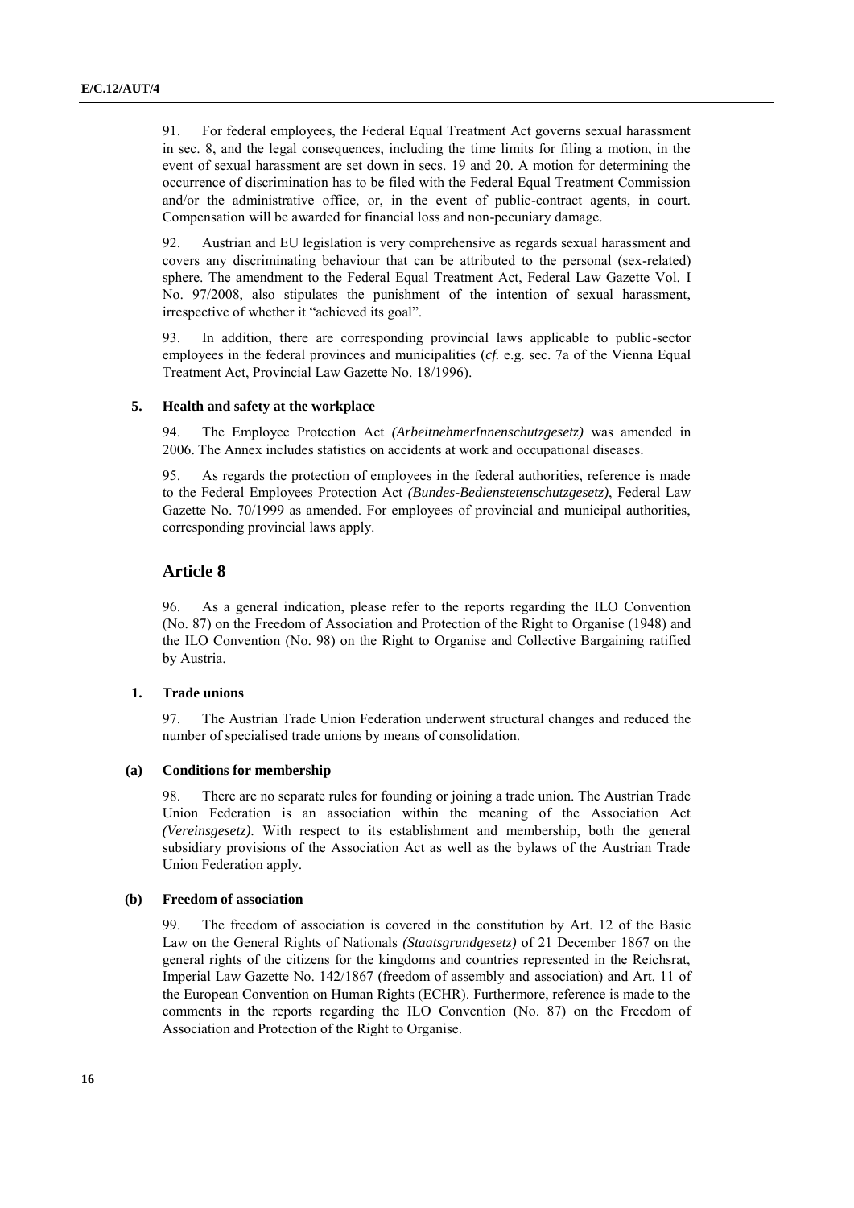91. For federal employees, the Federal Equal Treatment Act governs sexual harassment in sec. 8, and the legal consequences, including the time limits for filing a motion, in the event of sexual harassment are set down in secs. 19 and 20. A motion for determining the occurrence of discrimination has to be filed with the Federal Equal Treatment Commission and/or the administrative office, or, in the event of public-contract agents, in court. Compensation will be awarded for financial loss and non-pecuniary damage.

92. Austrian and EU legislation is very comprehensive as regards sexual harassment and covers any discriminating behaviour that can be attributed to the personal (sex-related) sphere. The amendment to the Federal Equal Treatment Act, Federal Law Gazette Vol. I No. 97/2008, also stipulates the punishment of the intention of sexual harassment, irrespective of whether it "achieved its goal".

93. In addition, there are corresponding provincial laws applicable to public-sector employees in the federal provinces and municipalities (*cf.* e.g. sec. 7a of the Vienna Equal Treatment Act, Provincial Law Gazette No. 18/1996).

### 5. Health and safety at the workplace

94. The Employee Protection Act *(ArbeitnehmerInnenschutzgesetz)* was amended in 2006. The Annex includes statistics on accidents at work and occupational diseases.

95. As regards the protection of employees in the federal authorities, reference is made to the Federal Employees Protection Act *(Bundes-Bedienstetenschutzgesetz)*, Federal Law Gazette No. 70/1999 as amended. For employees of provincial and municipal authorities, corresponding provincial laws apply.

## Article 8

96. As a general indication, please refer to the reports regarding the ILO Convention (No. 87) on the Freedom of Association and Protection of the Right to Organise (1948) and the ILO Convention (No. 98) on the Right to Organise and Collective Bargaining ratified by Austria.

### 1. Trade unions

97. The Austrian Trade Union Federation underwent structural changes and reduced the number of specialised trade unions by means of consolidation.

#### (a) Conditions for membership

98. There are no separate rules for founding or joining a trade union. The Austrian Trade Union Federation is an association within the meaning of the Association Act *(Vereinsgesetz)*. With respect to its establishment and membership, both the general subsidiary provisions of the Association Act as well as the bylaws of the Austrian Trade Union Federation apply.

#### (b) Freedom of association

99. The freedom of association is covered in the constitution by Art. 12 of the Basic Law on the General Rights of Nationals *(Staatsgrundgesetz)* of 21 December 1867 on the general rights of the citizens for the kingdoms and countries represented in the Reichsrat, Imperial Law Gazette No. 142/1867 (freedom of assembly and association) and Art. 11 of the European Convention on Human Rights (ECHR). Furthermore, reference is made to the comments in the reports regarding the ILO Convention (No. 87) on the Freedom of Association and Protection of the Right to Organise.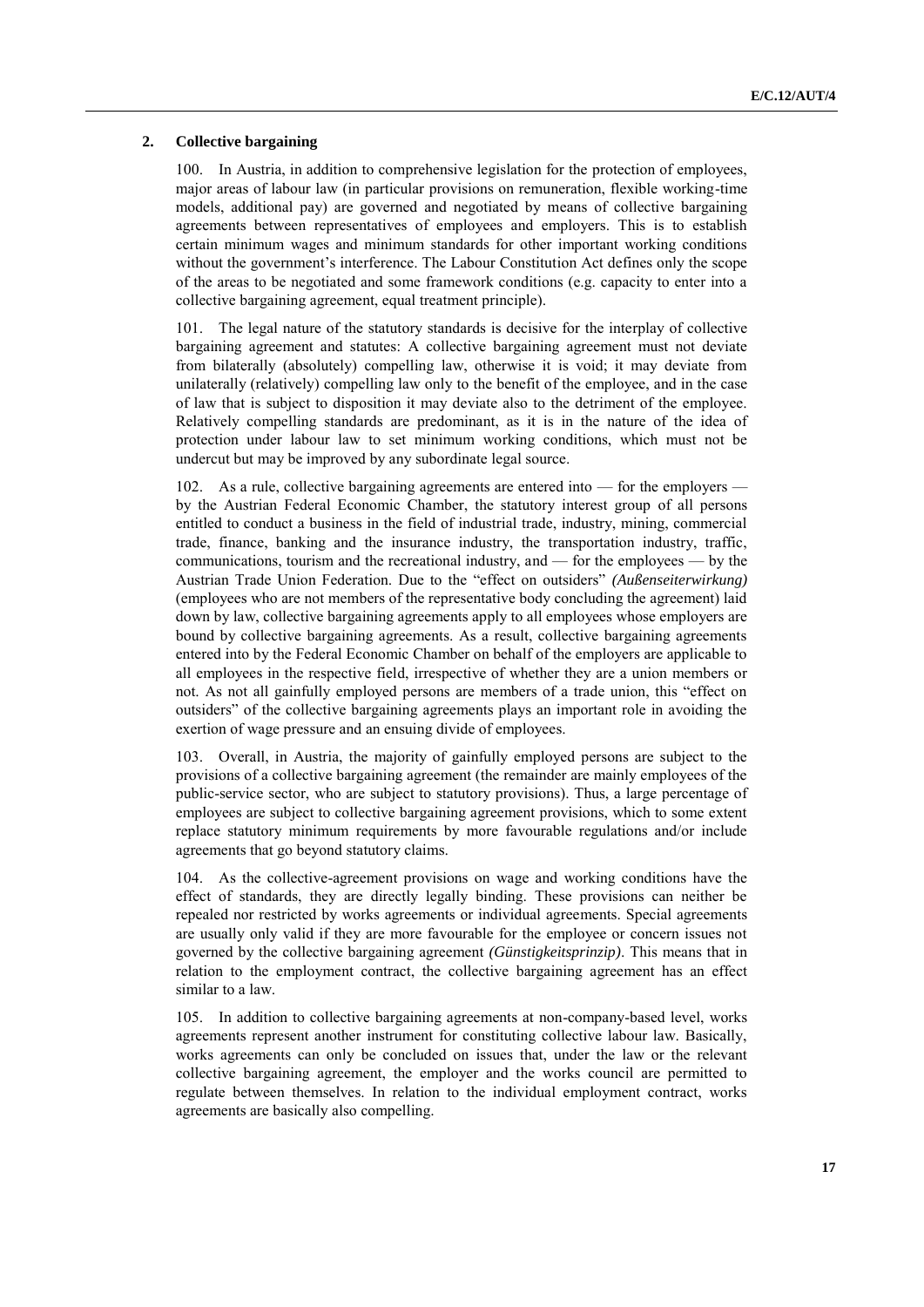## 2. Collective bargaining

100. In Austria, in addition to comprehensive legislation for the protection of employees, major areas of labour law (in particular provisions on remuneration, flexible working-time models, additional pay) are governed and negotiated by means of collective bargaining agreements between representatives of employees and employers. This is to establish certain minimum wages and minimum standards for other important working conditions without the government's interference. The Labour Constitution Act defines only the scope of the areas to be negotiated and some framework conditions (e.g. capacity to enter into a collective bargaining agreement, equal treatment principle).

101. The legal nature of the statutory standards is decisive for the interplay of collective bargaining agreement and statutes: A collective bargaining agreement must not deviate from bilaterally (absolutely) compelling law, otherwise it is void; it may deviate from unilaterally (relatively) compelling law only to the benefit of the employee, and in the case of law that is subject to disposition it may deviate also to the detriment of the employee. Relatively compelling standards are predominant, as it is in the nature of the idea of protection under labour law to set minimum working conditions, which must not be undercut but may be improved by any subordinate legal source.

102. As a rule, collective bargaining agreements are entered into — for the employers — by the Austrian Federal Economic Chamber, the statutory interest group of all persons entitled to conduct a business in the field of industrial trade, industry, mining, commercial trade, finance, banking and the insurance industry, the transportation industry, traffic, communications, tourism and the recreational industry, and — for the employees — by the Austrian Trade Union Federation. Due to the "effect on outsiders" *(Außenseiterwirkung)* (employees who are not members of the representative body concluding the agreement) laid down by law, collective bargaining agreements apply to all employees whose employers are bound by collective bargaining agreements. As a result, collective bargaining agreements entered into by the Federal Economic Chamber on behalf of the employers are applicable to all employees in the respective field, irrespective of whether they are a union members or not. As not all gainfully employed persons are members of a trade union, this "effect on outsiders" of the collective bargaining agreements plays an important role in avoiding the exertion of wage pressure and an ensuing divide of employees.

103. Overall, in Austria, the majority of gainfully employed persons are subject to the provisions of a collective bargaining agreement (the remainder are mainly employees of the public-service sector, who are subject to statutory provisions). Thus, a large percentage of employees are subject to collective bargaining agreement provisions, which to some extent replace statutory minimum requirements by more favourable regulations and/or include agreements that go beyond statutory claims.

104. As the collective-agreement provisions on wage and working conditions have the effect of standards, they are directly legally binding. These provisions can neither be repealed nor restricted by works agreements or individual agreements. Special agreements are usually only valid if they are more favourable for the employee or concern issues not governed by the collective bargaining agreement *(Günstigkeitsprinzip)*. This means that in relation to the employment contract, the collective bargaining agreement has an effect similar to a law.

105. In addition to collective bargaining agreements at non-company-based level, works agreements represent another instrument for constituting collective labour law. Basically, works agreements can only be concluded on issues that, under the law or the relevant collective bargaining agreement, the employer and the works council are permitted to regulate between themselves. In relation to the individual employment contract, works agreements are basically also compelling.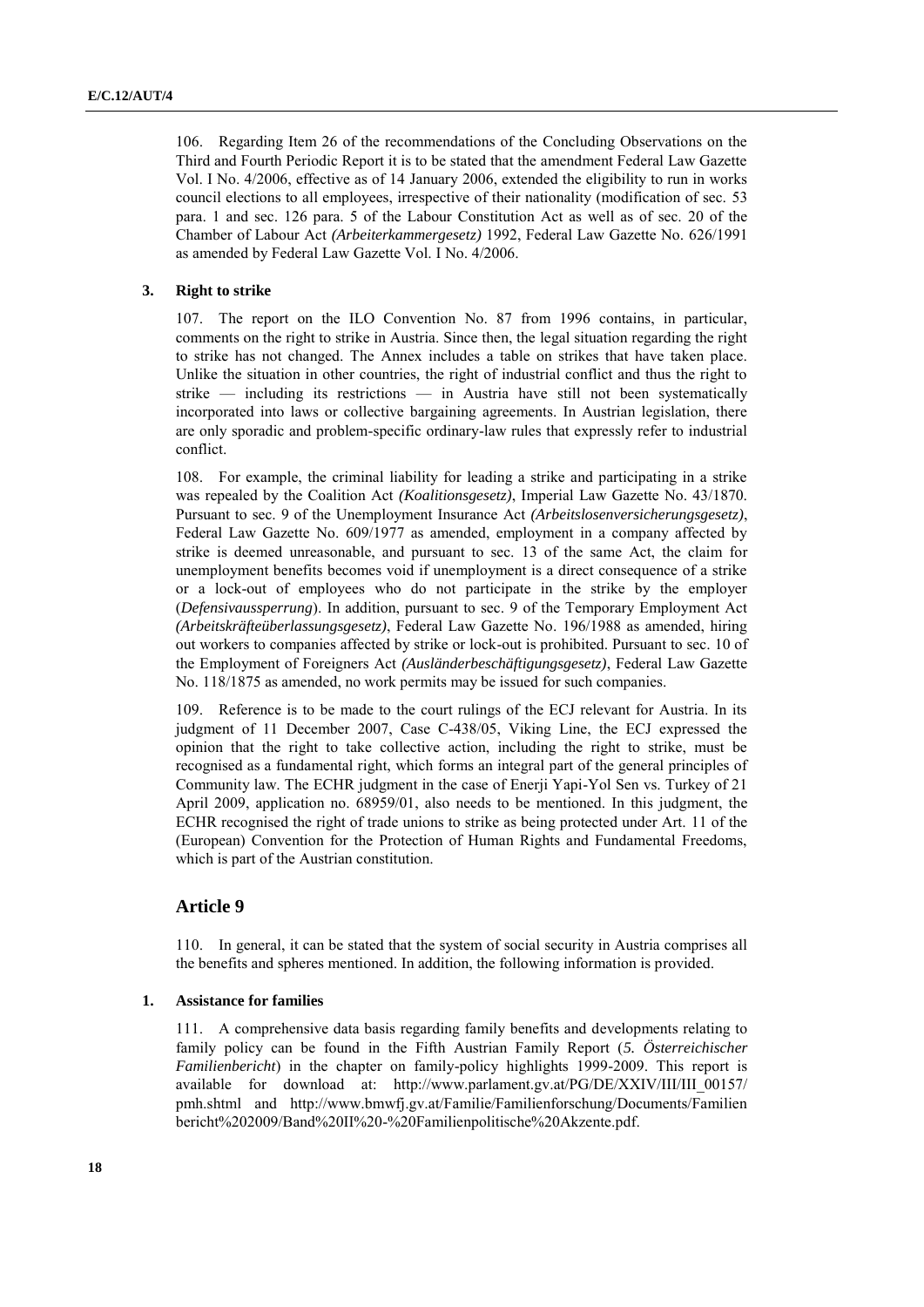106. Regarding Item 26 of the recommendations of the Concluding Observations on the Third and Fourth Periodic Report it is to be stated that the amendment Federal Law Gazette Vol. I No. 4/2006, effective as of 14 January 2006, extended the eligibility to run in works council elections to all employees, irrespective of their nationality (modification of sec. 53 para. 1 and sec. 126 para. 5 of the Labour Constitution Act as well as of sec. 20 of the Chamber of Labour Act *(Arbeiterkammergesetz)* 1992, Federal Law Gazette No. 626/1991 as amended by Federal Law Gazette Vol. I No. 4/2006.

### 3. Right to strike

107. The report on the ILO Convention No. 87 from 1996 contains, in particular, comments on the right to strike in Austria. Since then, the legal situation regarding the right to strike has not changed. The Annex includes a table on strikes that have taken place. Unlike the situation in other countries, the right of industrial conflict and thus the right to strike — including its restrictions — in Austria have still not been systematically incorporated into laws or collective bargaining agreements. In Austrian legislation, there are only sporadic and problem-specific ordinary-law rules that expressly refer to industrial conflict.

108. For example, the criminal liability for leading a strike and participating in a strike was repealed by the Coalition Act *(Koalitionsgesetz)*, Imperial Law Gazette No. 43/1870. Pursuant to sec. 9 of the Unemployment Insurance Act *(Arbeitslosenversicherungsgesetz)*, Federal Law Gazette No. 609/1977 as amended, employment in a company affected by strike is deemed unreasonable, and pursuant to sec. 13 of the same Act, the claim for unemployment benefits becomes void if unemployment is a direct consequence of a strike or a lock-out of employees who do not participate in the strike by the employer (*Defensivaussperrung*). In addition, pursuant to sec. 9 of the Temporary Employment Act *(Arbeitskräfteüberlassungsgesetz)*, Federal Law Gazette No. 196/1988 as amended, hiring out workers to companies affected by strike or lock-out is prohibited. Pursuant to sec. 10 of the Employment of Foreigners Act *(Ausländerbeschäftigungsgesetz)*, Federal Law Gazette No. 118/1875 as amended, no work permits may be issued for such companies.

109. Reference is to be made to the court rulings of the ECJ relevant for Austria. In its judgment of 11 December 2007, Case C-438/05, Viking Line, the ECJ expressed the opinion that the right to take collective action, including the right to strike, must be recognised as a fundamental right, which forms an integral part of the general principles of Community law. The ECHR judgment in the case of Enerji Yapi-Yol Sen vs. Turkey of 21 April 2009, application no. 68959/01, also needs to be mentioned. In this judgment, the ECHR recognised the right of trade unions to strike as being protected under Art. 11 of the (European) Convention for the Protection of Human Rights and Fundamental Freedoms, which is part of the Austrian constitution.

## Article 9

110. In general, it can be stated that the system of social security in Austria comprises all the benefits and spheres mentioned. In addition, the following information is provided.

### 1. Assistance for families

111. A comprehensive data basis regarding family benefits and developments relating to family policy can be found in the Fifth Austrian Family Report (*5. Österreichischer Familienbericht*) in the chapter on family-policy highlights 1999-2009. This report is available for download at: http://www.parlament.gv.at/PG/DE/XXIV/III/III_00157/pmh.shtml and http://www.bmwfj.gv.at/Familie/Familienforschung/Documents/Familienbericht%202009/Band%20II%20-%20Familienpolitische%20Akzente.pdf.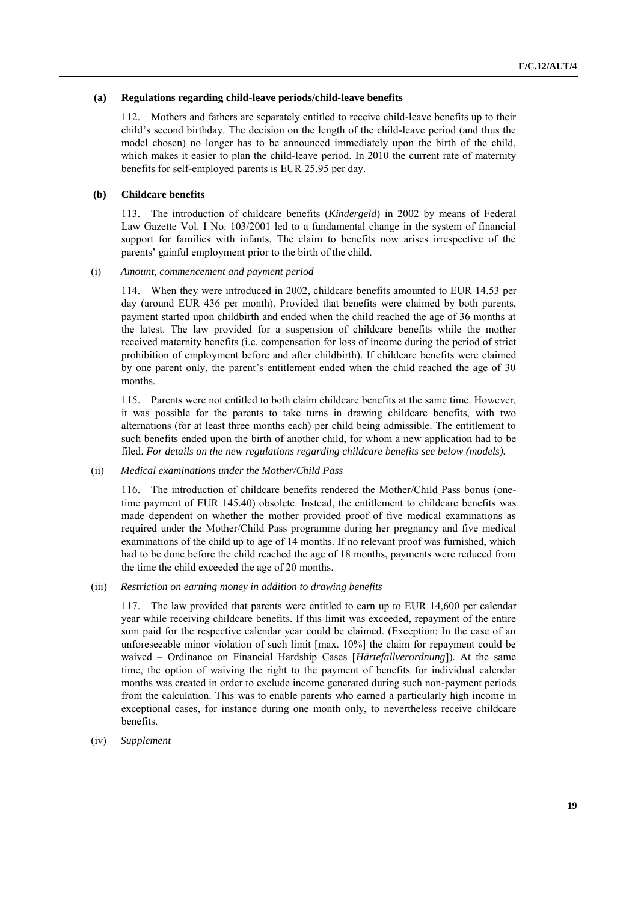### (a) Regulations regarding child-leave periods/child-leave benefits

112. Mothers and fathers are separately entitled to receive child-leave benefits up to their child's second birthday. The decision on the length of the child-leave period (and thus the model chosen) no longer has to be announced immediately upon the birth of the child, which makes it easier to plan the child-leave period. In 2010 the current rate of maternity benefits for self-employed parents is EUR 25.95 per day.

### (b) Childcare benefits

113. The introduction of childcare benefits (*Kindergeld*) in 2002 by means of Federal Law Gazette Vol. I No. 103/2001 led to a fundamental change in the system of financial support for families with infants. The claim to benefits now arises irrespective of the parents' gainful employment prior to the birth of the child.

#### (i) *Amount, commencement and payment period*

114. When they were introduced in 2002, childcare benefits amounted to EUR 14.53 per day (around EUR 436 per month). Provided that benefits were claimed by both parents, payment started upon childbirth and ended when the child reached the age of 36 months at the latest. The law provided for a suspension of childcare benefits while the mother received maternity benefits (i.e. compensation for loss of income during the period of strict prohibition of employment before and after childbirth). If childcare benefits were claimed by one parent only, the parent's entitlement ended when the child reached the age of 30 months.

115. Parents were not entitled to both claim childcare benefits at the same time. However, it was possible for the parents to take turns in drawing childcare benefits, with two alternations (for at least three months each) per child being admissible. The entitlement to such benefits ended upon the birth of another child, for whom a new application had to be filed. *For details on the new regulations regarding childcare benefits see below (models).*

#### (ii) *Medical examinations under the Mother/Child Pass*

116. The introduction of childcare benefits rendered the Mother/Child Pass bonus (one-time payment of EUR 145.40) obsolete. Instead, the entitlement to childcare benefits was made dependent on whether the mother provided proof of five medical examinations as required under the Mother/Child Pass programme during her pregnancy and five medical examinations of the child up to age of 14 months. If no relevant proof was furnished, which had to be done before the child reached the age of 18 months, payments were reduced from the time the child exceeded the age of 20 months.

#### (iii) *Restriction on earning money in addition to drawing benefits*

117. The law provided that parents were entitled to earn up to EUR 14,600 per calendar year while receiving childcare benefits. If this limit was exceeded, repayment of the entire sum paid for the respective calendar year could be claimed. (Exception: In the case of an unforeseeable minor violation of such limit [max. 10%] the claim for repayment could be waived – Ordinance on Financial Hardship Cases [*Härtefallverordnung*]). At the same time, the option of waiving the right to the payment of benefits for individual calendar months was created in order to exclude income generated during such non-payment periods from the calculation. This was to enable parents who earned a particularly high income in exceptional cases, for instance during one month only, to nevertheless receive childcare benefits.

#### (iv) *Supplement*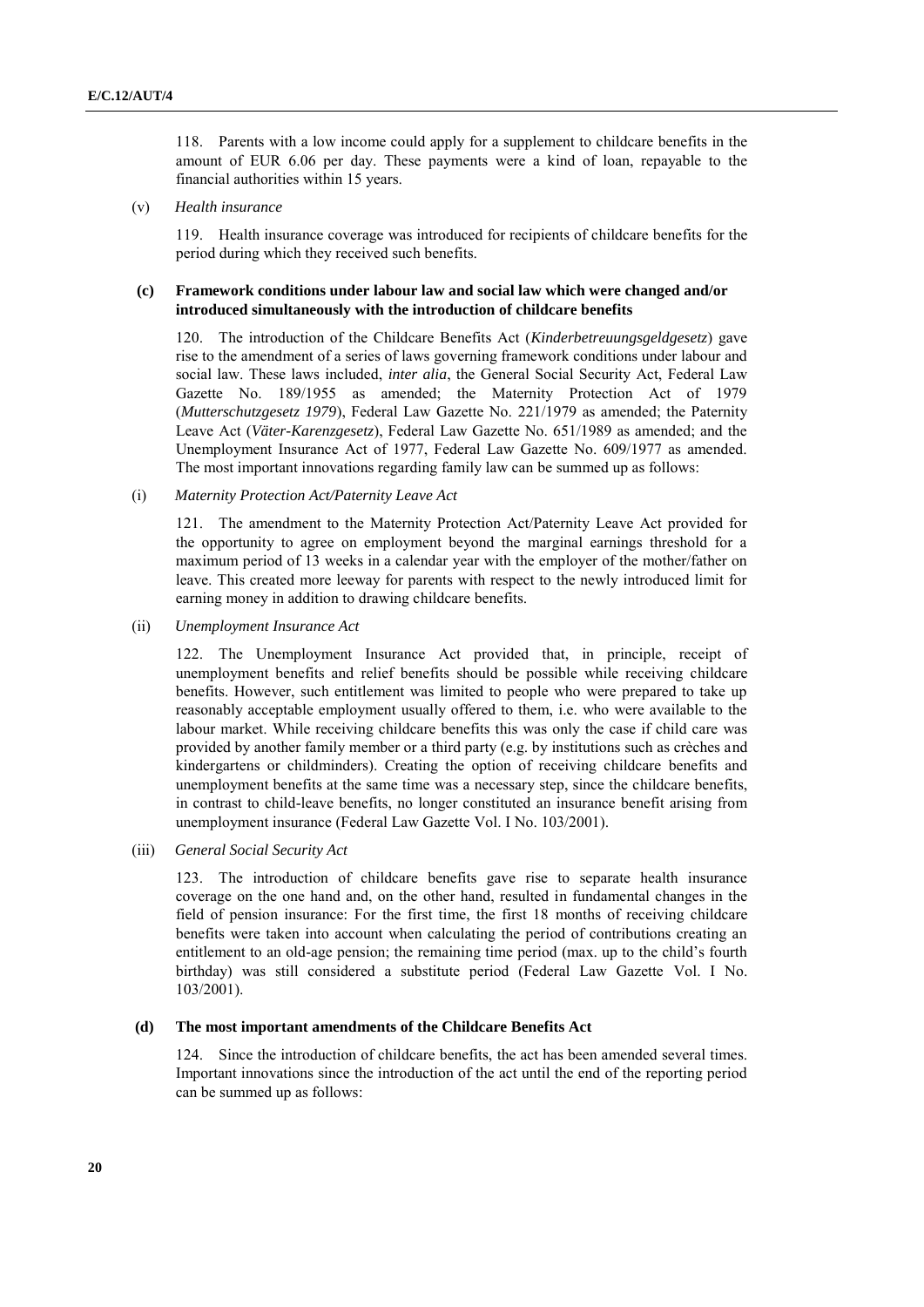118. Parents with a low income could apply for a supplement to childcare benefits in the amount of EUR 6.06 per day. These payments were a kind of loan, repayable to the financial authorities within 15 years.

(v) *Health insurance*

119. Health insurance coverage was introduced for recipients of childcare benefits for the period during which they received such benefits.

### (c) Framework conditions under labour law and social law which were changed and/or introduced simultaneously with the introduction of childcare benefits

120. The introduction of the Childcare Benefits Act (*Kinderbetreuungsgeldgesetz*) gave rise to the amendment of a series of laws governing framework conditions under labour and social law. These laws included, *inter alia*, the General Social Security Act, Federal Law Gazette No. 189/1955 as amended; the Maternity Protection Act of 1979 (*Mutterschutzgesetz 1979*), Federal Law Gazette No. 221/1979 as amended; the Paternity Leave Act (*Väter-Karenzgesetz*), Federal Law Gazette No. 651/1989 as amended; and the Unemployment Insurance Act of 1977, Federal Law Gazette No. 609/1977 as amended. The most important innovations regarding family law can be summed up as follows:

(i) *Maternity Protection Act/Paternity Leave Act*

121. The amendment to the Maternity Protection Act/Paternity Leave Act provided for the opportunity to agree on employment beyond the marginal earnings threshold for a maximum period of 13 weeks in a calendar year with the employer of the mother/father on leave. This created more leeway for parents with respect to the newly introduced limit for earning money in addition to drawing childcare benefits.

(ii) *Unemployment Insurance Act*

122. The Unemployment Insurance Act provided that, in principle, receipt of unemployment benefits and relief benefits should be possible while receiving childcare benefits. However, such entitlement was limited to people who were prepared to take up reasonably acceptable employment usually offered to them, i.e. who were available to the labour market. While receiving childcare benefits this was only the case if child care was provided by another family member or a third party (e.g. by institutions such as crèches and kindergartens or childminders). Creating the option of receiving childcare benefits and unemployment benefits at the same time was a necessary step, since the childcare benefits, in contrast to child-leave benefits, no longer constituted an insurance benefit arising from unemployment insurance (Federal Law Gazette Vol. I No. 103/2001).

(iii) *General Social Security Act*

123. The introduction of childcare benefits gave rise to separate health insurance coverage on the one hand and, on the other hand, resulted in fundamental changes in the field of pension insurance: For the first time, the first 18 months of receiving childcare benefits were taken into account when calculating the period of contributions creating an entitlement to an old-age pension; the remaining time period (max. up to the child's fourth birthday) was still considered a substitute period (Federal Law Gazette Vol. I No. 103/2001).

### (d) The most important amendments of the Childcare Benefits Act

124. Since the introduction of childcare benefits, the act has been amended several times. Important innovations since the introduction of the act until the end of the reporting period can be summed up as follows: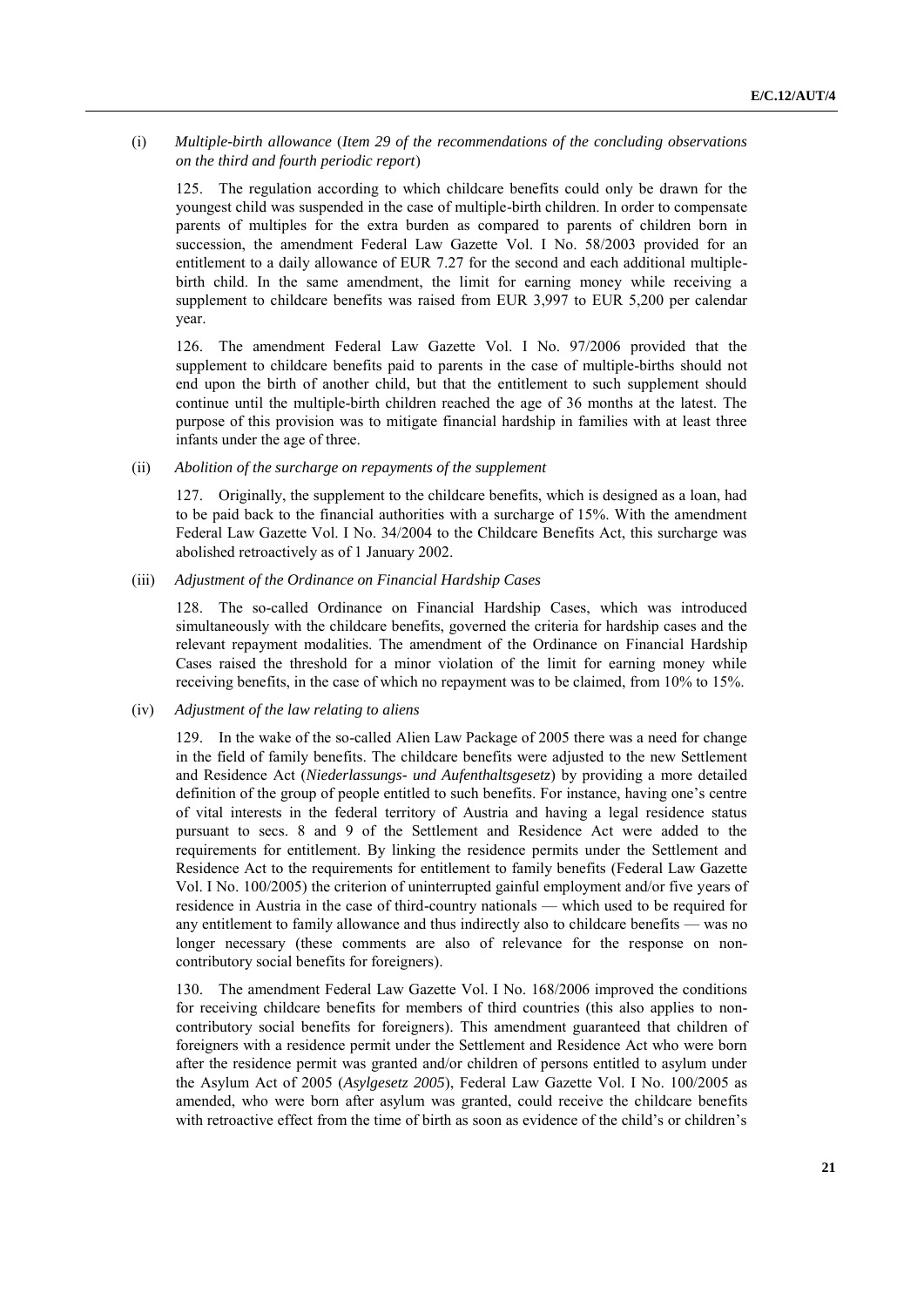(i) *Multiple-birth allowance* (*Item 29 of the recommendations of the concluding observations on the third and fourth periodic report*)

125. The regulation according to which childcare benefits could only be drawn for the youngest child was suspended in the case of multiple-birth children. In order to compensate parents of multiples for the extra burden as compared to parents of children born in succession, the amendment Federal Law Gazette Vol. I No. 58/2003 provided for an entitlement to a daily allowance of EUR 7.27 for the second and each additional multiple-birth child. In the same amendment, the limit for earning money while receiving a supplement to childcare benefits was raised from EUR 3,997 to EUR 5,200 per calendar year.

126. The amendment Federal Law Gazette Vol. I No. 97/2006 provided that the supplement to childcare benefits paid to parents in the case of multiple-births should not end upon the birth of another child, but that the entitlement to such supplement should continue until the multiple-birth children reached the age of 36 months at the latest. The purpose of this provision was to mitigate financial hardship in families with at least three infants under the age of three.

(ii) *Abolition of the surcharge on repayments of the supplement*

127. Originally, the supplement to the childcare benefits, which is designed as a loan, had to be paid back to the financial authorities with a surcharge of 15%. With the amendment Federal Law Gazette Vol. I No. 34/2004 to the Childcare Benefits Act, this surcharge was abolished retroactively as of 1 January 2002.

(iii) *Adjustment of the Ordinance on Financial Hardship Cases*

128. The so-called Ordinance on Financial Hardship Cases, which was introduced simultaneously with the childcare benefits, governed the criteria for hardship cases and the relevant repayment modalities. The amendment of the Ordinance on Financial Hardship Cases raised the threshold for a minor violation of the limit for earning money while receiving benefits, in the case of which no repayment was to be claimed, from 10% to 15%.

(iv) *Adjustment of the law relating to aliens*

129. In the wake of the so-called Alien Law Package of 2005 there was a need for change in the field of family benefits. The childcare benefits were adjusted to the new Settlement and Residence Act (*Niederlassungs- und Aufenthaltsgesetz*) by providing a more detailed definition of the group of people entitled to such benefits. For instance, having one's centre of vital interests in the federal territory of Austria and having a legal residence status pursuant to secs. 8 and 9 of the Settlement and Residence Act were added to the requirements for entitlement. By linking the residence permits under the Settlement and Residence Act to the requirements for entitlement to family benefits (Federal Law Gazette Vol. I No. 100/2005) the criterion of uninterrupted gainful employment and/or five years of residence in Austria in the case of third-country nationals — which used to be required for any entitlement to family allowance and thus indirectly also to childcare benefits — was no longer necessary (these comments are also of relevance for the response on non-contributory social benefits for foreigners).

130. The amendment Federal Law Gazette Vol. I No. 168/2006 improved the conditions for receiving childcare benefits for members of third countries (this also applies to non-contributory social benefits for foreigners). This amendment guaranteed that children of foreigners with a residence permit under the Settlement and Residence Act who were born after the residence permit was granted and/or children of persons entitled to asylum under the Asylum Act of 2005 (*Asylgesetz 2005*), Federal Law Gazette Vol. I No. 100/2005 as amended, who were born after asylum was granted, could receive the childcare benefits with retroactive effect from the time of birth as soon as evidence of the child's or children's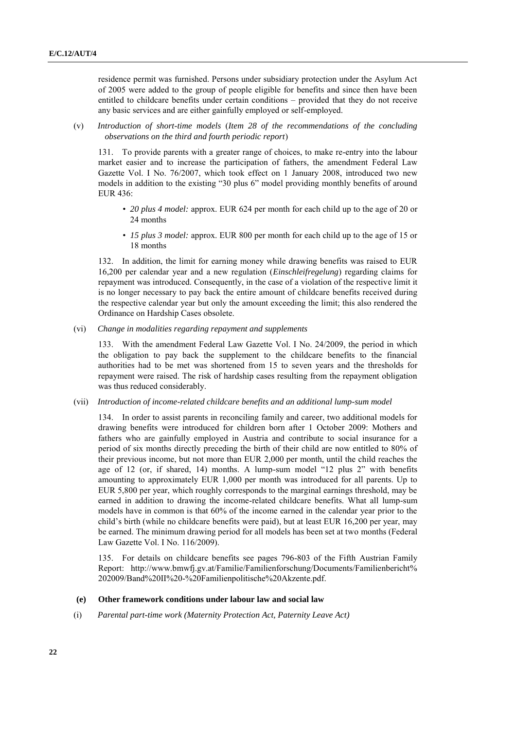residence permit was furnished. Persons under subsidiary protection under the Asylum Act of 2005 were added to the group of people eligible for benefits and since then have been entitled to childcare benefits under certain conditions – provided that they do not receive any basic services and are either gainfully employed or self-employed.

(v) *Introduction of short-time models* (*Item 28 of the recommendations of the concluding observations on the third and fourth periodic report*)

131. To provide parents with a greater range of choices, to make re-entry into the labour market easier and to increase the participation of fathers, the amendment Federal Law Gazette Vol. I No. 76/2007, which took effect on 1 January 2008, introduced two new models in addition to the existing "30 plus 6" model providing monthly benefits of around EUR 436:

- *20 plus 4 model:* approx. EUR 624 per month for each child up to the age of 20 or 24 months
- *15 plus 3 model:* approx. EUR 800 per month for each child up to the age of 15 or 18 months

132. In addition, the limit for earning money while drawing benefits was raised to EUR 16,200 per calendar year and a new regulation (*Einschleifregelung*) regarding claims for repayment was introduced. Consequently, in the case of a violation of the respective limit it is no longer necessary to pay back the entire amount of childcare benefits received during the respective calendar year but only the amount exceeding the limit; this also rendered the Ordinance on Hardship Cases obsolete.

(vi) *Change in modalities regarding repayment and supplements*

133. With the amendment Federal Law Gazette Vol. I No. 24/2009, the period in which the obligation to pay back the supplement to the childcare benefits to the financial authorities had to be met was shortened from 15 to seven years and the thresholds for repayment were raised. The risk of hardship cases resulting from the repayment obligation was thus reduced considerably.

(vii) *Introduction of income-related childcare benefits and an additional lump-sum model*

134. In order to assist parents in reconciling family and career, two additional models for drawing benefits were introduced for children born after 1 October 2009: Mothers and fathers who are gainfully employed in Austria and contribute to social insurance for a period of six months directly preceding the birth of their child are now entitled to 80% of their previous income, but not more than EUR 2,000 per month, until the child reaches the age of 12 (or, if shared, 14) months. A lump-sum model "12 plus 2" with benefits amounting to approximately EUR 1,000 per month was introduced for all parents. Up to EUR 5,800 per year, which roughly corresponds to the marginal earnings threshold, may be earned in addition to drawing the income-related childcare benefits. What all lump-sum models have in common is that 60% of the income earned in the calendar year prior to the child's birth (while no childcare benefits were paid), but at least EUR 16,200 per year, may be earned. The minimum drawing period for all models has been set at two months (Federal Law Gazette Vol. I No. 116/2009).

135. For details on childcare benefits see pages 796-803 of the Fifth Austrian Family Report: http://www.bmwfj.gv.at/Familie/Familienforschung/Documents/Familienbericht%202009/Band%20II%20-%20Familienpolitische%20Akzente.pdf.

### (e) Other framework conditions under labour law and social law

(i) *Parental part-time work (Maternity Protection Act, Paternity Leave Act)*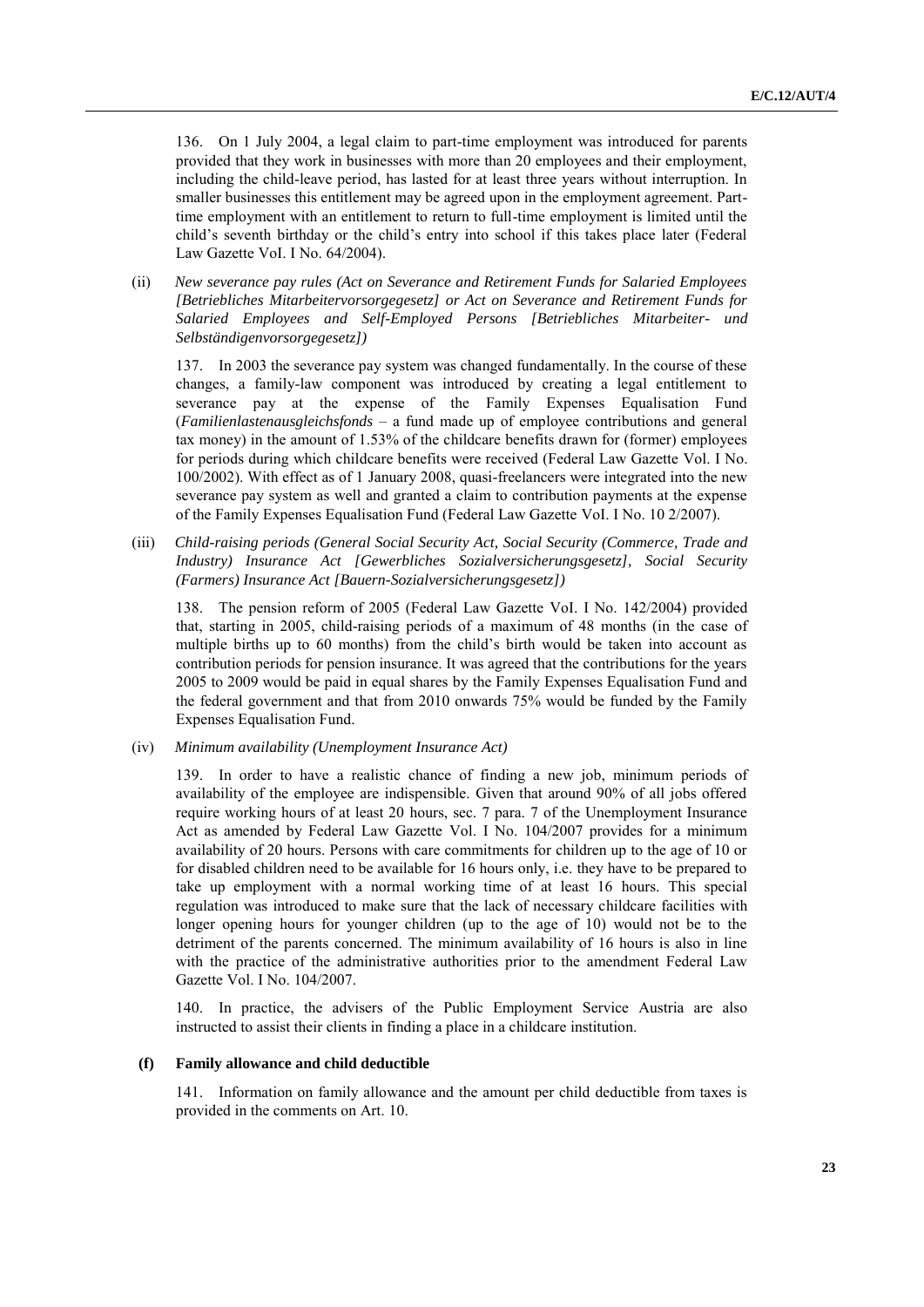136. On 1 July 2004, a legal claim to part-time employment was introduced for parents provided that they work in businesses with more than 20 employees and their employment, including the child-leave period, has lasted for at least three years without interruption. In smaller businesses this entitlement may be agreed upon in the employment agreement. Part-time employment with an entitlement to return to full-time employment is limited until the child's seventh birthday or the child's entry into school if this takes place later (Federal Law Gazette VoI. I No. 64/2004).

(ii) *New severance pay rules (Act on Severance and Retirement Funds for Salaried Employees [Betriebliches Mitarbeitervorsorgegesetz] or Act on Severance and Retirement Funds for Salaried Employees and Self-Employed Persons [Betriebliches Mitarbeiter- und Selbständigenvorsorgegesetz])*

137. In 2003 the severance pay system was changed fundamentally. In the course of these changes, a family-law component was introduced by creating a legal entitlement to severance pay at the expense of the Family Expenses Equalisation Fund (*Familienlastenausgleichsfonds* – a fund made up of employee contributions and general tax money) in the amount of 1.53% of the childcare benefits drawn for (former) employees for periods during which childcare benefits were received (Federal Law Gazette Vol. I No. 100/2002). With effect as of 1 January 2008, quasi-freelancers were integrated into the new severance pay system as well and granted a claim to contribution payments at the expense of the Family Expenses Equalisation Fund (Federal Law Gazette VoI. I No. 10 2/2007).

(iii) *Child-raising periods (General Social Security Act, Social Security (Commerce, Trade and Industry) Insurance Act [Gewerbliches Sozialversicherungsgesetz], Social Security (Farmers) Insurance Act [Bauern-Sozialversicherungsgesetz])*

138. The pension reform of 2005 (Federal Law Gazette VoI. I No. 142/2004) provided that, starting in 2005, child-raising periods of a maximum of 48 months (in the case of multiple births up to 60 months) from the child's birth would be taken into account as contribution periods for pension insurance. It was agreed that the contributions for the years 2005 to 2009 would be paid in equal shares by the Family Expenses Equalisation Fund and the federal government and that from 2010 onwards 75% would be funded by the Family Expenses Equalisation Fund.

(iv) *Minimum availability (Unemployment Insurance Act)*

139. In order to have a realistic chance of finding a new job, minimum periods of availability of the employee are indispensible. Given that around 90% of all jobs offered require working hours of at least 20 hours, sec. 7 para. 7 of the Unemployment Insurance Act as amended by Federal Law Gazette Vol. I No. 104/2007 provides for a minimum availability of 20 hours. Persons with care commitments for children up to the age of 10 or for disabled children need to be available for 16 hours only, i.e. they have to be prepared to take up employment with a normal working time of at least 16 hours. This special regulation was introduced to make sure that the lack of necessary childcare facilities with longer opening hours for younger children (up to the age of 10) would not be to the detriment of the parents concerned. The minimum availability of 16 hours is also in line with the practice of the administrative authorities prior to the amendment Federal Law Gazette Vol. I No. 104/2007.

140. In practice, the advisers of the Public Employment Service Austria are also instructed to assist their clients in finding a place in a childcare institution.

### (f) Family allowance and child deductible

141. Information on family allowance and the amount per child deductible from taxes is provided in the comments on Art. 10.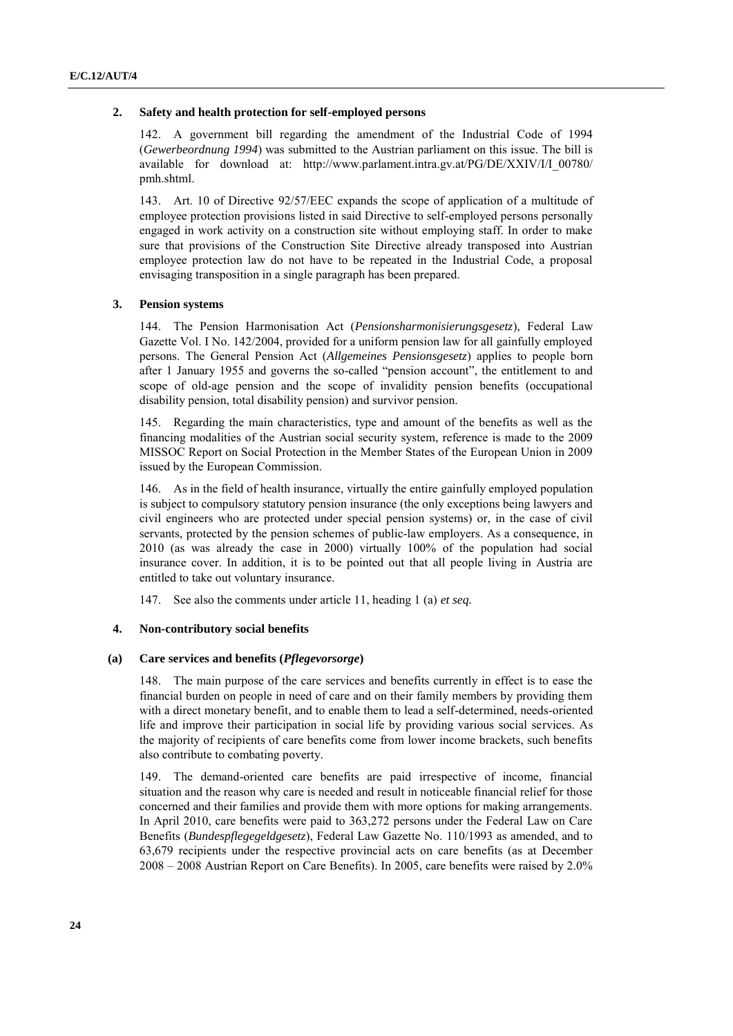## 2. Safety and health protection for self-employed persons

142. A government bill regarding the amendment of the Industrial Code of 1994 (*Gewerbeordnung 1994*) was submitted to the Austrian parliament on this issue. The bill is available for download at: http://www.parlament.intra.gv.at/PG/DE/XXIV/I/I_00780/pmh.shtml.

143. Art. 10 of Directive 92/57/EEC expands the scope of application of a multitude of employee protection provisions listed in said Directive to self-employed persons personally engaged in work activity on a construction site without employing staff. In order to make sure that provisions of the Construction Site Directive already transposed into Austrian employee protection law do not have to be repeated in the Industrial Code, a proposal envisaging transposition in a single paragraph has been prepared.

## 3. Pension systems

144. The Pension Harmonisation Act (*Pensionsharmonisierungsgesetz*), Federal Law Gazette Vol. I No. 142/2004, provided for a uniform pension law for all gainfully employed persons. The General Pension Act (*Allgemeines Pensionsgesetz*) applies to people born after 1 January 1955 and governs the so-called "pension account", the entitlement to and scope of old-age pension and the scope of invalidity pension benefits (occupational disability pension, total disability pension) and survivor pension.

145. Regarding the main characteristics, type and amount of the benefits as well as the financing modalities of the Austrian social security system, reference is made to the 2009 MISSOC Report on Social Protection in the Member States of the European Union in 2009 issued by the European Commission.

146. As in the field of health insurance, virtually the entire gainfully employed population is subject to compulsory statutory pension insurance (the only exceptions being lawyers and civil engineers who are protected under special pension systems) or, in the case of civil servants, protected by the pension schemes of public-law employers. As a consequence, in 2010 (as was already the case in 2000) virtually 100% of the population had social insurance cover. In addition, it is to be pointed out that all people living in Austria are entitled to take out voluntary insurance.

147. See also the comments under article 11, heading 1 (a) *et seq.*

## 4. Non-contributory social benefits

### (a) Care services and benefits (*Pflegevorsorge*)

148. The main purpose of the care services and benefits currently in effect is to ease the financial burden on people in need of care and on their family members by providing them with a direct monetary benefit, and to enable them to lead a self-determined, needs-oriented life and improve their participation in social life by providing various social services. As the majority of recipients of care benefits come from lower income brackets, such benefits also contribute to combating poverty.

149. The demand-oriented care benefits are paid irrespective of income, financial situation and the reason why care is needed and result in noticeable financial relief for those concerned and their families and provide them with more options for making arrangements. In April 2010, care benefits were paid to 363,272 persons under the Federal Law on Care Benefits (*Bundespflegegeldgesetz*), Federal Law Gazette No. 110/1993 as amended, and to 63,679 recipients under the respective provincial acts on care benefits (as at December 2008 – 2008 Austrian Report on Care Benefits). In 2005, care benefits were raised by 2.0%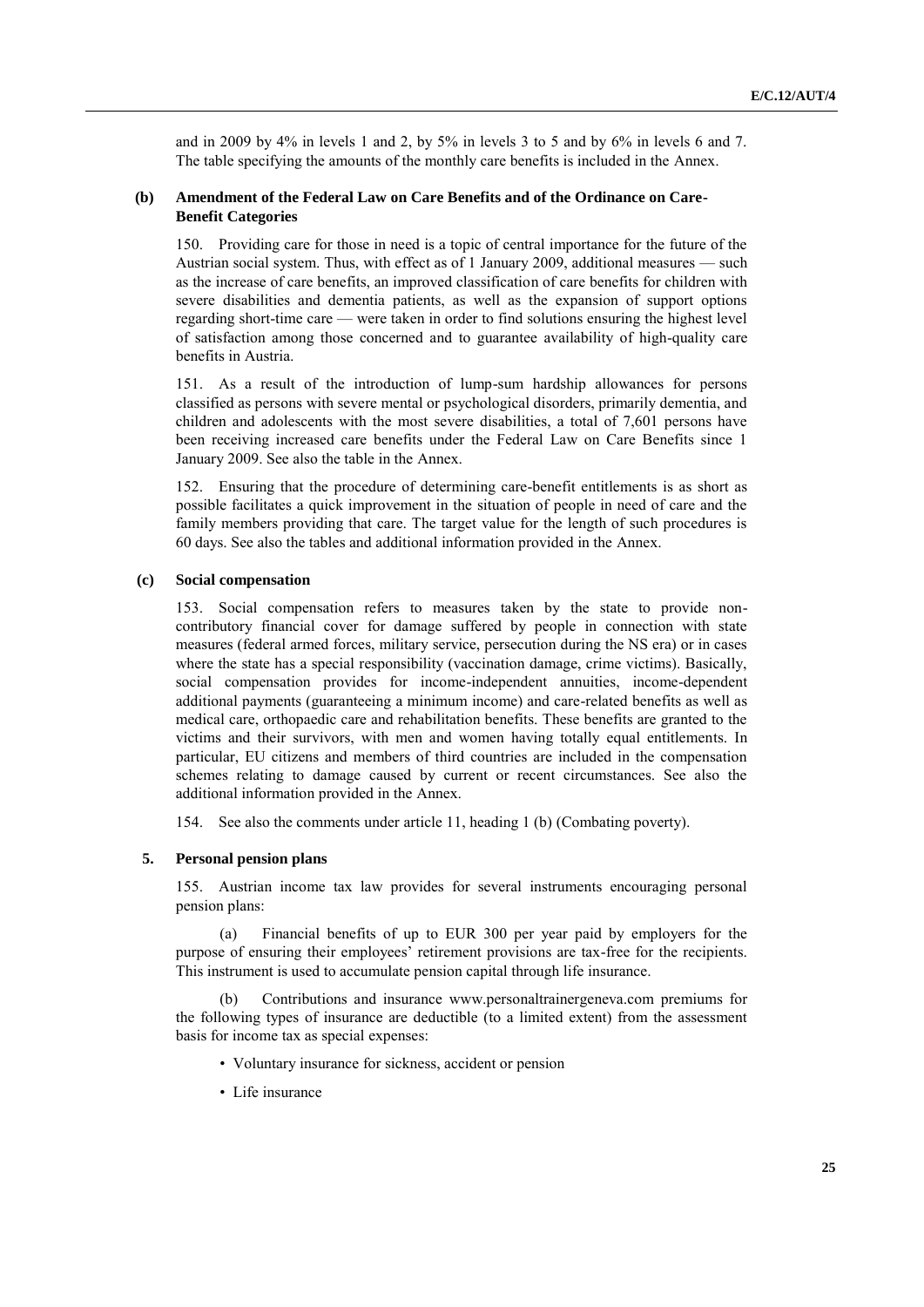and in 2009 by 4% in levels 1 and 2, by 5% in levels 3 to 5 and by 6% in levels 6 and 7. The table specifying the amounts of the monthly care benefits is included in the Annex.

### (b) Amendment of the Federal Law on Care Benefits and of the Ordinance on Care-Benefit Categories

150. Providing care for those in need is a topic of central importance for the future of the Austrian social system. Thus, with effect as of 1 January 2009, additional measures — such as the increase of care benefits, an improved classification of care benefits for children with severe disabilities and dementia patients, as well as the expansion of support options regarding short-time care — were taken in order to find solutions ensuring the highest level of satisfaction among those concerned and to guarantee availability of high-quality care benefits in Austria.

151. As a result of the introduction of lump-sum hardship allowances for persons classified as persons with severe mental or psychological disorders, primarily dementia, and children and adolescents with the most severe disabilities, a total of 7,601 persons have been receiving increased care benefits under the Federal Law on Care Benefits since 1 January 2009. See also the table in the Annex.

152. Ensuring that the procedure of determining care-benefit entitlements is as short as possible facilitates a quick improvement in the situation of people in need of care and the family members providing that care. The target value for the length of such procedures is 60 days. See also the tables and additional information provided in the Annex.

### (c) Social compensation

153. Social compensation refers to measures taken by the state to provide non-contributory financial cover for damage suffered by people in connection with state measures (federal armed forces, military service, persecution during the NS era) or in cases where the state has a special responsibility (vaccination damage, crime victims). Basically, social compensation provides for income-independent annuities, income-dependent additional payments (guaranteeing a minimum income) and care-related benefits as well as medical care, orthopaedic care and rehabilitation benefits. These benefits are granted to the victims and their survivors, with men and women having totally equal entitlements. In particular, EU citizens and members of third countries are included in the compensation schemes relating to damage caused by current or recent circumstances. See also the additional information provided in the Annex.

154. See also the comments under article 11, heading 1 (b) (Combating poverty).

## 5. Personal pension plans

155. Austrian income tax law provides for several instruments encouraging personal pension plans:

(a) Financial benefits of up to EUR 300 per year paid by employers for the purpose of ensuring their employees' retirement provisions are tax-free for the recipients. This instrument is used to accumulate pension capital through life insurance.

(b) Contributions and insurance www.personaltrainergeneva.com premiums for the following types of insurance are deductible (to a limited extent) from the assessment basis for income tax as special expenses:

- Voluntary insurance for sickness, accident or pension
- Life insurance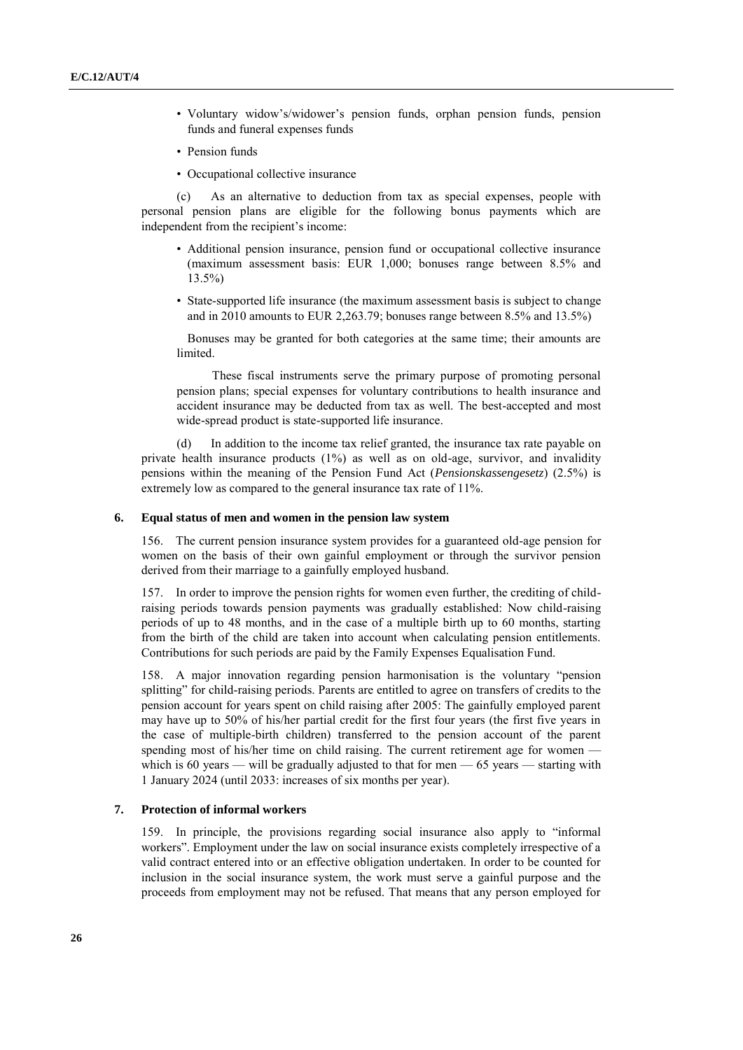- Voluntary widow's/widower's pension funds, orphan pension funds, pension funds and funeral expenses funds
- Pension funds
- Occupational collective insurance

(c) As an alternative to deduction from tax as special expenses, people with personal pension plans are eligible for the following bonus payments which are independent from the recipient's income:

- Additional pension insurance, pension fund or occupational collective insurance (maximum assessment basis: EUR 1,000; bonuses range between 8.5% and 13.5%)
- State-supported life insurance (the maximum assessment basis is subject to change and in 2010 amounts to EUR 2,263.79; bonuses range between 8.5% and 13.5%)

Bonuses may be granted for both categories at the same time; their amounts are limited.

These fiscal instruments serve the primary purpose of promoting personal pension plans; special expenses for voluntary contributions to health insurance and accident insurance may be deducted from tax as well. The best-accepted and most wide-spread product is state-supported life insurance.

(d) In addition to the income tax relief granted, the insurance tax rate payable on private health insurance products (1%) as well as on old-age, survivor, and invalidity pensions within the meaning of the Pension Fund Act (*Pensionskassengesetz*) (2.5%) is extremely low as compared to the general insurance tax rate of 11%.

### 6. Equal status of men and women in the pension law system

156. The current pension insurance system provides for a guaranteed old-age pension for women on the basis of their own gainful employment or through the survivor pension derived from their marriage to a gainfully employed husband.

157. In order to improve the pension rights for women even further, the crediting of child-raising periods towards pension payments was gradually established: Now child-raising periods of up to 48 months, and in the case of a multiple birth up to 60 months, starting from the birth of the child are taken into account when calculating pension entitlements. Contributions for such periods are paid by the Family Expenses Equalisation Fund.

158. A major innovation regarding pension harmonisation is the voluntary "pension splitting" for child-raising periods. Parents are entitled to agree on transfers of credits to the pension account for years spent on child raising after 2005: The gainfully employed parent may have up to 50% of his/her partial credit for the first four years (the first five years in the case of multiple-birth children) transferred to the pension account of the parent spending most of his/her time on child raising. The current retirement age for women — which is 60 years — will be gradually adjusted to that for men — 65 years — starting with 1 January 2024 (until 2033: increases of six months per year).

### 7. Protection of informal workers

159. In principle, the provisions regarding social insurance also apply to "informal workers". Employment under the law on social insurance exists completely irrespective of a valid contract entered into or an effective obligation undertaken. In order to be counted for inclusion in the social insurance system, the work must serve a gainful purpose and the proceeds from employment may not be refused. That means that any person employed for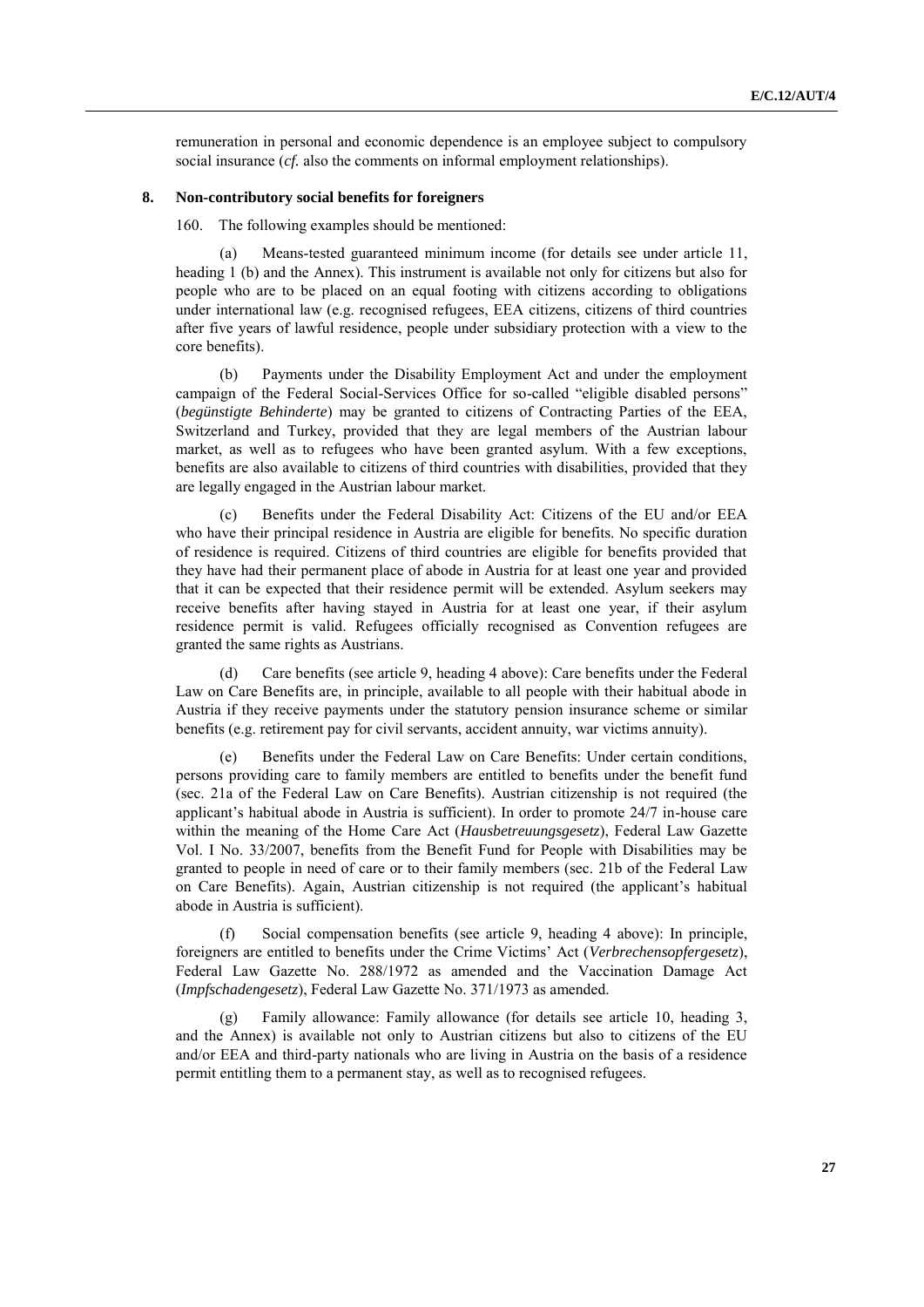remuneration in personal and economic dependence is an employee subject to compulsory social insurance (*cf.* also the comments on informal employment relationships).

### 8. Non-contributory social benefits for foreigners

160. The following examples should be mentioned:

(a) Means-tested guaranteed minimum income (for details see under article 11, heading 1 (b) and the Annex). This instrument is available not only for citizens but also for people who are to be placed on an equal footing with citizens according to obligations under international law (e.g. recognised refugees, EEA citizens, citizens of third countries after five years of lawful residence, people under subsidiary protection with a view to the core benefits).

(b) Payments under the Disability Employment Act and under the employment campaign of the Federal Social-Services Office for so-called "eligible disabled persons" (*begünstigte Behinderte*) may be granted to citizens of Contracting Parties of the EEA, Switzerland and Turkey, provided that they are legal members of the Austrian labour market, as well as to refugees who have been granted asylum. With a few exceptions, benefits are also available to citizens of third countries with disabilities, provided that they are legally engaged in the Austrian labour market.

(c) Benefits under the Federal Disability Act: Citizens of the EU and/or EEA who have their principal residence in Austria are eligible for benefits. No specific duration of residence is required. Citizens of third countries are eligible for benefits provided that they have had their permanent place of abode in Austria for at least one year and provided that it can be expected that their residence permit will be extended. Asylum seekers may receive benefits after having stayed in Austria for at least one year, if their asylum residence permit is valid. Refugees officially recognised as Convention refugees are granted the same rights as Austrians.

(d) Care benefits (see article 9, heading 4 above): Care benefits under the Federal Law on Care Benefits are, in principle, available to all people with their habitual abode in Austria if they receive payments under the statutory pension insurance scheme or similar benefits (e.g. retirement pay for civil servants, accident annuity, war victims annuity).

(e) Benefits under the Federal Law on Care Benefits: Under certain conditions, persons providing care to family members are entitled to benefits under the benefit fund (sec. 21a of the Federal Law on Care Benefits). Austrian citizenship is not required (the applicant's habitual abode in Austria is sufficient). In order to promote 24/7 in-house care within the meaning of the Home Care Act (*Hausbetreuungsgesetz*), Federal Law Gazette Vol. I No. 33/2007, benefits from the Benefit Fund for People with Disabilities may be granted to people in need of care or to their family members (sec. 21b of the Federal Law on Care Benefits). Again, Austrian citizenship is not required (the applicant's habitual abode in Austria is sufficient).

(f) Social compensation benefits (see article 9, heading 4 above): In principle, foreigners are entitled to benefits under the Crime Victims' Act (*Verbrechensopfergesetz*), Federal Law Gazette No. 288/1972 as amended and the Vaccination Damage Act (*Impfschadengesetz*), Federal Law Gazette No. 371/1973 as amended.

(g) Family allowance: Family allowance (for details see article 10, heading 3, and the Annex) is available not only to Austrian citizens but also to citizens of the EU and/or EEA and third-party nationals who are living in Austria on the basis of a residence permit entitling them to a permanent stay, as well as to recognised refugees.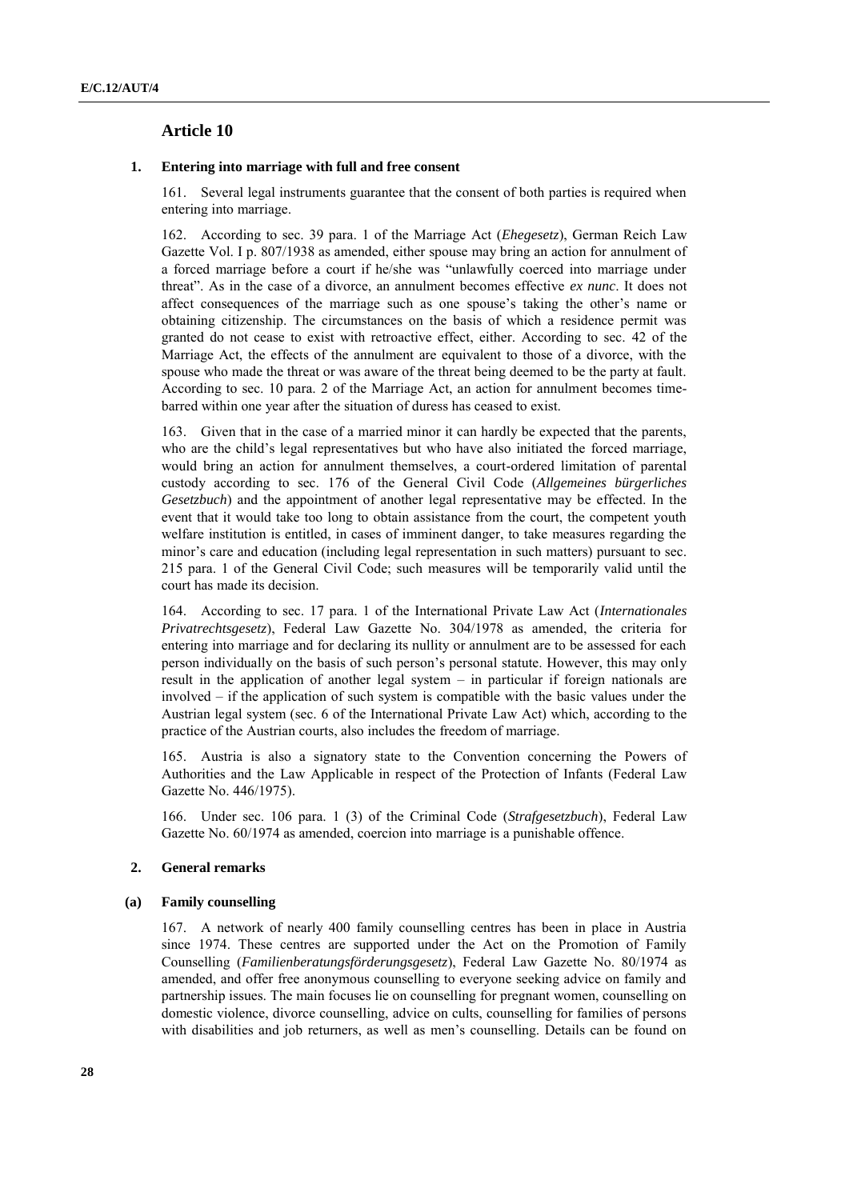## Article 10

### 1. Entering into marriage with full and free consent

161. Several legal instruments guarantee that the consent of both parties is required when entering into marriage.

162. According to sec. 39 para. 1 of the Marriage Act (*Ehegesetz*), German Reich Law Gazette Vol. I p. 807/1938 as amended, either spouse may bring an action for annulment of a forced marriage before a court if he/she was "unlawfully coerced into marriage under threat". As in the case of a divorce, an annulment becomes effective *ex nunc*. It does not affect consequences of the marriage such as one spouse's taking the other's name or obtaining citizenship. The circumstances on the basis of which a residence permit was granted do not cease to exist with retroactive effect, either. According to sec. 42 of the Marriage Act, the effects of the annulment are equivalent to those of a divorce, with the spouse who made the threat or was aware of the threat being deemed to be the party at fault. According to sec. 10 para. 2 of the Marriage Act, an action for annulment becomes time-barred within one year after the situation of duress has ceased to exist.

163. Given that in the case of a married minor it can hardly be expected that the parents, who are the child's legal representatives but who have also initiated the forced marriage, would bring an action for annulment themselves, a court-ordered limitation of parental custody according to sec. 176 of the General Civil Code (*Allgemeines bürgerliches Gesetzbuch*) and the appointment of another legal representative may be effected. In the event that it would take too long to obtain assistance from the court, the competent youth welfare institution is entitled, in cases of imminent danger, to take measures regarding the minor's care and education (including legal representation in such matters) pursuant to sec. 215 para. 1 of the General Civil Code; such measures will be temporarily valid until the court has made its decision.

164. According to sec. 17 para. 1 of the International Private Law Act (*Internationales Privatrechtsgesetz*), Federal Law Gazette No. 304/1978 as amended, the criteria for entering into marriage and for declaring its nullity or annulment are to be assessed for each person individually on the basis of such person's personal statute. However, this may only result in the application of another legal system – in particular if foreign nationals are involved – if the application of such system is compatible with the basic values under the Austrian legal system (sec. 6 of the International Private Law Act) which, according to the practice of the Austrian courts, also includes the freedom of marriage.

165. Austria is also a signatory state to the Convention concerning the Powers of Authorities and the Law Applicable in respect of the Protection of Infants (Federal Law Gazette No. 446/1975).

166. Under sec. 106 para. 1 (3) of the Criminal Code (*Strafgesetzbuch*), Federal Law Gazette No. 60/1974 as amended, coercion into marriage is a punishable offence.

### 2. General remarks

#### (a) Family counselling

167. A network of nearly 400 family counselling centres has been in place in Austria since 1974. These centres are supported under the Act on the Promotion of Family Counselling (*Familienberatungsförderungsgesetz*), Federal Law Gazette No. 80/1974 as amended, and offer free anonymous counselling to everyone seeking advice on family and partnership issues. The main focuses lie on counselling for pregnant women, counselling on domestic violence, divorce counselling, advice on cults, counselling for families of persons with disabilities and job returners, as well as men's counselling. Details can be found on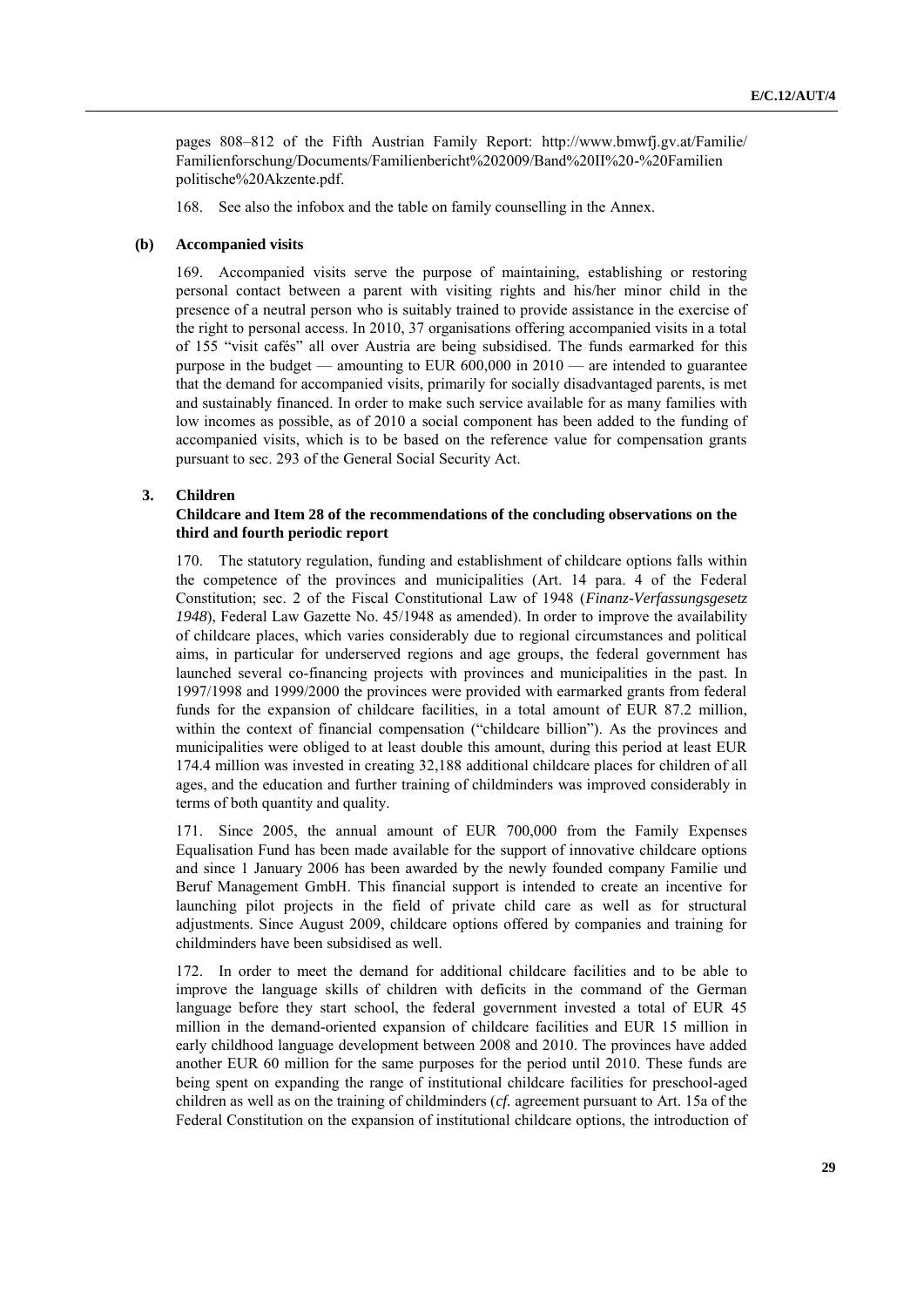pages 808–812 of the Fifth Austrian Family Report: http://www.bmwfj.gv.at/Familie/Familienforschung/Documents/Familienbericht%202009/Band%20II%20-%20Familienpolitische%20Akzente.pdf.

168. See also the infobox and the table on family counselling in the Annex.

#### (b) Accompanied visits

169. Accompanied visits serve the purpose of maintaining, establishing or restoring personal contact between a parent with visiting rights and his/her minor child in the presence of a neutral person who is suitably trained to provide assistance in the exercise of the right to personal access. In 2010, 37 organisations offering accompanied visits in a total of 155 "visit cafés" all over Austria are being subsidised. The funds earmarked for this purpose in the budget — amounting to EUR 600,000 in 2010 — are intended to guarantee that the demand for accompanied visits, primarily for socially disadvantaged parents, is met and sustainably financed. In order to make such service available for as many families with low incomes as possible, as of 2010 a social component has been added to the funding of accompanied visits, which is to be based on the reference value for compensation grants pursuant to sec. 293 of the General Social Security Act.

### 3. Children

#### Childcare and Item 28 of the recommendations of the concluding observations on the third and fourth periodic report

170. The statutory regulation, funding and establishment of childcare options falls within the competence of the provinces and municipalities (Art. 14 para. 4 of the Federal Constitution; sec. 2 of the Fiscal Constitutional Law of 1948 (*Finanz-Verfassungsgesetz 1948*), Federal Law Gazette No. 45/1948 as amended). In order to improve the availability of childcare places, which varies considerably due to regional circumstances and political aims, in particular for underserved regions and age groups, the federal government has launched several co-financing projects with provinces and municipalities in the past. In 1997/1998 and 1999/2000 the provinces were provided with earmarked grants from federal funds for the expansion of childcare facilities, in a total amount of EUR 87.2 million, within the context of financial compensation ("childcare billion"). As the provinces and municipalities were obliged to at least double this amount, during this period at least EUR 174.4 million was invested in creating 32,188 additional childcare places for children of all ages, and the education and further training of childminders was improved considerably in terms of both quantity and quality.

171. Since 2005, the annual amount of EUR 700,000 from the Family Expenses Equalisation Fund has been made available for the support of innovative childcare options and since 1 January 2006 has been awarded by the newly founded company Familie und Beruf Management GmbH. This financial support is intended to create an incentive for launching pilot projects in the field of private child care as well as for structural adjustments. Since August 2009, childcare options offered by companies and training for childminders have been subsidised as well.

172. In order to meet the demand for additional childcare facilities and to be able to improve the language skills of children with deficits in the command of the German language before they start school, the federal government invested a total of EUR 45 million in the demand-oriented expansion of childcare facilities and EUR 15 million in early childhood language development between 2008 and 2010. The provinces have added another EUR 60 million for the same purposes for the period until 2010. These funds are being spent on expanding the range of institutional childcare facilities for preschool-aged children as well as on the training of childminders (*cf.* agreement pursuant to Art. 15a of the Federal Constitution on the expansion of institutional childcare options, the introduction of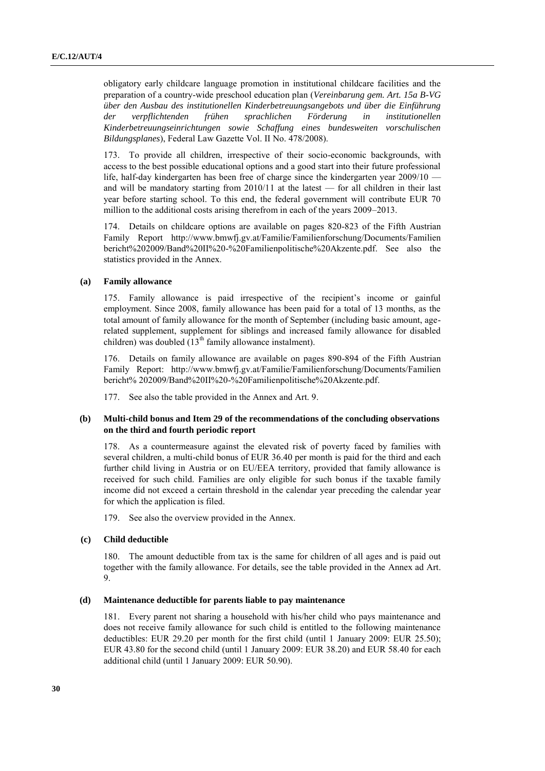obligatory early childcare language promotion in institutional childcare facilities and the preparation of a country-wide preschool education plan (*Vereinbarung gem. Art. 15a B-VG über den Ausbau des institutionellen Kinderbetreuungsangebots und über die Einführung der verpflichtenden frühen sprachlichen Förderung in institutionellen Kinderbetreuungseinrichtungen sowie Schaffung eines bundesweiten vorschulischen Bildungsplanes*), Federal Law Gazette Vol. II No. 478/2008).

173. To provide all children, irrespective of their socio-economic backgrounds, with access to the best possible educational options and a good start into their future professional life, half-day kindergarten has been free of charge since the kindergarten year 2009/10 — and will be mandatory starting from 2010/11 at the latest — for all children in their last year before starting school. To this end, the federal government will contribute EUR 70 million to the additional costs arising therefrom in each of the years 2009–2013.

174. Details on childcare options are available on pages 820-823 of the Fifth Austrian Family Report http://www.bmwfj.gv.at/Familie/Familienforschung/Documents/Familienbericht%202009/Band%20II%20-%20Familienpolitische%20Akzente.pdf. See also the statistics provided in the Annex.

#### (a) Family allowance

175. Family allowance is paid irrespective of the recipient's income or gainful employment. Since 2008, family allowance has been paid for a total of 13 months, as the total amount of family allowance for the month of September (including basic amount, age-related supplement, supplement for siblings and increased family allowance for disabled children) was doubled (13th family allowance instalment).

176. Details on family allowance are available on pages 890-894 of the Fifth Austrian Family Report: http://www.bmwfj.gv.at/Familie/Familienforschung/Documents/Familienbericht% 202009/Band%20II%20-%20Familienpolitische%20Akzente.pdf.

177. See also the table provided in the Annex and Art. 9.

#### (b) Multi-child bonus and Item 29 of the recommendations of the concluding observations on the third and fourth periodic report

178. As a countermeasure against the elevated risk of poverty faced by families with several children, a multi-child bonus of EUR 36.40 per month is paid for the third and each further child living in Austria or on EU/EEA territory, provided that family allowance is received for such child. Families are only eligible for such bonus if the taxable family income did not exceed a certain threshold in the calendar year preceding the calendar year for which the application is filed.

179. See also the overview provided in the Annex.

#### (c) Child deductible

180. The amount deductible from tax is the same for children of all ages and is paid out together with the family allowance. For details, see the table provided in the Annex ad Art. 9.

#### (d) Maintenance deductible for parents liable to pay maintenance

181. Every parent not sharing a household with his/her child who pays maintenance and does not receive family allowance for such child is entitled to the following maintenance deductibles: EUR 29.20 per month for the first child (until 1 January 2009: EUR 25.50); EUR 43.80 for the second child (until 1 January 2009: EUR 38.20) and EUR 58.40 for each additional child (until 1 January 2009: EUR 50.90).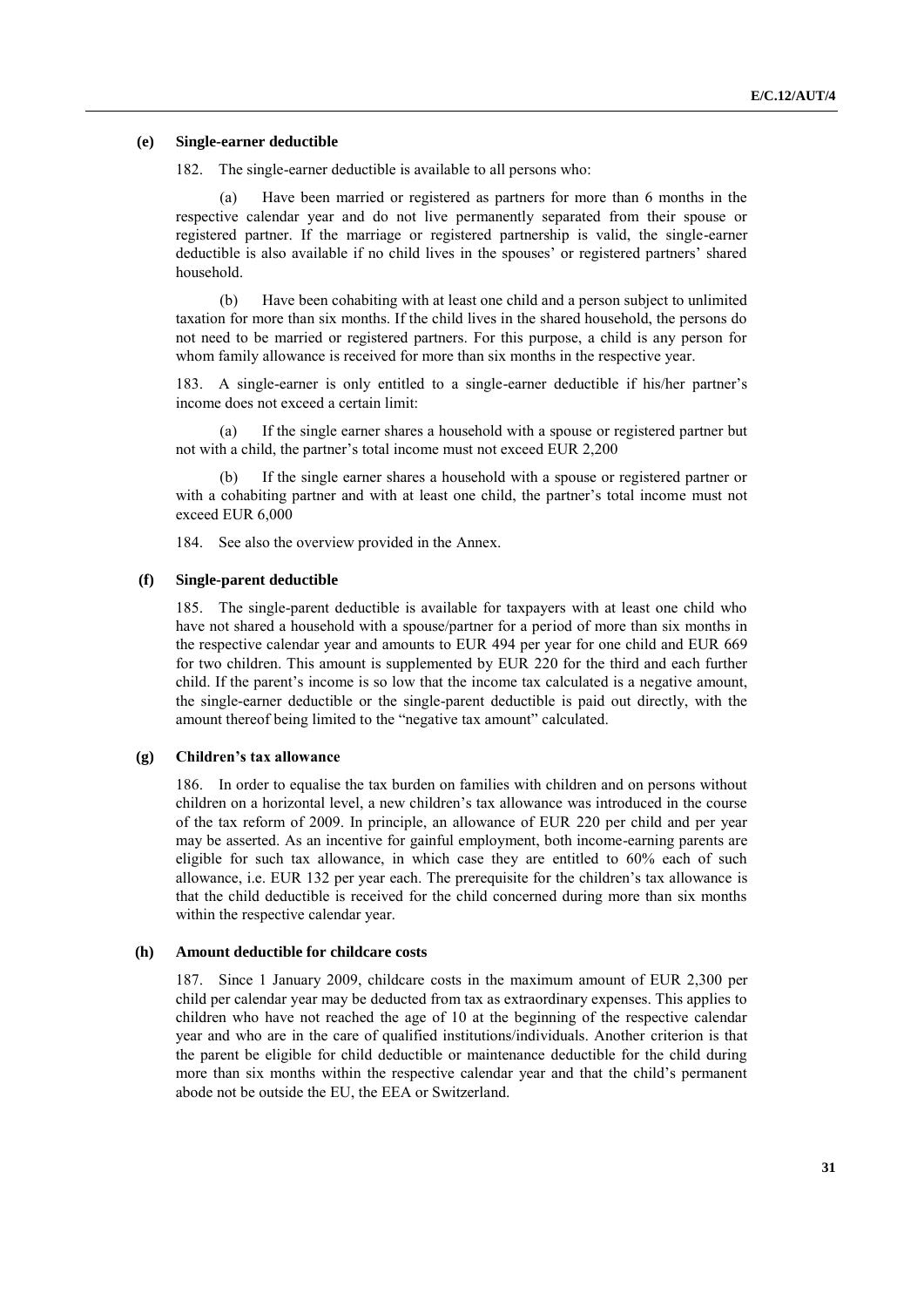#### (e) Single-earner deductible

182. The single-earner deductible is available to all persons who:

(a) Have been married or registered as partners for more than 6 months in the respective calendar year and do not live permanently separated from their spouse or registered partner. If the marriage or registered partnership is valid, the single-earner deductible is also available if no child lives in the spouses' or registered partners' shared household.

(b) Have been cohabiting with at least one child and a person subject to unlimited taxation for more than six months. If the child lives in the shared household, the persons do not need to be married or registered partners. For this purpose, a child is any person for whom family allowance is received for more than six months in the respective year.

183. A single-earner is only entitled to a single-earner deductible if his/her partner's income does not exceed a certain limit:

(a) If the single earner shares a household with a spouse or registered partner but not with a child, the partner's total income must not exceed EUR 2,200

(b) If the single earner shares a household with a spouse or registered partner or with a cohabiting partner and with at least one child, the partner's total income must not exceed EUR 6,000

184. See also the overview provided in the Annex.

#### (f) Single-parent deductible

185. The single-parent deductible is available for taxpayers with at least one child who have not shared a household with a spouse/partner for a period of more than six months in the respective calendar year and amounts to EUR 494 per year for one child and EUR 669 for two children. This amount is supplemented by EUR 220 for the third and each further child. If the parent's income is so low that the income tax calculated is a negative amount, the single-earner deductible or the single-parent deductible is paid out directly, with the amount thereof being limited to the "negative tax amount" calculated.

#### (g) Children's tax allowance

186. In order to equalise the tax burden on families with children and on persons without children on a horizontal level, a new children's tax allowance was introduced in the course of the tax reform of 2009. In principle, an allowance of EUR 220 per child and per year may be asserted. As an incentive for gainful employment, both income-earning parents are eligible for such tax allowance, in which case they are entitled to 60% each of such allowance, i.e. EUR 132 per year each. The prerequisite for the children's tax allowance is that the child deductible is received for the child concerned during more than six months within the respective calendar year.

#### (h) Amount deductible for childcare costs

187. Since 1 January 2009, childcare costs in the maximum amount of EUR 2,300 per child per calendar year may be deducted from tax as extraordinary expenses. This applies to children who have not reached the age of 10 at the beginning of the respective calendar year and who are in the care of qualified institutions/individuals. Another criterion is that the parent be eligible for child deductible or maintenance deductible for the child during more than six months within the respective calendar year and that the child's permanent abode not be outside the EU, the EEA or Switzerland.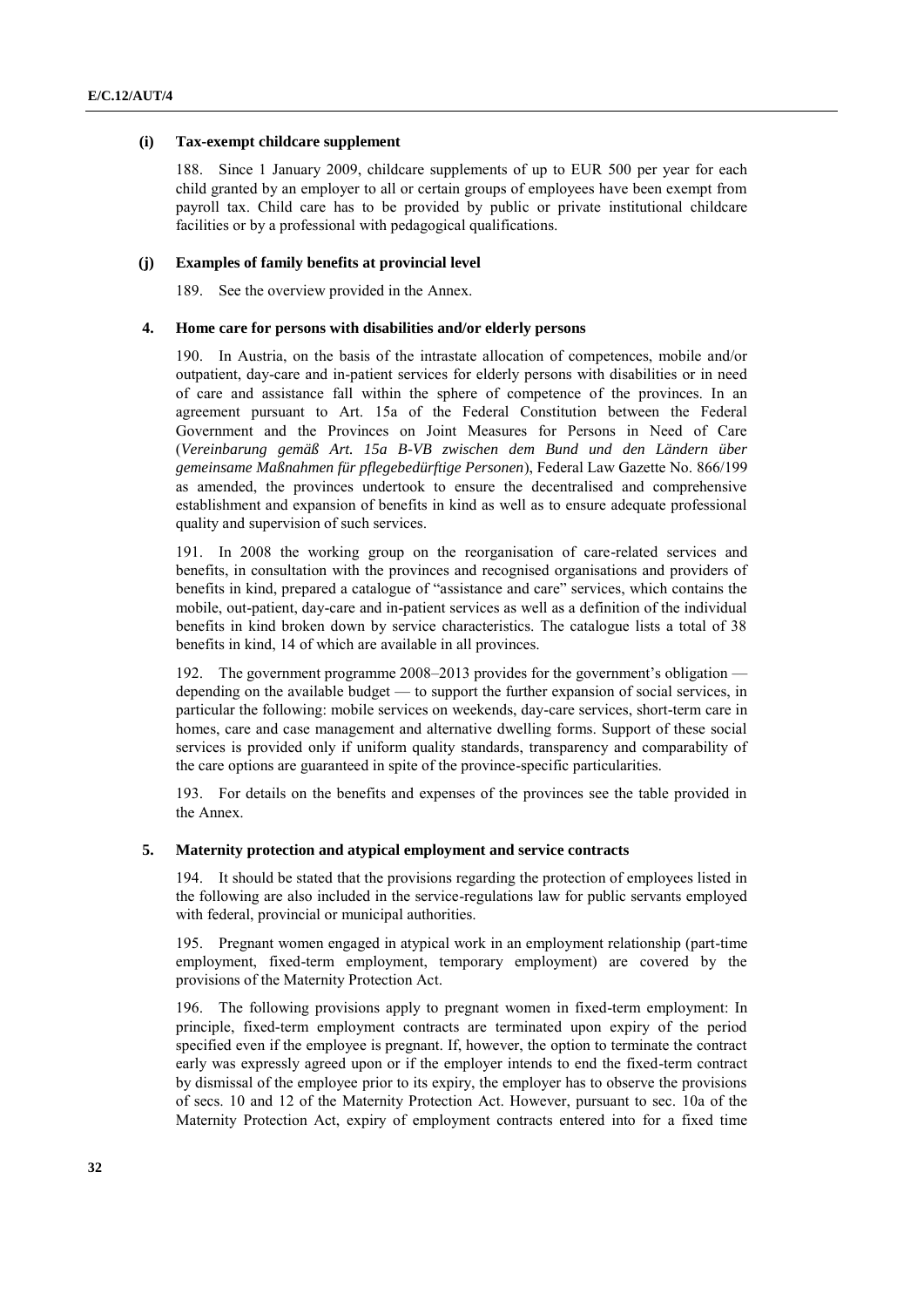#### (i) Tax-exempt childcare supplement

188. Since 1 January 2009, childcare supplements of up to EUR 500 per year for each child granted by an employer to all or certain groups of employees have been exempt from payroll tax. Child care has to be provided by public or private institutional childcare facilities or by a professional with pedagogical qualifications.

#### (j) Examples of family benefits at provincial level

189. See the overview provided in the Annex.

### 4. Home care for persons with disabilities and/or elderly persons

190. In Austria, on the basis of the intrastate allocation of competences, mobile and/or outpatient, day-care and in-patient services for elderly persons with disabilities or in need of care and assistance fall within the sphere of competence of the provinces. In an agreement pursuant to Art. 15a of the Federal Constitution between the Federal Government and the Provinces on Joint Measures for Persons in Need of Care (*Vereinbarung gemäß Art. 15a B-VB zwischen dem Bund und den Ländern über gemeinsame Maßnahmen für pflegebedürftige Personen*), Federal Law Gazette No. 866/199 as amended, the provinces undertook to ensure the decentralised and comprehensive establishment and expansion of benefits in kind as well as to ensure adequate professional quality and supervision of such services.

191. In 2008 the working group on the reorganisation of care-related services and benefits, in consultation with the provinces and recognised organisations and providers of benefits in kind, prepared a catalogue of "assistance and care" services, which contains the mobile, out-patient, day-care and in-patient services as well as a definition of the individual benefits in kind broken down by service characteristics. The catalogue lists a total of 38 benefits in kind, 14 of which are available in all provinces.

192. The government programme 2008–2013 provides for the government's obligation — depending on the available budget — to support the further expansion of social services, in particular the following: mobile services on weekends, day-care services, short-term care in homes, care and case management and alternative dwelling forms. Support of these social services is provided only if uniform quality standards, transparency and comparability of the care options are guaranteed in spite of the province-specific particularities.

193. For details on the benefits and expenses of the provinces see the table provided in the Annex.

### 5. Maternity protection and atypical employment and service contracts

194. It should be stated that the provisions regarding the protection of employees listed in the following are also included in the service-regulations law for public servants employed with federal, provincial or municipal authorities.

195. Pregnant women engaged in atypical work in an employment relationship (part-time employment, fixed-term employment, temporary employment) are covered by the provisions of the Maternity Protection Act.

196. The following provisions apply to pregnant women in fixed-term employment: In principle, fixed-term employment contracts are terminated upon expiry of the period specified even if the employee is pregnant. If, however, the option to terminate the contract early was expressly agreed upon or if the employer intends to end the fixed-term contract by dismissal of the employee prior to its expiry, the employer has to observe the provisions of secs. 10 and 12 of the Maternity Protection Act. However, pursuant to sec. 10a of the Maternity Protection Act, expiry of employment contracts entered into for a fixed time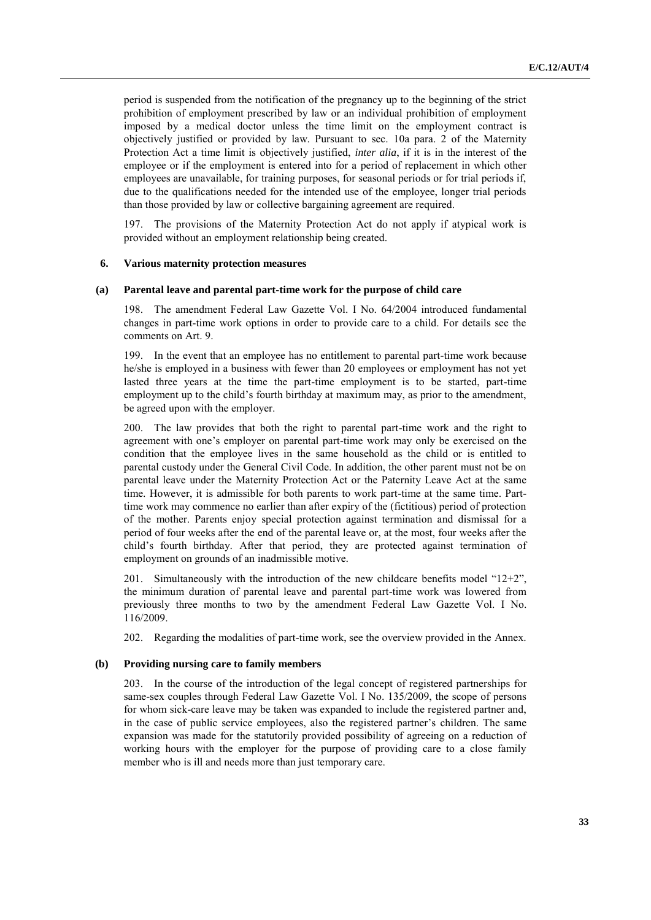period is suspended from the notification of the pregnancy up to the beginning of the strict prohibition of employment prescribed by law or an individual prohibition of employment imposed by a medical doctor unless the time limit on the employment contract is objectively justified or provided by law. Pursuant to sec. 10a para. 2 of the Maternity Protection Act a time limit is objectively justified, *inter alia*, if it is in the interest of the employee or if the employment is entered into for a period of replacement in which other employees are unavailable, for training purposes, for seasonal periods or for trial periods if, due to the qualifications needed for the intended use of the employee, longer trial periods than those provided by law or collective bargaining agreement are required.

197. The provisions of the Maternity Protection Act do not apply if atypical work is provided without an employment relationship being created.

### 6. Various maternity protection measures

#### (a) Parental leave and parental part-time work for the purpose of child care

198. The amendment Federal Law Gazette Vol. I No. 64/2004 introduced fundamental changes in part-time work options in order to provide care to a child. For details see the comments on Art. 9.

199. In the event that an employee has no entitlement to parental part-time work because he/she is employed in a business with fewer than 20 employees or employment has not yet lasted three years at the time the part-time employment is to be started, part-time employment up to the child's fourth birthday at maximum may, as prior to the amendment, be agreed upon with the employer.

200. The law provides that both the right to parental part-time work and the right to agreement with one's employer on parental part-time work may only be exercised on the condition that the employee lives in the same household as the child or is entitled to parental custody under the General Civil Code. In addition, the other parent must not be on parental leave under the Maternity Protection Act or the Paternity Leave Act at the same time. However, it is admissible for both parents to work part-time at the same time. Part-time work may commence no earlier than after expiry of the (fictitious) period of protection of the mother. Parents enjoy special protection against termination and dismissal for a period of four weeks after the end of the parental leave or, at the most, four weeks after the child's fourth birthday. After that period, they are protected against termination of employment on grounds of an inadmissible motive.

201. Simultaneously with the introduction of the new childcare benefits model "12+2", the minimum duration of parental leave and parental part-time work was lowered from previously three months to two by the amendment Federal Law Gazette Vol. I No. 116/2009.

202. Regarding the modalities of part-time work, see the overview provided in the Annex.

#### (b) Providing nursing care to family members

203. In the course of the introduction of the legal concept of registered partnerships for same-sex couples through Federal Law Gazette Vol. I No. 135/2009, the scope of persons for whom sick-care leave may be taken was expanded to include the registered partner and, in the case of public service employees, also the registered partner's children. The same expansion was made for the statutorily provided possibility of agreeing on a reduction of working hours with the employer for the purpose of providing care to a close family member who is ill and needs more than just temporary care.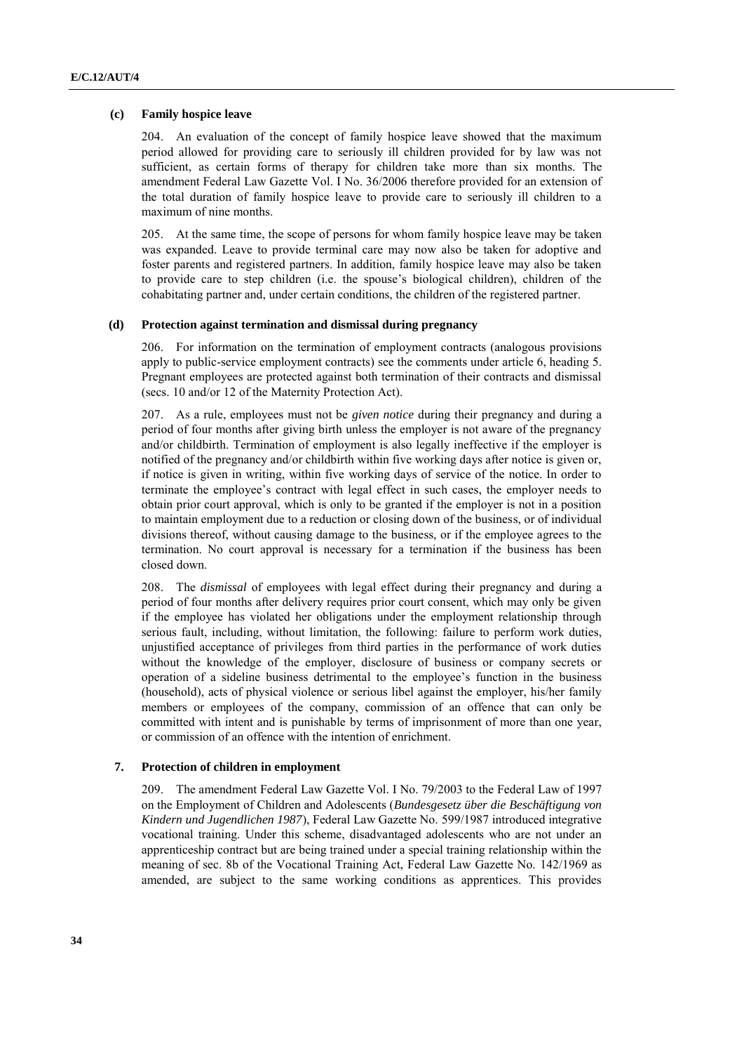### (c) Family hospice leave

204. An evaluation of the concept of family hospice leave showed that the maximum period allowed for providing care to seriously ill children provided for by law was not sufficient, as certain forms of therapy for children take more than six months. The amendment Federal Law Gazette Vol. I No. 36/2006 therefore provided for an extension of the total duration of family hospice leave to provide care to seriously ill children to a maximum of nine months.

205. At the same time, the scope of persons for whom family hospice leave may be taken was expanded. Leave to provide terminal care may now also be taken for adoptive and foster parents and registered partners. In addition, family hospice leave may also be taken to provide care to step children (i.e. the spouse's biological children), children of the cohabitating partner and, under certain conditions, the children of the registered partner.

### (d) Protection against termination and dismissal during pregnancy

206. For information on the termination of employment contracts (analogous provisions apply to public-service employment contracts) see the comments under article 6, heading 5. Pregnant employees are protected against both termination of their contracts and dismissal (secs. 10 and/or 12 of the Maternity Protection Act).

207. As a rule, employees must not be *given notice* during their pregnancy and during a period of four months after giving birth unless the employer is not aware of the pregnancy and/or childbirth. Termination of employment is also legally ineffective if the employer is notified of the pregnancy and/or childbirth within five working days after notice is given or, if notice is given in writing, within five working days of service of the notice. In order to terminate the employee's contract with legal effect in such cases, the employer needs to obtain prior court approval, which is only to be granted if the employer is not in a position to maintain employment due to a reduction or closing down of the business, or of individual divisions thereof, without causing damage to the business, or if the employee agrees to the termination. No court approval is necessary for a termination if the business has been closed down.

208. The *dismissal* of employees with legal effect during their pregnancy and during a period of four months after delivery requires prior court consent, which may only be given if the employee has violated her obligations under the employment relationship through serious fault, including, without limitation, the following: failure to perform work duties, unjustified acceptance of privileges from third parties in the performance of work duties without the knowledge of the employer, disclosure of business or company secrets or operation of a sideline business detrimental to the employee's function in the business (household), acts of physical violence or serious libel against the employer, his/her family members or employees of the company, commission of an offence that can only be committed with intent and is punishable by terms of imprisonment of more than one year, or commission of an offence with the intention of enrichment.

## 7. Protection of children in employment

209. The amendment Federal Law Gazette Vol. I No. 79/2003 to the Federal Law of 1997 on the Employment of Children and Adolescents (*Bundesgesetz über die Beschäftigung von Kindern und Jugendlichen 1987*), Federal Law Gazette No. 599/1987 introduced integrative vocational training. Under this scheme, disadvantaged adolescents who are not under an apprenticeship contract but are being trained under a special training relationship within the meaning of sec. 8b of the Vocational Training Act, Federal Law Gazette No. 142/1969 as amended, are subject to the same working conditions as apprentices. This provides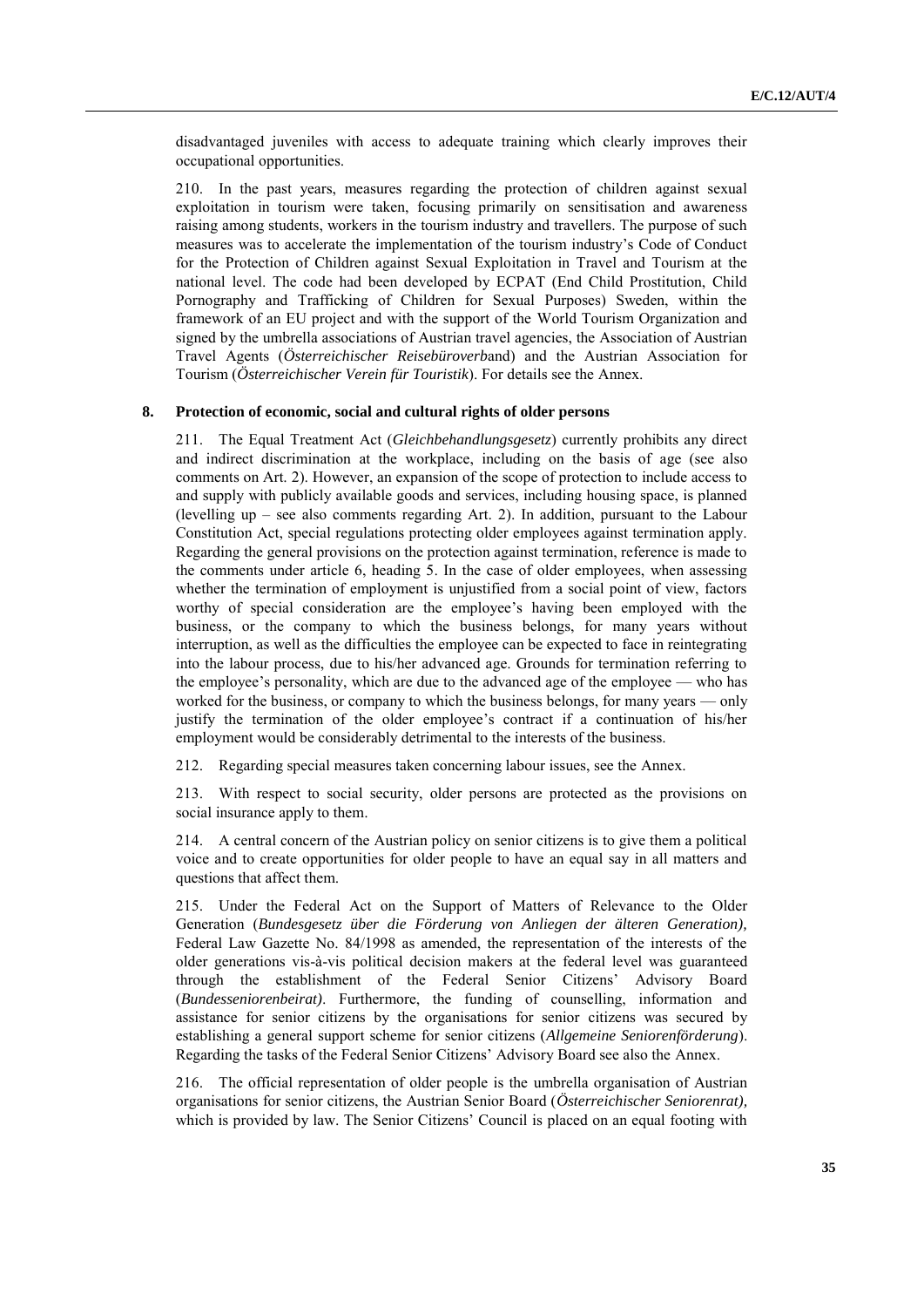disadvantaged juveniles with access to adequate training which clearly improves their occupational opportunities.

210. In the past years, measures regarding the protection of children against sexual exploitation in tourism were taken, focusing primarily on sensitisation and awareness raising among students, workers in the tourism industry and travellers. The purpose of such measures was to accelerate the implementation of the tourism industry's Code of Conduct for the Protection of Children against Sexual Exploitation in Travel and Tourism at the national level. The code had been developed by ECPAT (End Child Prostitution, Child Pornography and Trafficking of Children for Sexual Purposes) Sweden, within the framework of an EU project and with the support of the World Tourism Organization and signed by the umbrella associations of Austrian travel agencies, the Association of Austrian Travel Agents (*Österreichischer Reisebüroverb*and) and the Austrian Association for Tourism (*Österreichischer Verein für Touristik*). For details see the Annex.

## 8. Protection of economic, social and cultural rights of older persons

211. The Equal Treatment Act (*Gleichbehandlungsgesetz*) currently prohibits any direct and indirect discrimination at the workplace, including on the basis of age (see also comments on Art. 2). However, an expansion of the scope of protection to include access to and supply with publicly available goods and services, including housing space, is planned (levelling up – see also comments regarding Art. 2). In addition, pursuant to the Labour Constitution Act, special regulations protecting older employees against termination apply. Regarding the general provisions on the protection against termination, reference is made to the comments under article 6, heading 5. In the case of older employees, when assessing whether the termination of employment is unjustified from a social point of view, factors worthy of special consideration are the employee's having been employed with the business, or the company to which the business belongs, for many years without interruption, as well as the difficulties the employee can be expected to face in reintegrating into the labour process, due to his/her advanced age. Grounds for termination referring to the employee's personality, which are due to the advanced age of the employee — who has worked for the business, or company to which the business belongs, for many years — only justify the termination of the older employee's contract if a continuation of his/her employment would be considerably detrimental to the interests of the business.

212. Regarding special measures taken concerning labour issues, see the Annex.

213. With respect to social security, older persons are protected as the provisions on social insurance apply to them.

214. A central concern of the Austrian policy on senior citizens is to give them a political voice and to create opportunities for older people to have an equal say in all matters and questions that affect them.

215. Under the Federal Act on the Support of Matters of Relevance to the Older Generation (*Bundesgesetz über die Förderung von Anliegen der älteren Generation),* Federal Law Gazette No. 84/1998 as amended, the representation of the interests of the older generations vis-à-vis political decision makers at the federal level was guaranteed through the establishment of the Federal Senior Citizens' Advisory Board (*Bundesseniorenbeirat)*. Furthermore, the funding of counselling, information and assistance for senior citizens by the organisations for senior citizens was secured by establishing a general support scheme for senior citizens (*Allgemeine Seniorenförderung*). Regarding the tasks of the Federal Senior Citizens' Advisory Board see also the Annex.

216. The official representation of older people is the umbrella organisation of Austrian organisations for senior citizens, the Austrian Senior Board (*Österreichischer Seniorenrat),* which is provided by law. The Senior Citizens' Council is placed on an equal footing with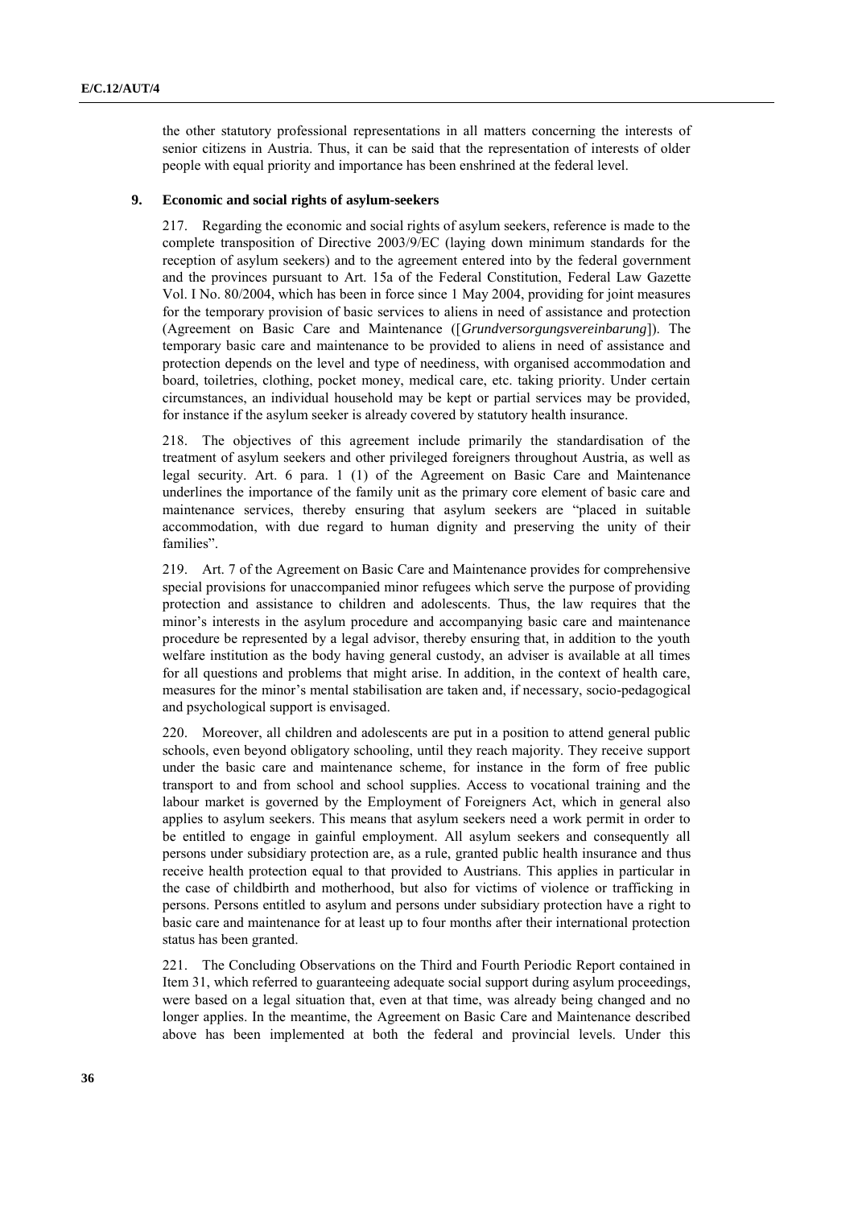the other statutory professional representations in all matters concerning the interests of senior citizens in Austria. Thus, it can be said that the representation of interests of older people with equal priority and importance has been enshrined at the federal level.

### 9. Economic and social rights of asylum-seekers

217. Regarding the economic and social rights of asylum seekers, reference is made to the complete transposition of Directive 2003/9/EC (laying down minimum standards for the reception of asylum seekers) and to the agreement entered into by the federal government and the provinces pursuant to Art. 15a of the Federal Constitution, Federal Law Gazette Vol. I No. 80/2004, which has been in force since 1 May 2004, providing for joint measures for the temporary provision of basic services to aliens in need of assistance and protection (Agreement on Basic Care and Maintenance ([*Grundversorgungsvereinbarung*]). The temporary basic care and maintenance to be provided to aliens in need of assistance and protection depends on the level and type of neediness, with organised accommodation and board, toiletries, clothing, pocket money, medical care, etc. taking priority. Under certain circumstances, an individual household may be kept or partial services may be provided, for instance if the asylum seeker is already covered by statutory health insurance.

218. The objectives of this agreement include primarily the standardisation of the treatment of asylum seekers and other privileged foreigners throughout Austria, as well as legal security. Art. 6 para. 1 (1) of the Agreement on Basic Care and Maintenance underlines the importance of the family unit as the primary core element of basic care and maintenance services, thereby ensuring that asylum seekers are "placed in suitable accommodation, with due regard to human dignity and preserving the unity of their families".

219. Art. 7 of the Agreement on Basic Care and Maintenance provides for comprehensive special provisions for unaccompanied minor refugees which serve the purpose of providing protection and assistance to children and adolescents. Thus, the law requires that the minor's interests in the asylum procedure and accompanying basic care and maintenance procedure be represented by a legal advisor, thereby ensuring that, in addition to the youth welfare institution as the body having general custody, an adviser is available at all times for all questions and problems that might arise. In addition, in the context of health care, measures for the minor's mental stabilisation are taken and, if necessary, socio-pedagogical and psychological support is envisaged.

220. Moreover, all children and adolescents are put in a position to attend general public schools, even beyond obligatory schooling, until they reach majority. They receive support under the basic care and maintenance scheme, for instance in the form of free public transport to and from school and school supplies. Access to vocational training and the labour market is governed by the Employment of Foreigners Act, which in general also applies to asylum seekers. This means that asylum seekers need a work permit in order to be entitled to engage in gainful employment. All asylum seekers and consequently all persons under subsidiary protection are, as a rule, granted public health insurance and thus receive health protection equal to that provided to Austrians. This applies in particular in the case of childbirth and motherhood, but also for victims of violence or trafficking in persons. Persons entitled to asylum and persons under subsidiary protection have a right to basic care and maintenance for at least up to four months after their international protection status has been granted.

221. The Concluding Observations on the Third and Fourth Periodic Report contained in Item 31, which referred to guaranteeing adequate social support during asylum proceedings, were based on a legal situation that, even at that time, was already being changed and no longer applies. In the meantime, the Agreement on Basic Care and Maintenance described above has been implemented at both the federal and provincial levels. Under this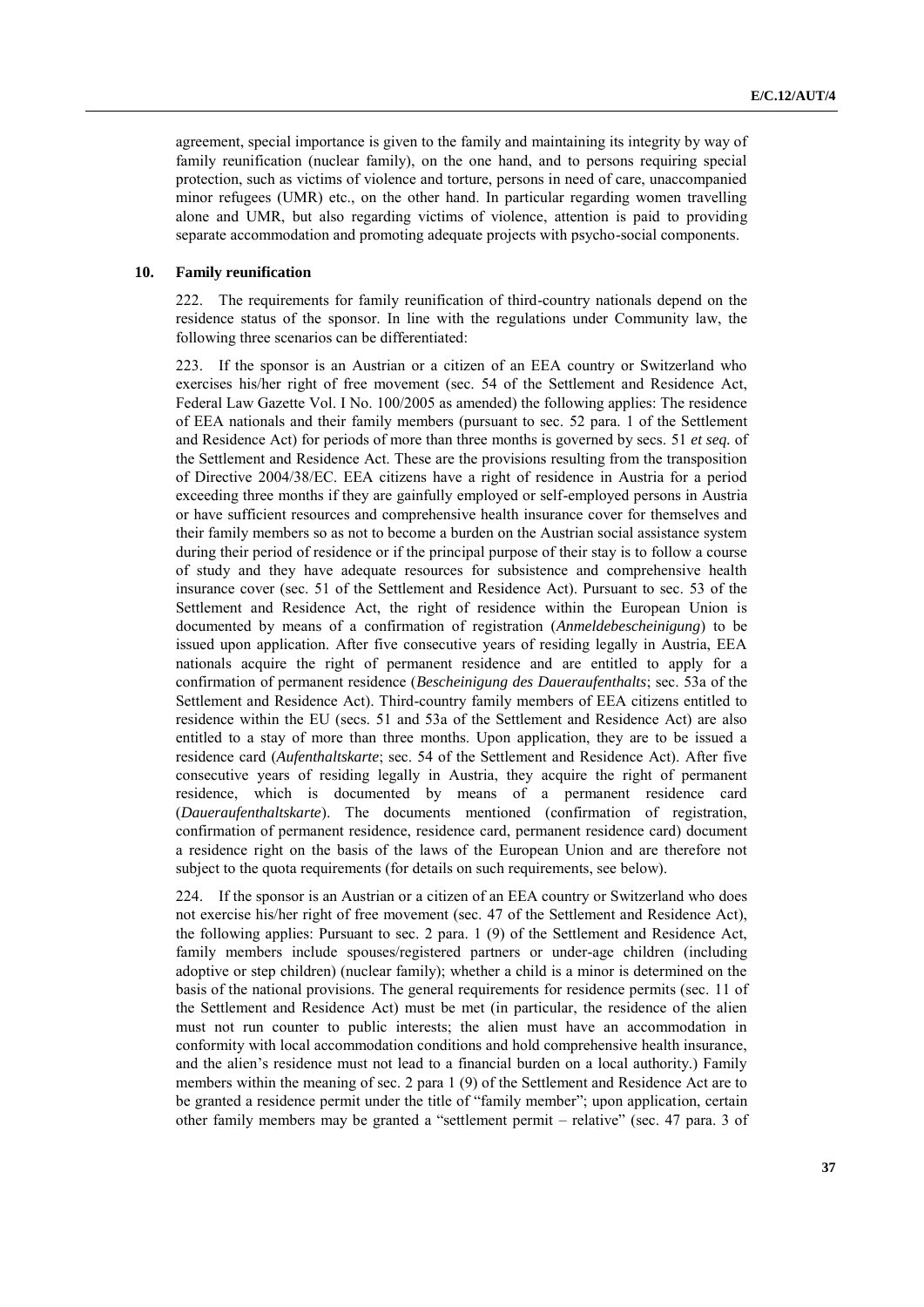agreement, special importance is given to the family and maintaining its integrity by way of family reunification (nuclear family), on the one hand, and to persons requiring special protection, such as victims of violence and torture, persons in need of care, unaccompanied minor refugees (UMR) etc., on the other hand. In particular regarding women travelling alone and UMR, but also regarding victims of violence, attention is paid to providing separate accommodation and promoting adequate projects with psycho-social components.

### 10. Family reunification

222. The requirements for family reunification of third-country nationals depend on the residence status of the sponsor. In line with the regulations under Community law, the following three scenarios can be differentiated:

223. If the sponsor is an Austrian or a citizen of an EEA country or Switzerland who exercises his/her right of free movement (sec. 54 of the Settlement and Residence Act, Federal Law Gazette Vol. I No. 100/2005 as amended) the following applies: The residence of EEA nationals and their family members (pursuant to sec. 52 para. 1 of the Settlement and Residence Act) for periods of more than three months is governed by secs. 51 *et seq.* of the Settlement and Residence Act. These are the provisions resulting from the transposition of Directive 2004/38/EC. EEA citizens have a right of residence in Austria for a period exceeding three months if they are gainfully employed or self-employed persons in Austria or have sufficient resources and comprehensive health insurance cover for themselves and their family members so as not to become a burden on the Austrian social assistance system during their period of residence or if the principal purpose of their stay is to follow a course of study and they have adequate resources for subsistence and comprehensive health insurance cover (sec. 51 of the Settlement and Residence Act). Pursuant to sec. 53 of the Settlement and Residence Act, the right of residence within the European Union is documented by means of a confirmation of registration (*Anmeldebescheinigung*) to be issued upon application. After five consecutive years of residing legally in Austria, EEA nationals acquire the right of permanent residence and are entitled to apply for a confirmation of permanent residence (*Bescheinigung des Daueraufenthalts*; sec. 53a of the Settlement and Residence Act). Third-country family members of EEA citizens entitled to residence within the EU (secs. 51 and 53a of the Settlement and Residence Act) are also entitled to a stay of more than three months. Upon application, they are to be issued a residence card (*Aufenthaltskarte*; sec. 54 of the Settlement and Residence Act). After five consecutive years of residing legally in Austria, they acquire the right of permanent residence, which is documented by means of a permanent residence card (*Daueraufenthaltskarte*). The documents mentioned (confirmation of registration, confirmation of permanent residence, residence card, permanent residence card) document a residence right on the basis of the laws of the European Union and are therefore not subject to the quota requirements (for details on such requirements, see below).

224. If the sponsor is an Austrian or a citizen of an EEA country or Switzerland who does not exercise his/her right of free movement (sec. 47 of the Settlement and Residence Act), the following applies: Pursuant to sec. 2 para. 1 (9) of the Settlement and Residence Act, family members include spouses/registered partners or under-age children (including adoptive or step children) (nuclear family); whether a child is a minor is determined on the basis of the national provisions. The general requirements for residence permits (sec. 11 of the Settlement and Residence Act) must be met (in particular, the residence of the alien must not run counter to public interests; the alien must have an accommodation in conformity with local accommodation conditions and hold comprehensive health insurance, and the alien's residence must not lead to a financial burden on a local authority.) Family members within the meaning of sec. 2 para 1 (9) of the Settlement and Residence Act are to be granted a residence permit under the title of "family member"; upon application, certain other family members may be granted a "settlement permit – relative" (sec. 47 para. 3 of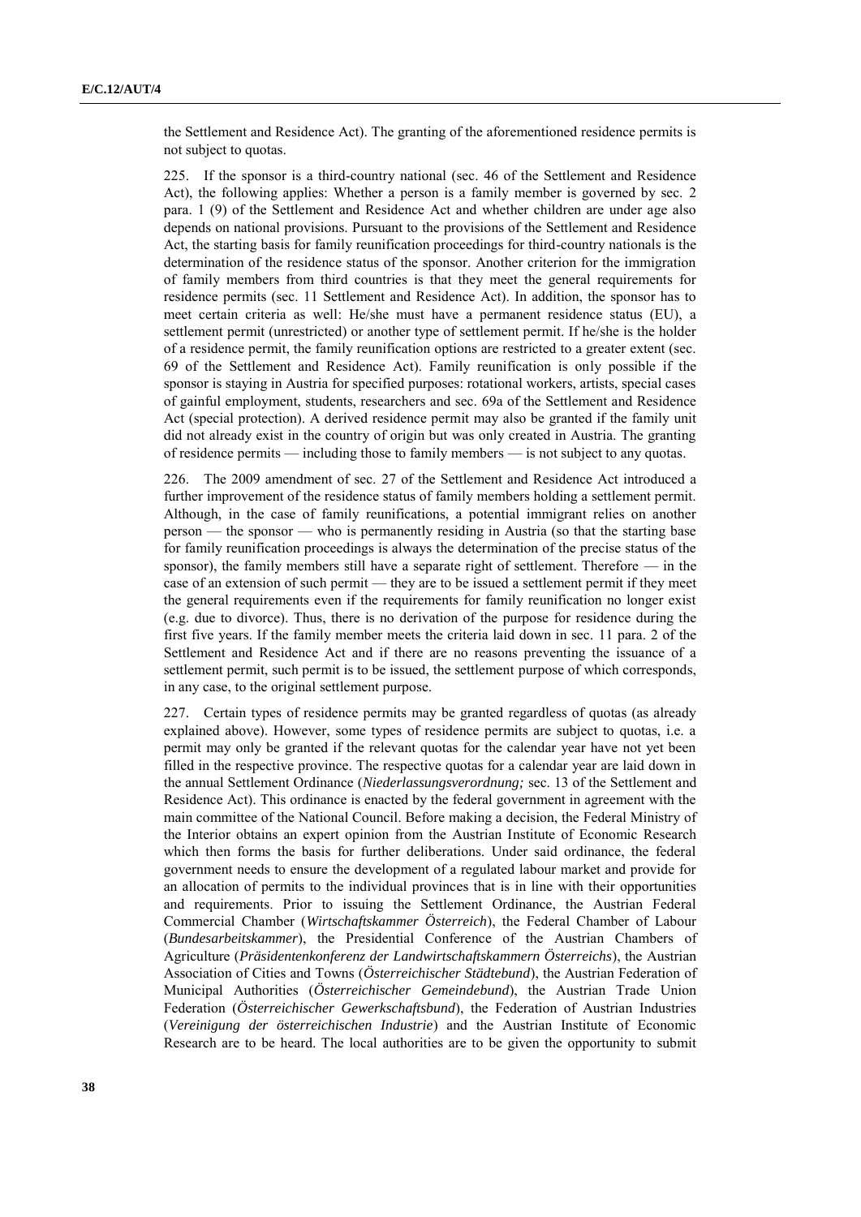the Settlement and Residence Act). The granting of the aforementioned residence permits is not subject to quotas.

225. If the sponsor is a third-country national (sec. 46 of the Settlement and Residence Act), the following applies: Whether a person is a family member is governed by sec. 2 para. 1 (9) of the Settlement and Residence Act and whether children are under age also depends on national provisions. Pursuant to the provisions of the Settlement and Residence Act, the starting basis for family reunification proceedings for third-country nationals is the determination of the residence status of the sponsor. Another criterion for the immigration of family members from third countries is that they meet the general requirements for residence permits (sec. 11 Settlement and Residence Act). In addition, the sponsor has to meet certain criteria as well: He/she must have a permanent residence status (EU), a settlement permit (unrestricted) or another type of settlement permit. If he/she is the holder of a residence permit, the family reunification options are restricted to a greater extent (sec. 69 of the Settlement and Residence Act). Family reunification is only possible if the sponsor is staying in Austria for specified purposes: rotational workers, artists, special cases of gainful employment, students, researchers and sec. 69a of the Settlement and Residence Act (special protection). A derived residence permit may also be granted if the family unit did not already exist in the country of origin but was only created in Austria. The granting of residence permits — including those to family members — is not subject to any quotas.

226. The 2009 amendment of sec. 27 of the Settlement and Residence Act introduced a further improvement of the residence status of family members holding a settlement permit. Although, in the case of family reunifications, a potential immigrant relies on another person — the sponsor — who is permanently residing in Austria (so that the starting base for family reunification proceedings is always the determination of the precise status of the sponsor), the family members still have a separate right of settlement. Therefore — in the case of an extension of such permit — they are to be issued a settlement permit if they meet the general requirements even if the requirements for family reunification no longer exist (e.g. due to divorce). Thus, there is no derivation of the purpose for residence during the first five years. If the family member meets the criteria laid down in sec. 11 para. 2 of the Settlement and Residence Act and if there are no reasons preventing the issuance of a settlement permit, such permit is to be issued, the settlement purpose of which corresponds, in any case, to the original settlement purpose.

227. Certain types of residence permits may be granted regardless of quotas (as already explained above). However, some types of residence permits are subject to quotas, i.e. a permit may only be granted if the relevant quotas for the calendar year have not yet been filled in the respective province. The respective quotas for a calendar year are laid down in the annual Settlement Ordinance (*Niederlassungsverordnung;* sec. 13 of the Settlement and Residence Act). This ordinance is enacted by the federal government in agreement with the main committee of the National Council. Before making a decision, the Federal Ministry of the Interior obtains an expert opinion from the Austrian Institute of Economic Research which then forms the basis for further deliberations. Under said ordinance, the federal government needs to ensure the development of a regulated labour market and provide for an allocation of permits to the individual provinces that is in line with their opportunities and requirements. Prior to issuing the Settlement Ordinance, the Austrian Federal Commercial Chamber (*Wirtschaftskammer Österreich*), the Federal Chamber of Labour (*Bundesarbeitskammer*), the Presidential Conference of the Austrian Chambers of Agriculture (*Präsidentenkonferenz der Landwirtschaftskammern Österreichs*), the Austrian Association of Cities and Towns (*Österreichischer Städtebund*), the Austrian Federation of Municipal Authorities (*Österreichischer Gemeindebund*), the Austrian Trade Union Federation (*Österreichischer Gewerkschaftsbund*), the Federation of Austrian Industries (*Vereinigung der österreichischen Industrie*) and the Austrian Institute of Economic Research are to be heard. The local authorities are to be given the opportunity to submit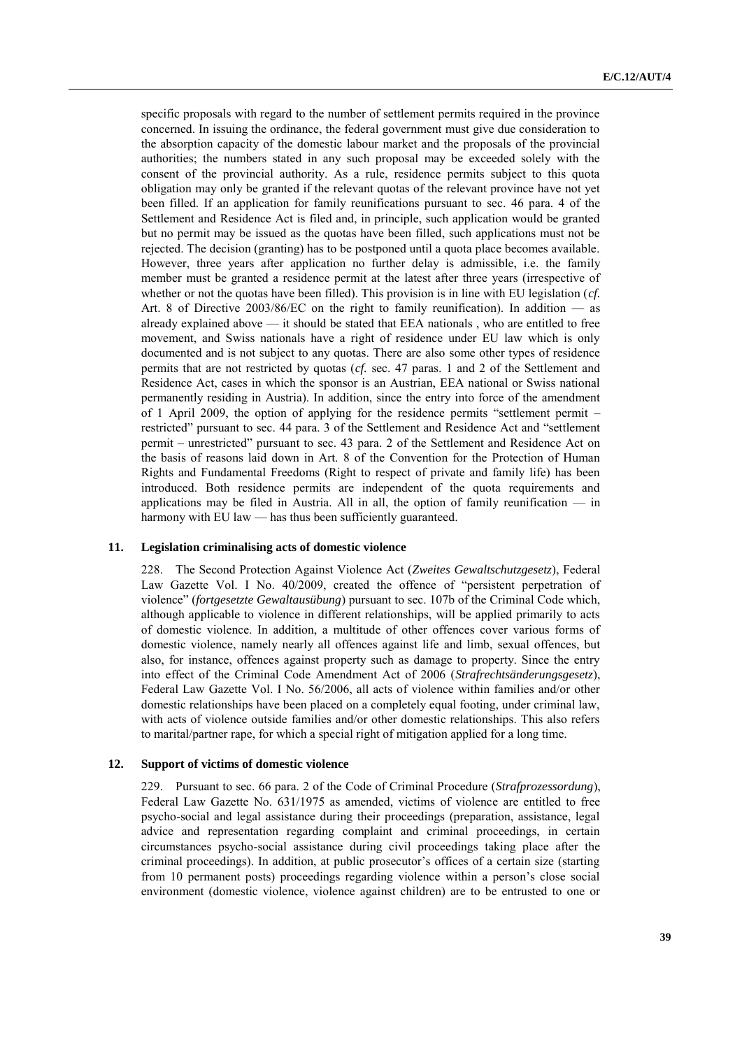specific proposals with regard to the number of settlement permits required in the province concerned. In issuing the ordinance, the federal government must give due consideration to the absorption capacity of the domestic labour market and the proposals of the provincial authorities; the numbers stated in any such proposal may be exceeded solely with the consent of the provincial authority. As a rule, residence permits subject to this quota obligation may only be granted if the relevant quotas of the relevant province have not yet been filled. If an application for family reunifications pursuant to sec. 46 para. 4 of the Settlement and Residence Act is filed and, in principle, such application would be granted but no permit may be issued as the quotas have been filled, such applications must not be rejected. The decision (granting) has to be postponed until a quota place becomes available. However, three years after application no further delay is admissible, i.e. the family member must be granted a residence permit at the latest after three years (irrespective of whether or not the quotas have been filled). This provision is in line with EU legislation (*cf.* Art. 8 of Directive 2003/86/EC on the right to family reunification). In addition — as already explained above — it should be stated that EEA nationals , who are entitled to free movement, and Swiss nationals have a right of residence under EU law which is only documented and is not subject to any quotas. There are also some other types of residence permits that are not restricted by quotas (*cf.* sec. 47 paras. 1 and 2 of the Settlement and Residence Act, cases in which the sponsor is an Austrian, EEA national or Swiss national permanently residing in Austria). In addition, since the entry into force of the amendment of 1 April 2009, the option of applying for the residence permits "settlement permit – restricted" pursuant to sec. 44 para. 3 of the Settlement and Residence Act and "settlement permit – unrestricted" pursuant to sec. 43 para. 2 of the Settlement and Residence Act on the basis of reasons laid down in Art. 8 of the Convention for the Protection of Human Rights and Fundamental Freedoms (Right to respect of private and family life) has been introduced. Both residence permits are independent of the quota requirements and applications may be filed in Austria. All in all, the option of family reunification — in harmony with EU law — has thus been sufficiently guaranteed.

## 11. Legislation criminalising acts of domestic violence

228. The Second Protection Against Violence Act (*Zweites Gewaltschutzgesetz*), Federal Law Gazette Vol. I No. 40/2009, created the offence of "persistent perpetration of violence" (*fortgesetzte Gewaltausübung*) pursuant to sec. 107b of the Criminal Code which, although applicable to violence in different relationships, will be applied primarily to acts of domestic violence. In addition, a multitude of other offences cover various forms of domestic violence, namely nearly all offences against life and limb, sexual offences, but also, for instance, offences against property such as damage to property. Since the entry into effect of the Criminal Code Amendment Act of 2006 (*Strafrechtsänderungsgesetz*), Federal Law Gazette Vol. I No. 56/2006, all acts of violence within families and/or other domestic relationships have been placed on a completely equal footing, under criminal law, with acts of violence outside families and/or other domestic relationships. This also refers to marital/partner rape, for which a special right of mitigation applied for a long time.

## 12. Support of victims of domestic violence

229. Pursuant to sec. 66 para. 2 of the Code of Criminal Procedure (*Strafprozessordung*), Federal Law Gazette No. 631/1975 as amended, victims of violence are entitled to free psycho-social and legal assistance during their proceedings (preparation, assistance, legal advice and representation regarding complaint and criminal proceedings, in certain circumstances psycho-social assistance during civil proceedings taking place after the criminal proceedings). In addition, at public prosecutor's offices of a certain size (starting from 10 permanent posts) proceedings regarding violence within a person's close social environment (domestic violence, violence against children) are to be entrusted to one or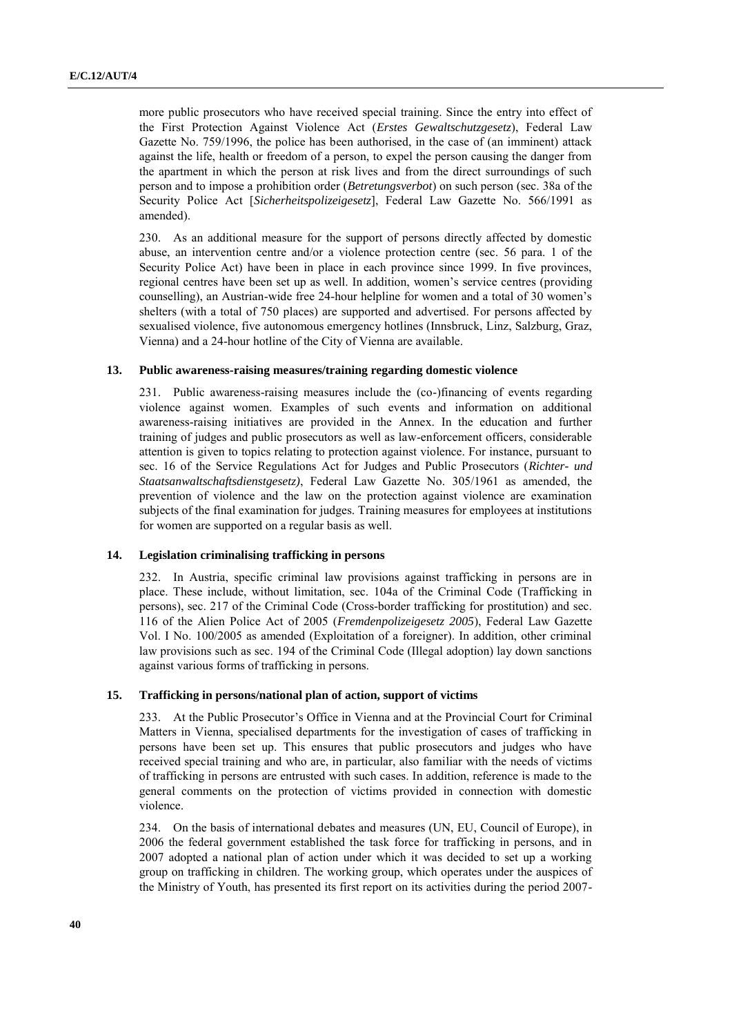more public prosecutors who have received special training. Since the entry into effect of the First Protection Against Violence Act (*Erstes Gewaltschutzgesetz*), Federal Law Gazette No. 759/1996, the police has been authorised, in the case of (an imminent) attack against the life, health or freedom of a person, to expel the person causing the danger from the apartment in which the person at risk lives and from the direct surroundings of such person and to impose a prohibition order (*Betretungsverbot*) on such person (sec. 38a of the Security Police Act [*Sicherheitspolizeigesetz*], Federal Law Gazette No. 566/1991 as amended).

230. As an additional measure for the support of persons directly affected by domestic abuse, an intervention centre and/or a violence protection centre (sec. 56 para. 1 of the Security Police Act) have been in place in each province since 1999. In five provinces, regional centres have been set up as well. In addition, women's service centres (providing counselling), an Austrian-wide free 24-hour helpline for women and a total of 30 women's shelters (with a total of 750 places) are supported and advertised. For persons affected by sexualised violence, five autonomous emergency hotlines (Innsbruck, Linz, Salzburg, Graz, Vienna) and a 24-hour hotline of the City of Vienna are available.

### 13. Public awareness-raising measures/training regarding domestic violence

231. Public awareness-raising measures include the (co-)financing of events regarding violence against women. Examples of such events and information on additional awareness-raising initiatives are provided in the Annex. In the education and further training of judges and public prosecutors as well as law-enforcement officers, considerable attention is given to topics relating to protection against violence. For instance, pursuant to sec. 16 of the Service Regulations Act for Judges and Public Prosecutors (*Richter- und Staatsanwaltschaftsdienstgesetz)*, Federal Law Gazette No. 305/1961 as amended, the prevention of violence and the law on the protection against violence are examination subjects of the final examination for judges. Training measures for employees at institutions for women are supported on a regular basis as well.

### 14. Legislation criminalising trafficking in persons

232. In Austria, specific criminal law provisions against trafficking in persons are in place. These include, without limitation, sec. 104a of the Criminal Code (Trafficking in persons), sec. 217 of the Criminal Code (Cross-border trafficking for prostitution) and sec. 116 of the Alien Police Act of 2005 (*Fremdenpolizeigesetz 2005*), Federal Law Gazette Vol. I No. 100/2005 as amended (Exploitation of a foreigner). In addition, other criminal law provisions such as sec. 194 of the Criminal Code (Illegal adoption) lay down sanctions against various forms of trafficking in persons.

### 15. Trafficking in persons/national plan of action, support of victims

233. At the Public Prosecutor's Office in Vienna and at the Provincial Court for Criminal Matters in Vienna, specialised departments for the investigation of cases of trafficking in persons have been set up. This ensures that public prosecutors and judges who have received special training and who are, in particular, also familiar with the needs of victims of trafficking in persons are entrusted with such cases. In addition, reference is made to the general comments on the protection of victims provided in connection with domestic violence.

234. On the basis of international debates and measures (UN, EU, Council of Europe), in 2006 the federal government established the task force for trafficking in persons, and in 2007 adopted a national plan of action under which it was decided to set up a working group on trafficking in children. The working group, which operates under the auspices of the Ministry of Youth, has presented its first report on its activities during the period 2007-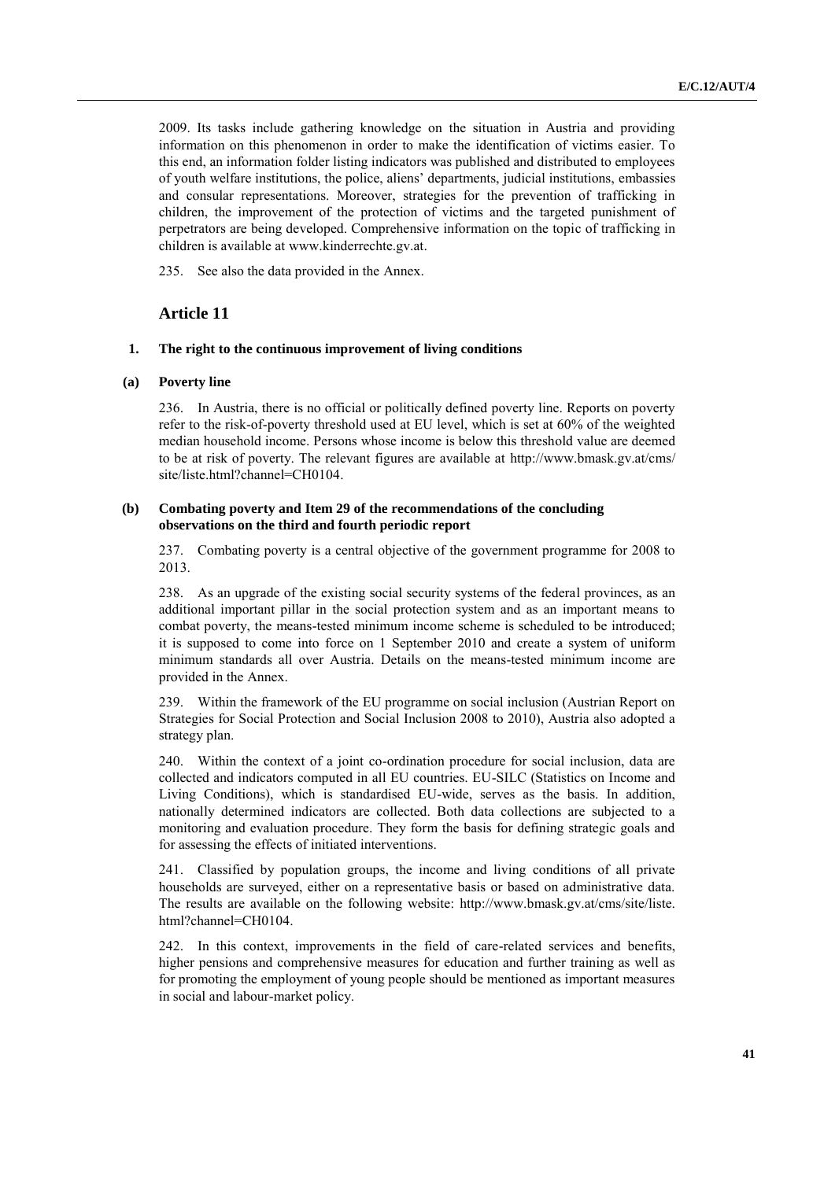2009. Its tasks include gathering knowledge on the situation in Austria and providing information on this phenomenon in order to make the identification of victims easier. To this end, an information folder listing indicators was published and distributed to employees of youth welfare institutions, the police, aliens' departments, judicial institutions, embassies and consular representations. Moreover, strategies for the prevention of trafficking in children, the improvement of the protection of victims and the targeted punishment of perpetrators are being developed. Comprehensive information on the topic of trafficking in children is available at www.kinderrechte.gv.at.

235. See also the data provided in the Annex.

## Article 11

### 1. The right to the continuous improvement of living conditions

#### (a) Poverty line

236. In Austria, there is no official or politically defined poverty line. Reports on poverty refer to the risk-of-poverty threshold used at EU level, which is set at 60% of the weighted median household income. Persons whose income is below this threshold value are deemed to be at risk of poverty. The relevant figures are available at http://www.bmask.gv.at/cms/site/liste.html?channel=CH0104.

#### (b) Combating poverty and Item 29 of the recommendations of the concluding observations on the third and fourth periodic report

237. Combating poverty is a central objective of the government programme for 2008 to 2013.

238. As an upgrade of the existing social security systems of the federal provinces, as an additional important pillar in the social protection system and as an important means to combat poverty, the means-tested minimum income scheme is scheduled to be introduced; it is supposed to come into force on 1 September 2010 and create a system of uniform minimum standards all over Austria. Details on the means-tested minimum income are provided in the Annex.

239. Within the framework of the EU programme on social inclusion (Austrian Report on Strategies for Social Protection and Social Inclusion 2008 to 2010), Austria also adopted a strategy plan.

240. Within the context of a joint co-ordination procedure for social inclusion, data are collected and indicators computed in all EU countries. EU-SILC (Statistics on Income and Living Conditions), which is standardised EU-wide, serves as the basis. In addition, nationally determined indicators are collected. Both data collections are subjected to a monitoring and evaluation procedure. They form the basis for defining strategic goals and for assessing the effects of initiated interventions.

241. Classified by population groups, the income and living conditions of all private households are surveyed, either on a representative basis or based on administrative data. The results are available on the following website: http://www.bmask.gv.at/cms/site/liste.html?channel=CH0104.

242. In this context, improvements in the field of care-related services and benefits, higher pensions and comprehensive measures for education and further training as well as for promoting the employment of young people should be mentioned as important measures in social and labour-market policy.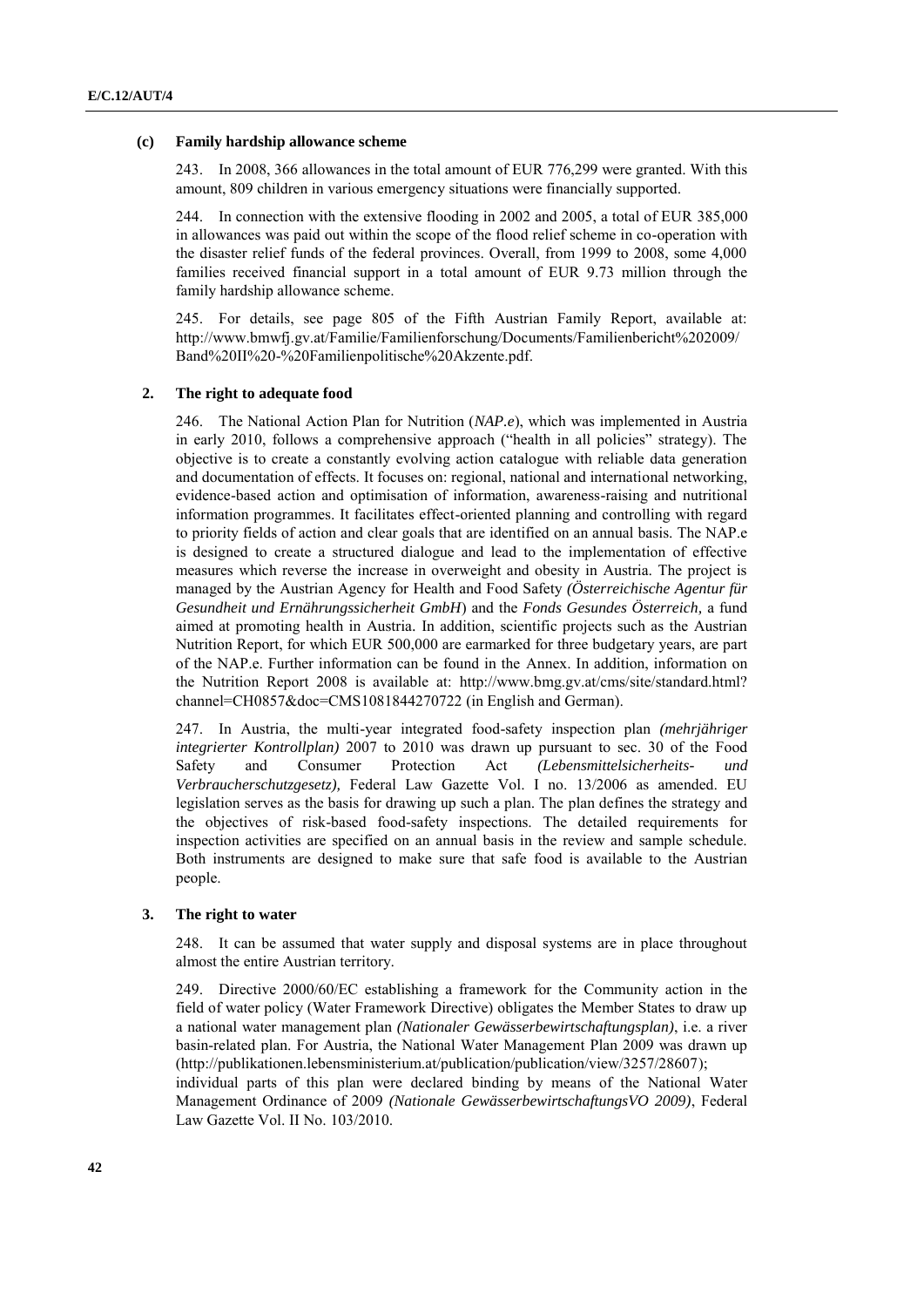### (c) Family hardship allowance scheme

243. In 2008, 366 allowances in the total amount of EUR 776,299 were granted. With this amount, 809 children in various emergency situations were financially supported.

244. In connection with the extensive flooding in 2002 and 2005, a total of EUR 385,000 in allowances was paid out within the scope of the flood relief scheme in co-operation with the disaster relief funds of the federal provinces. Overall, from 1999 to 2008, some 4,000 families received financial support in a total amount of EUR 9.73 million through the family hardship allowance scheme.

245. For details, see page 805 of the Fifth Austrian Family Report, available at: http://www.bmwfj.gv.at/Familie/Familienforschung/Documents/Familienbericht%202009/Band%20II%20-%20Familienpolitische%20Akzente.pdf.

## 2. The right to adequate food

246. The National Action Plan for Nutrition (*NAP.e*), which was implemented in Austria in early 2010, follows a comprehensive approach ("health in all policies" strategy). The objective is to create a constantly evolving action catalogue with reliable data generation and documentation of effects. It focuses on: regional, national and international networking, evidence-based action and optimisation of information, awareness-raising and nutritional information programmes. It facilitates effect-oriented planning and controlling with regard to priority fields of action and clear goals that are identified on an annual basis. The NAP.e is designed to create a structured dialogue and lead to the implementation of effective measures which reverse the increase in overweight and obesity in Austria. The project is managed by the Austrian Agency for Health and Food Safety *(Österreichische Agentur für Gesundheit und Ernährungssicherheit GmbH*) and the *Fonds Gesundes Österreich,* a fund aimed at promoting health in Austria. In addition, scientific projects such as the Austrian Nutrition Report, for which EUR 500,000 are earmarked for three budgetary years, are part of the NAP.e. Further information can be found in the Annex. In addition, information on the Nutrition Report 2008 is available at: http://www.bmg.gv.at/cms/site/standard.html?channel=CH0857&doc=CMS1081844270722 (in English and German).

247. In Austria, the multi-year integrated food-safety inspection plan *(mehrjähriger integrierter Kontrollplan)* 2007 to 2010 was drawn up pursuant to sec. 30 of the Food Safety and Consumer Protection Act *(Lebensmittelsicherheits- und Verbraucherschutzgesetz),* Federal Law Gazette Vol. I no. 13/2006 as amended. EU legislation serves as the basis for drawing up such a plan. The plan defines the strategy and the objectives of risk-based food-safety inspections. The detailed requirements for inspection activities are specified on an annual basis in the review and sample schedule. Both instruments are designed to make sure that safe food is available to the Austrian people.

## 3. The right to water

248. It can be assumed that water supply and disposal systems are in place throughout almost the entire Austrian territory.

249. Directive 2000/60/EC establishing a framework for the Community action in the field of water policy (Water Framework Directive) obligates the Member States to draw up a national water management plan *(Nationaler Gewässerbewirtschaftungsplan)*, i.e. a river basin-related plan. For Austria, the National Water Management Plan 2009 was drawn up (http://publikationen.lebensministerium.at/publication/publication/view/3257/28607); individual parts of this plan were declared binding by means of the National Water Management Ordinance of 2009 *(Nationale GewässerbewirtschaftungsVO 2009)*, Federal Law Gazette Vol. II No. 103/2010.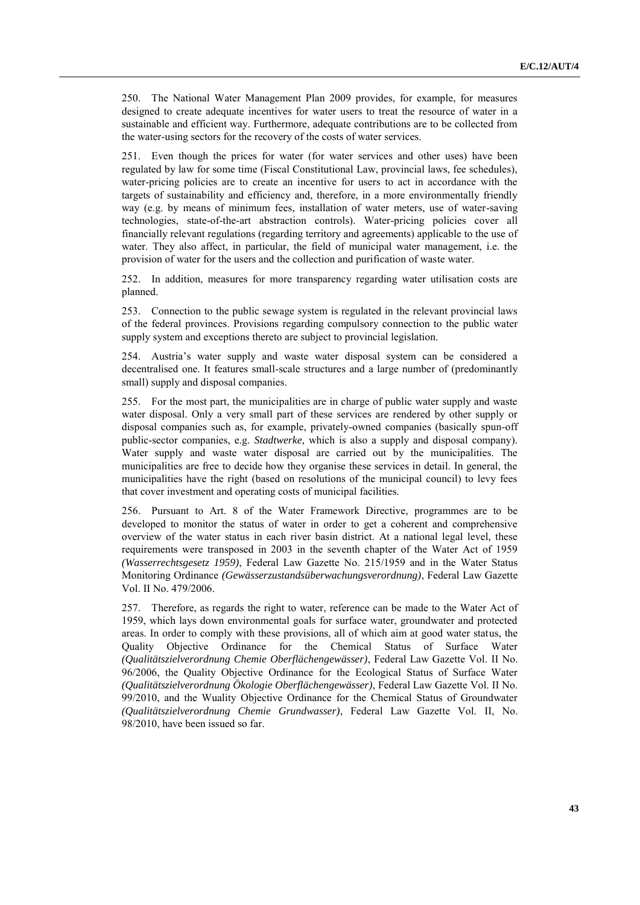250. The National Water Management Plan 2009 provides, for example, for measures designed to create adequate incentives for water users to treat the resource of water in a sustainable and efficient way. Furthermore, adequate contributions are to be collected from the water-using sectors for the recovery of the costs of water services.

251. Even though the prices for water (for water services and other uses) have been regulated by law for some time (Fiscal Constitutional Law, provincial laws, fee schedules), water-pricing policies are to create an incentive for users to act in accordance with the targets of sustainability and efficiency and, therefore, in a more environmentally friendly way (e.g. by means of minimum fees, installation of water meters, use of water-saving technologies, state-of-the-art abstraction controls). Water-pricing policies cover all financially relevant regulations (regarding territory and agreements) applicable to the use of water. They also affect, in particular, the field of municipal water management, i.e. the provision of water for the users and the collection and purification of waste water.

252. In addition, measures for more transparency regarding water utilisation costs are planned.

253. Connection to the public sewage system is regulated in the relevant provincial laws of the federal provinces. Provisions regarding compulsory connection to the public water supply system and exceptions thereto are subject to provincial legislation.

254. Austria's water supply and waste water disposal system can be considered a decentralised one. It features small-scale structures and a large number of (predominantly small) supply and disposal companies.

255. For the most part, the municipalities are in charge of public water supply and waste water disposal. Only a very small part of these services are rendered by other supply or disposal companies such as, for example, privately-owned companies (basically spun-off public-sector companies, e.g. *Stadtwerke*, which is also a supply and disposal company). Water supply and waste water disposal are carried out by the municipalities. The municipalities are free to decide how they organise these services in detail. In general, the municipalities have the right (based on resolutions of the municipal council) to levy fees that cover investment and operating costs of municipal facilities.

256. Pursuant to Art. 8 of the Water Framework Directive, programmes are to be developed to monitor the status of water in order to get a coherent and comprehensive overview of the water status in each river basin district. At a national legal level, these requirements were transposed in 2003 in the seventh chapter of the Water Act of 1959 *(Wasserrechtsgesetz 1959)*, Federal Law Gazette No. 215/1959 and in the Water Status Monitoring Ordinance *(Gewässerzustandsüberwachungsverordnung)*, Federal Law Gazette Vol. II No. 479/2006.

257. Therefore, as regards the right to water, reference can be made to the Water Act of 1959, which lays down environmental goals for surface water, groundwater and protected areas. In order to comply with these provisions, all of which aim at good water status, the Quality Objective Ordinance for the Chemical Status of Surface Water *(Qualitätszielverordnung Chemie Oberflächengewässer)*, Federal Law Gazette Vol. II No. 96/2006, the Quality Objective Ordinance for the Ecological Status of Surface Water *(Qualitätszielverordnung Ökologie Oberflächengewässer)*, Federal Law Gazette Vol. II No. 99/2010, and the Wuality Objective Ordinance for the Chemical Status of Groundwater *(Qualitätszielverordnung Chemie Grundwasser)*, Federal Law Gazette Vol. II, No. 98/2010, have been issued so far.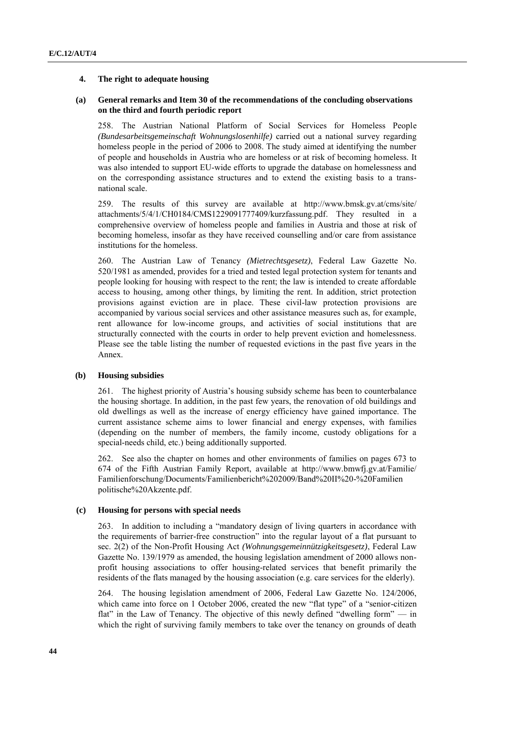## 4. The right to adequate housing

### (a) General remarks and Item 30 of the recommendations of the concluding observations on the third and fourth periodic report

258. The Austrian National Platform of Social Services for Homeless People *(Bundesarbeitsgemeinschaft Wohnungslosenhilfe)* carried out a national survey regarding homeless people in the period of 2006 to 2008. The study aimed at identifying the number of people and households in Austria who are homeless or at risk of becoming homeless. It was also intended to support EU-wide efforts to upgrade the database on homelessness and on the corresponding assistance structures and to extend the existing basis to a trans-national scale.

259. The results of this survey are available at http://www.bmsk.gv.at/cms/site/attachments/5/4/1/CH0184/CMS1229091777409/kurzfassung.pdf. They resulted in a comprehensive overview of homeless people and families in Austria and those at risk of becoming homeless, insofar as they have received counselling and/or care from assistance institutions for the homeless.

260. The Austrian Law of Tenancy *(Mietrechtsgesetz)*, Federal Law Gazette No. 520/1981 as amended, provides for a tried and tested legal protection system for tenants and people looking for housing with respect to the rent; the law is intended to create affordable access to housing, among other things, by limiting the rent. In addition, strict protection provisions against eviction are in place. These civil-law protection provisions are accompanied by various social services and other assistance measures such as, for example, rent allowance for low-income groups, and activities of social institutions that are structurally connected with the courts in order to help prevent eviction and homelessness. Please see the table listing the number of requested evictions in the past five years in the Annex.

### (b) Housing subsidies

261. The highest priority of Austria's housing subsidy scheme has been to counterbalance the housing shortage. In addition, in the past few years, the renovation of old buildings and old dwellings as well as the increase of energy efficiency have gained importance. The current assistance scheme aims to lower financial and energy expenses, with families (depending on the number of members, the family income, custody obligations for a special-needs child, etc.) being additionally supported.

262. See also the chapter on homes and other environments of families on pages 673 to 674 of the Fifth Austrian Family Report, available at http://www.bmwfj.gv.at/Familie/Familienforschung/Documents/Familienbericht%202009/Band%20II%20-%20Familienpolitische%20Akzente.pdf.

### (c) Housing for persons with special needs

263. In addition to including a "mandatory design of living quarters in accordance with the requirements of barrier-free construction" into the regular layout of a flat pursuant to sec. 2(2) of the Non-Profit Housing Act *(Wohnungsgemeinnützigkeitsgesetz)*, Federal Law Gazette No. 139/1979 as amended, the housing legislation amendment of 2000 allows non-profit housing associations to offer housing-related services that benefit primarily the residents of the flats managed by the housing association (e.g. care services for the elderly).

264. The housing legislation amendment of 2006, Federal Law Gazette No. 124/2006, which came into force on 1 October 2006, created the new "flat type" of a "senior-citizen flat" in the Law of Tenancy. The objective of this newly defined "dwelling form" — in which the right of surviving family members to take over the tenancy on grounds of death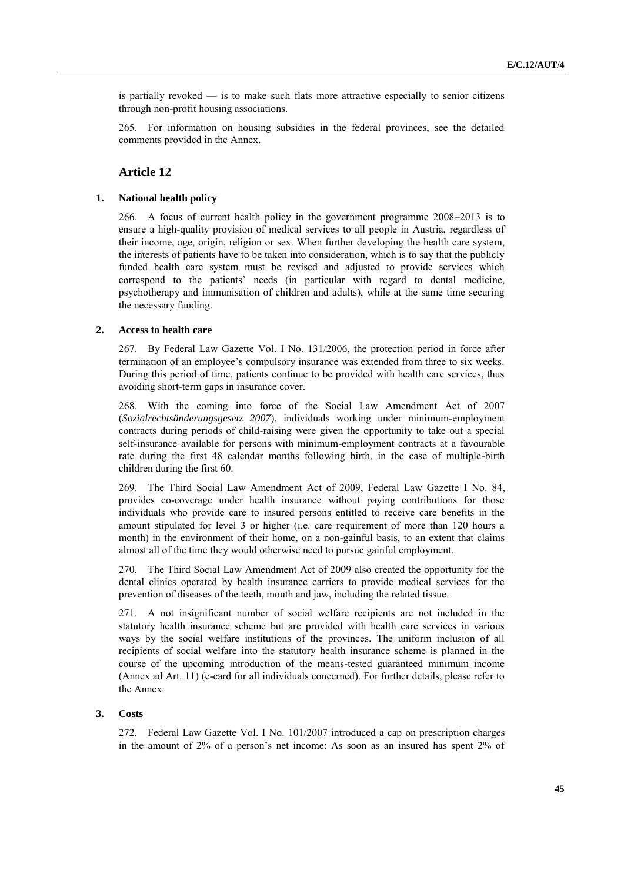is partially revoked — is to make such flats more attractive especially to senior citizens through non-profit housing associations.

265. For information on housing subsidies in the federal provinces, see the detailed comments provided in the Annex.

## Article 12

### 1. National health policy

266. A focus of current health policy in the government programme 2008–2013 is to ensure a high-quality provision of medical services to all people in Austria, regardless of their income, age, origin, religion or sex. When further developing the health care system, the interests of patients have to be taken into consideration, which is to say that the publicly funded health care system must be revised and adjusted to provide services which correspond to the patients' needs (in particular with regard to dental medicine, psychotherapy and immunisation of children and adults), while at the same time securing the necessary funding.

### 2. Access to health care

267. By Federal Law Gazette Vol. I No. 131/2006, the protection period in force after termination of an employee's compulsory insurance was extended from three to six weeks. During this period of time, patients continue to be provided with health care services, thus avoiding short-term gaps in insurance cover.

268. With the coming into force of the Social Law Amendment Act of 2007 (*Sozialrechtsänderungsgesetz 2007*), individuals working under minimum-employment contracts during periods of child-raising were given the opportunity to take out a special self-insurance available for persons with minimum-employment contracts at a favourable rate during the first 48 calendar months following birth, in the case of multiple-birth children during the first 60.

269. The Third Social Law Amendment Act of 2009, Federal Law Gazette I No. 84, provides co-coverage under health insurance without paying contributions for those individuals who provide care to insured persons entitled to receive care benefits in the amount stipulated for level 3 or higher (i.e. care requirement of more than 120 hours a month) in the environment of their home, on a non-gainful basis, to an extent that claims almost all of the time they would otherwise need to pursue gainful employment.

270. The Third Social Law Amendment Act of 2009 also created the opportunity for the dental clinics operated by health insurance carriers to provide medical services for the prevention of diseases of the teeth, mouth and jaw, including the related tissue.

271. A not insignificant number of social welfare recipients are not included in the statutory health insurance scheme but are provided with health care services in various ways by the social welfare institutions of the provinces. The uniform inclusion of all recipients of social welfare into the statutory health insurance scheme is planned in the course of the upcoming introduction of the means-tested guaranteed minimum income (Annex ad Art. 11) (e-card for all individuals concerned). For further details, please refer to the Annex.

### 3. Costs

272. Federal Law Gazette Vol. I No. 101/2007 introduced a cap on prescription charges in the amount of 2% of a person's net income: As soon as an insured has spent 2% of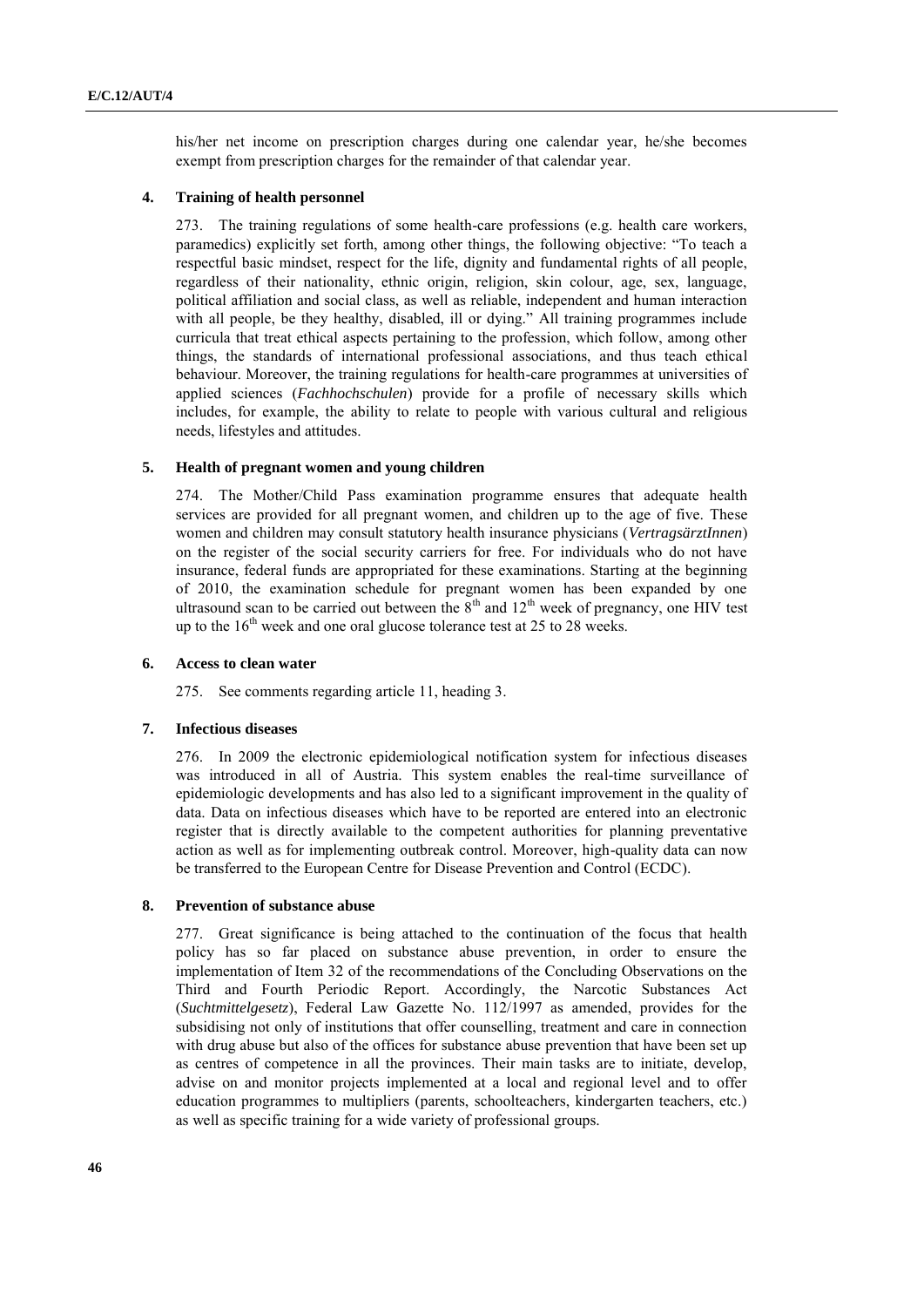his/her net income on prescription charges during one calendar year, he/she becomes exempt from prescription charges for the remainder of that calendar year.

### 4. Training of health personnel

273. The training regulations of some health-care professions (e.g. health care workers, paramedics) explicitly set forth, among other things, the following objective: "To teach a respectful basic mindset, respect for the life, dignity and fundamental rights of all people, regardless of their nationality, ethnic origin, religion, skin colour, age, sex, language, political affiliation and social class, as well as reliable, independent and human interaction with all people, be they healthy, disabled, ill or dying." All training programmes include curricula that treat ethical aspects pertaining to the profession, which follow, among other things, the standards of international professional associations, and thus teach ethical behaviour. Moreover, the training regulations for health-care programmes at universities of applied sciences (*Fachhochschulen*) provide for a profile of necessary skills which includes, for example, the ability to relate to people with various cultural and religious needs, lifestyles and attitudes.

### 5. Health of pregnant women and young children

274. The Mother/Child Pass examination programme ensures that adequate health services are provided for all pregnant women, and children up to the age of five. These women and children may consult statutory health insurance physicians (*VertragsärztInnen*) on the register of the social security carriers for free. For individuals who do not have insurance, federal funds are appropriated for these examinations. Starting at the beginning of 2010, the examination schedule for pregnant women has been expanded by one ultrasound scan to be carried out between the 8th and 12th week of pregnancy, one HIV test up to the 16th week and one oral glucose tolerance test at 25 to 28 weeks.

### 6. Access to clean water

275. See comments regarding article 11, heading 3.

### 7. Infectious diseases

276. In 2009 the electronic epidemiological notification system for infectious diseases was introduced in all of Austria. This system enables the real-time surveillance of epidemiologic developments and has also led to a significant improvement in the quality of data. Data on infectious diseases which have to be reported are entered into an electronic register that is directly available to the competent authorities for planning preventative action as well as for implementing outbreak control. Moreover, high-quality data can now be transferred to the European Centre for Disease Prevention and Control (ECDC).

### 8. Prevention of substance abuse

277. Great significance is being attached to the continuation of the focus that health policy has so far placed on substance abuse prevention, in order to ensure the implementation of Item 32 of the recommendations of the Concluding Observations on the Third and Fourth Periodic Report. Accordingly, the Narcotic Substances Act (*Suchtmittelgesetz*), Federal Law Gazette No. 112/1997 as amended, provides for the subsidising not only of institutions that offer counselling, treatment and care in connection with drug abuse but also of the offices for substance abuse prevention that have been set up as centres of competence in all the provinces. Their main tasks are to initiate, develop, advise on and monitor projects implemented at a local and regional level and to offer education programmes to multipliers (parents, schoolteachers, kindergarten teachers, etc.) as well as specific training for a wide variety of professional groups.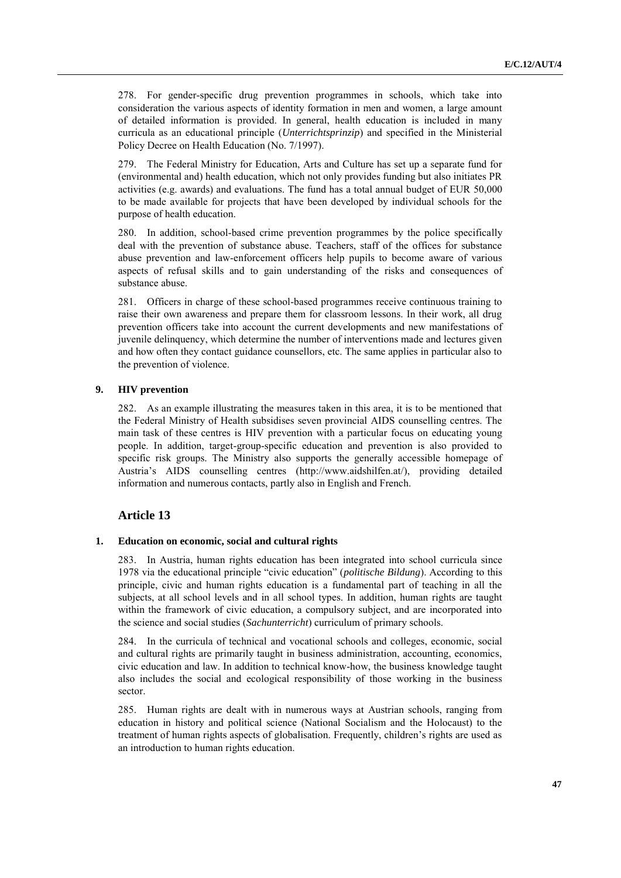278. For gender-specific drug prevention programmes in schools, which take into consideration the various aspects of identity formation in men and women, a large amount of detailed information is provided. In general, health education is included in many curricula as an educational principle (*Unterrichtsprinzip*) and specified in the Ministerial Policy Decree on Health Education (No. 7/1997).

279. The Federal Ministry for Education, Arts and Culture has set up a separate fund for (environmental and) health education, which not only provides funding but also initiates PR activities (e.g. awards) and evaluations. The fund has a total annual budget of EUR 50,000 to be made available for projects that have been developed by individual schools for the purpose of health education.

280. In addition, school-based crime prevention programmes by the police specifically deal with the prevention of substance abuse. Teachers, staff of the offices for substance abuse prevention and law-enforcement officers help pupils to become aware of various aspects of refusal skills and to gain understanding of the risks and consequences of substance abuse.

281. Officers in charge of these school-based programmes receive continuous training to raise their own awareness and prepare them for classroom lessons. In their work, all drug prevention officers take into account the current developments and new manifestations of juvenile delinquency, which determine the number of interventions made and lectures given and how often they contact guidance counsellors, etc. The same applies in particular also to the prevention of violence.

### 9. HIV prevention

282. As an example illustrating the measures taken in this area, it is to be mentioned that the Federal Ministry of Health subsidises seven provincial AIDS counselling centres. The main task of these centres is HIV prevention with a particular focus on educating young people. In addition, target-group-specific education and prevention is also provided to specific risk groups. The Ministry also supports the generally accessible homepage of Austria's AIDS counselling centres (http://www.aidshilfen.at/), providing detailed information and numerous contacts, partly also in English and French.

## Article 13

### 1. Education on economic, social and cultural rights

283. In Austria, human rights education has been integrated into school curricula since 1978 via the educational principle "civic education" (*politische Bildung*). According to this principle, civic and human rights education is a fundamental part of teaching in all the subjects, at all school levels and in all school types. In addition, human rights are taught within the framework of civic education, a compulsory subject, and are incorporated into the science and social studies (*Sachunterricht*) curriculum of primary schools.

284. In the curricula of technical and vocational schools and colleges, economic, social and cultural rights are primarily taught in business administration, accounting, economics, civic education and law. In addition to technical know-how, the business knowledge taught also includes the social and ecological responsibility of those working in the business sector.

285. Human rights are dealt with in numerous ways at Austrian schools, ranging from education in history and political science (National Socialism and the Holocaust) to the treatment of human rights aspects of globalisation. Frequently, children's rights are used as an introduction to human rights education.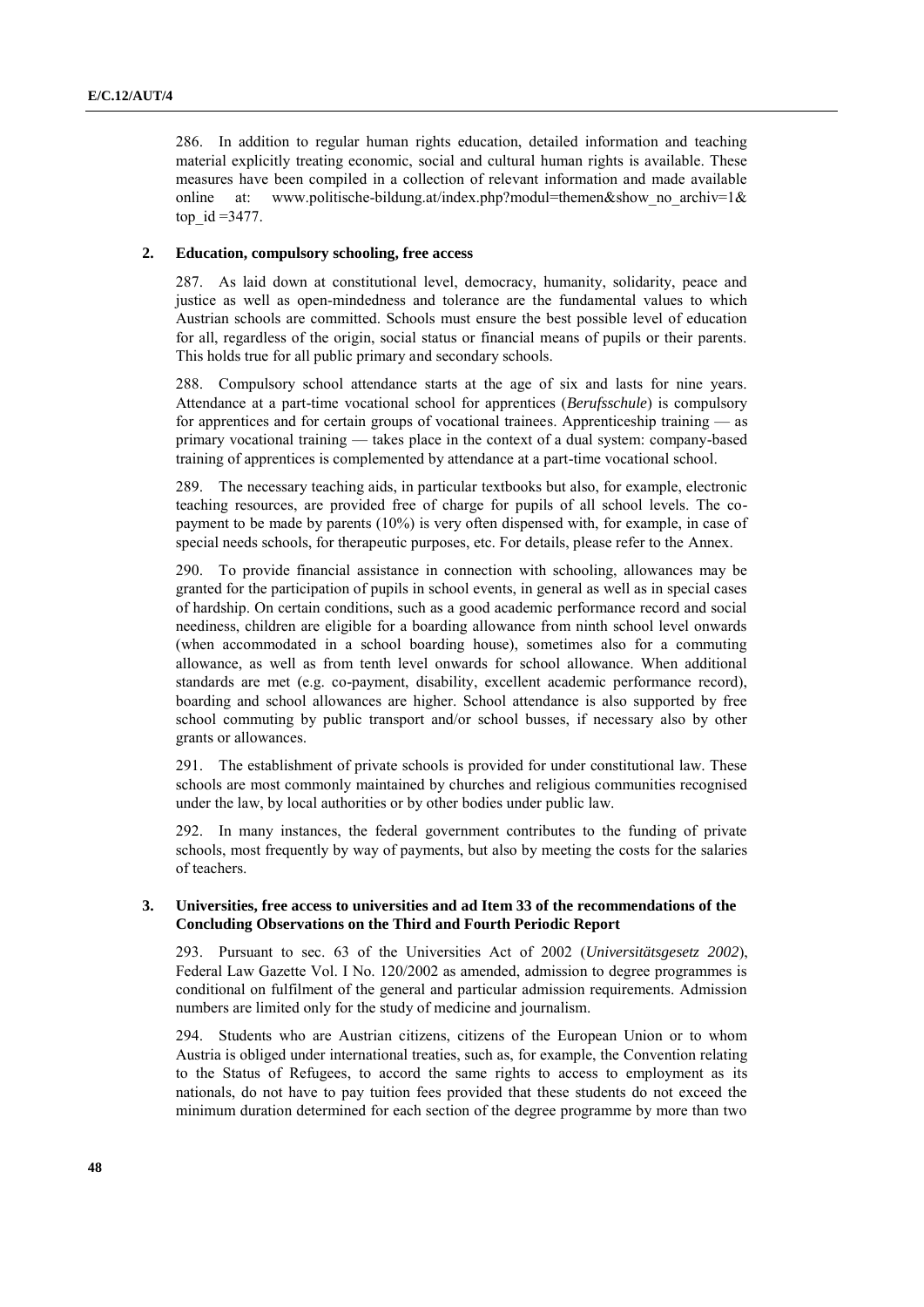286. In addition to regular human rights education, detailed information and teaching material explicitly treating economic, social and cultural human rights is available. These measures have been compiled in a collection of relevant information and made available online at: www.politische-bildung.at/index.php?modul=themen&show_no_archiv=1&top_id =3477.

## 2. Education, compulsory schooling, free access

287. As laid down at constitutional level, democracy, humanity, solidarity, peace and justice as well as open-mindedness and tolerance are the fundamental values to which Austrian schools are committed. Schools must ensure the best possible level of education for all, regardless of the origin, social status or financial means of pupils or their parents. This holds true for all public primary and secondary schools.

288. Compulsory school attendance starts at the age of six and lasts for nine years. Attendance at a part-time vocational school for apprentices (*Berufsschule*) is compulsory for apprentices and for certain groups of vocational trainees. Apprenticeship training — as primary vocational training — takes place in the context of a dual system: company-based training of apprentices is complemented by attendance at a part-time vocational school.

289. The necessary teaching aids, in particular textbooks but also, for example, electronic teaching resources, are provided free of charge for pupils of all school levels. The co-payment to be made by parents (10%) is very often dispensed with, for example, in case of special needs schools, for therapeutic purposes, etc. For details, please refer to the Annex.

290. To provide financial assistance in connection with schooling, allowances may be granted for the participation of pupils in school events, in general as well as in special cases of hardship. On certain conditions, such as a good academic performance record and social neediness, children are eligible for a boarding allowance from ninth school level onwards (when accommodated in a school boarding house), sometimes also for a commuting allowance, as well as from tenth level onwards for school allowance. When additional standards are met (e.g. co-payment, disability, excellent academic performance record), boarding and school allowances are higher. School attendance is also supported by free school commuting by public transport and/or school busses, if necessary also by other grants or allowances.

291. The establishment of private schools is provided for under constitutional law. These schools are most commonly maintained by churches and religious communities recognised under the law, by local authorities or by other bodies under public law.

292. In many instances, the federal government contributes to the funding of private schools, most frequently by way of payments, but also by meeting the costs for the salaries of teachers.

## 3. Universities, free access to universities and ad Item 33 of the recommendations of the Concluding Observations on the Third and Fourth Periodic Report

293. Pursuant to sec. 63 of the Universities Act of 2002 (*Universitätsgesetz 2002*), Federal Law Gazette Vol. I No. 120/2002 as amended, admission to degree programmes is conditional on fulfilment of the general and particular admission requirements. Admission numbers are limited only for the study of medicine and journalism.

294. Students who are Austrian citizens, citizens of the European Union or to whom Austria is obliged under international treaties, such as, for example, the Convention relating to the Status of Refugees, to accord the same rights to access to employment as its nationals, do not have to pay tuition fees provided that these students do not exceed the minimum duration determined for each section of the degree programme by more than two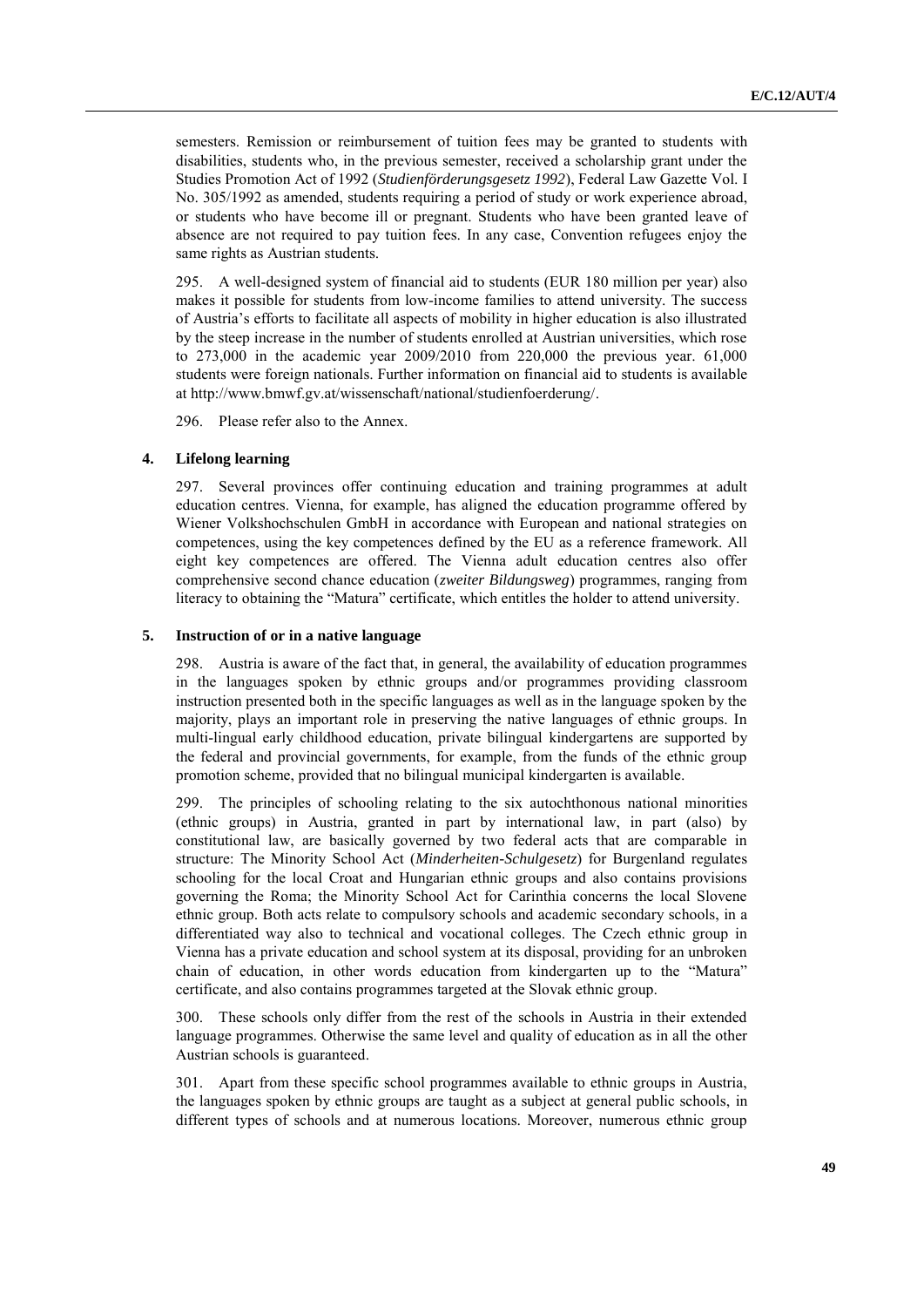semesters. Remission or reimbursement of tuition fees may be granted to students with disabilities, students who, in the previous semester, received a scholarship grant under the Studies Promotion Act of 1992 (*Studienförderungsgesetz 1992*), Federal Law Gazette Vol. I No. 305/1992 as amended, students requiring a period of study or work experience abroad, or students who have become ill or pregnant. Students who have been granted leave of absence are not required to pay tuition fees. In any case, Convention refugees enjoy the same rights as Austrian students.

295. A well-designed system of financial aid to students (EUR 180 million per year) also makes it possible for students from low-income families to attend university. The success of Austria's efforts to facilitate all aspects of mobility in higher education is also illustrated by the steep increase in the number of students enrolled at Austrian universities, which rose to 273,000 in the academic year 2009/2010 from 220,000 the previous year. 61,000 students were foreign nationals. Further information on financial aid to students is available at http://www.bmwf.gv.at/wissenschaft/national/studienfoerderung/.

296. Please refer also to the Annex.

### 4. Lifelong learning

297. Several provinces offer continuing education and training programmes at adult education centres. Vienna, for example, has aligned the education programme offered by Wiener Volkshochschulen GmbH in accordance with European and national strategies on competences, using the key competences defined by the EU as a reference framework. All eight key competences are offered. The Vienna adult education centres also offer comprehensive second chance education (*zweiter Bildungsweg*) programmes, ranging from literacy to obtaining the "Matura" certificate, which entitles the holder to attend university.

### 5. Instruction of or in a native language

298. Austria is aware of the fact that, in general, the availability of education programmes in the languages spoken by ethnic groups and/or programmes providing classroom instruction presented both in the specific languages as well as in the language spoken by the majority, plays an important role in preserving the native languages of ethnic groups. In multi-lingual early childhood education, private bilingual kindergartens are supported by the federal and provincial governments, for example, from the funds of the ethnic group promotion scheme, provided that no bilingual municipal kindergarten is available.

299. The principles of schooling relating to the six autochthonous national minorities (ethnic groups) in Austria, granted in part by international law, in part (also) by constitutional law, are basically governed by two federal acts that are comparable in structure: The Minority School Act (*Minderheiten-Schulgesetz*) for Burgenland regulates schooling for the local Croat and Hungarian ethnic groups and also contains provisions governing the Roma; the Minority School Act for Carinthia concerns the local Slovene ethnic group. Both acts relate to compulsory schools and academic secondary schools, in a differentiated way also to technical and vocational colleges. The Czech ethnic group in Vienna has a private education and school system at its disposal, providing for an unbroken chain of education, in other words education from kindergarten up to the "Matura" certificate, and also contains programmes targeted at the Slovak ethnic group.

300. These schools only differ from the rest of the schools in Austria in their extended language programmes. Otherwise the same level and quality of education as in all the other Austrian schools is guaranteed.

301. Apart from these specific school programmes available to ethnic groups in Austria, the languages spoken by ethnic groups are taught as a subject at general public schools, in different types of schools and at numerous locations. Moreover, numerous ethnic group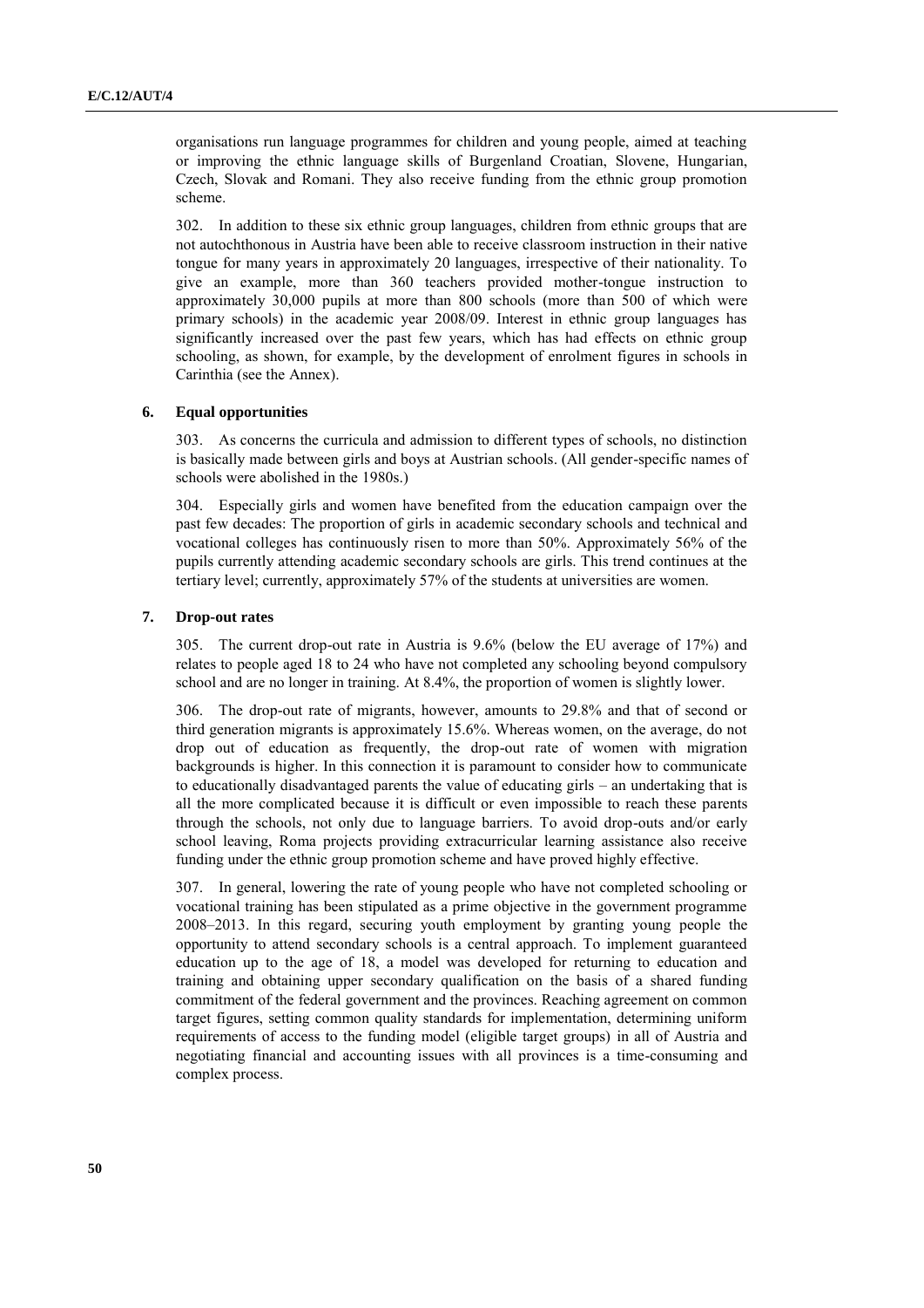organisations run language programmes for children and young people, aimed at teaching or improving the ethnic language skills of Burgenland Croatian, Slovene, Hungarian, Czech, Slovak and Romani. They also receive funding from the ethnic group promotion scheme.

302. In addition to these six ethnic group languages, children from ethnic groups that are not autochthonous in Austria have been able to receive classroom instruction in their native tongue for many years in approximately 20 languages, irrespective of their nationality. To give an example, more than 360 teachers provided mother-tongue instruction to approximately 30,000 pupils at more than 800 schools (more than 500 of which were primary schools) in the academic year 2008/09. Interest in ethnic group languages has significantly increased over the past few years, which has had effects on ethnic group schooling, as shown, for example, by the development of enrolment figures in schools in Carinthia (see the Annex).

### 6. Equal opportunities

303. As concerns the curricula and admission to different types of schools, no distinction is basically made between girls and boys at Austrian schools. (All gender-specific names of schools were abolished in the 1980s.)

304. Especially girls and women have benefited from the education campaign over the past few decades: The proportion of girls in academic secondary schools and technical and vocational colleges has continuously risen to more than 50%. Approximately 56% of the pupils currently attending academic secondary schools are girls. This trend continues at the tertiary level; currently, approximately 57% of the students at universities are women.

### 7. Drop-out rates

305. The current drop-out rate in Austria is 9.6% (below the EU average of 17%) and relates to people aged 18 to 24 who have not completed any schooling beyond compulsory school and are no longer in training. At 8.4%, the proportion of women is slightly lower.

306. The drop-out rate of migrants, however, amounts to 29.8% and that of second or third generation migrants is approximately 15.6%. Whereas women, on the average, do not drop out of education as frequently, the drop-out rate of women with migration backgrounds is higher. In this connection it is paramount to consider how to communicate to educationally disadvantaged parents the value of educating girls – an undertaking that is all the more complicated because it is difficult or even impossible to reach these parents through the schools, not only due to language barriers. To avoid drop-outs and/or early school leaving, Roma projects providing extracurricular learning assistance also receive funding under the ethnic group promotion scheme and have proved highly effective.

307. In general, lowering the rate of young people who have not completed schooling or vocational training has been stipulated as a prime objective in the government programme 2008–2013. In this regard, securing youth employment by granting young people the opportunity to attend secondary schools is a central approach. To implement guaranteed education up to the age of 18, a model was developed for returning to education and training and obtaining upper secondary qualification on the basis of a shared funding commitment of the federal government and the provinces. Reaching agreement on common target figures, setting common quality standards for implementation, determining uniform requirements of access to the funding model (eligible target groups) in all of Austria and negotiating financial and accounting issues with all provinces is a time-consuming and complex process.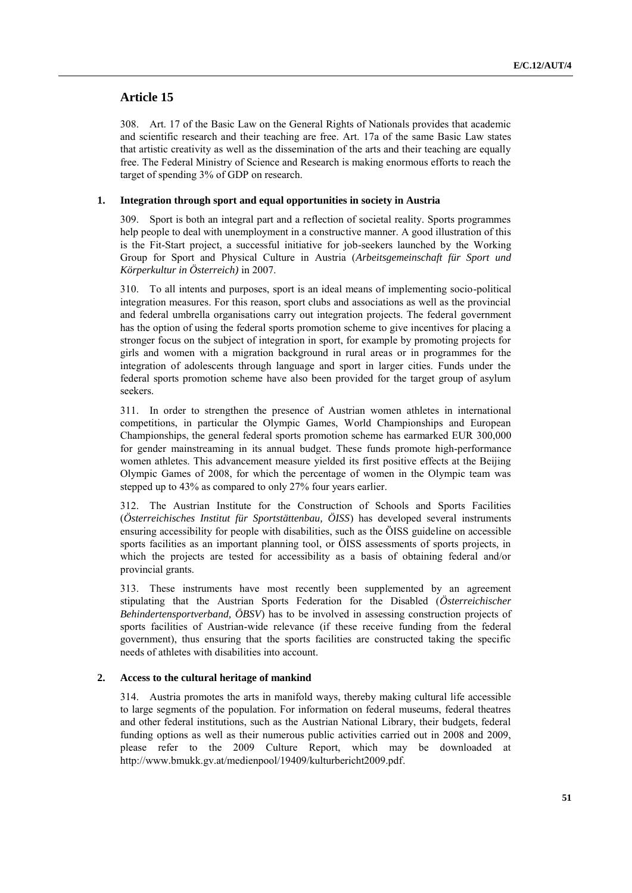## Article 15

308. Art. 17 of the Basic Law on the General Rights of Nationals provides that academic and scientific research and their teaching are free. Art. 17a of the same Basic Law states that artistic creativity as well as the dissemination of the arts and their teaching are equally free. The Federal Ministry of Science and Research is making enormous efforts to reach the target of spending 3% of GDP on research.

### 1. Integration through sport and equal opportunities in society in Austria

309. Sport is both an integral part and a reflection of societal reality. Sports programmes help people to deal with unemployment in a constructive manner. A good illustration of this is the Fit-Start project, a successful initiative for job-seekers launched by the Working Group for Sport and Physical Culture in Austria (*Arbeitsgemeinschaft für Sport und Körperkultur in Österreich)* in 2007.

310. To all intents and purposes, sport is an ideal means of implementing socio-political integration measures. For this reason, sport clubs and associations as well as the provincial and federal umbrella organisations carry out integration projects. The federal government has the option of using the federal sports promotion scheme to give incentives for placing a stronger focus on the subject of integration in sport, for example by promoting projects for girls and women with a migration background in rural areas or in programmes for the integration of adolescents through language and sport in larger cities. Funds under the federal sports promotion scheme have also been provided for the target group of asylum seekers.

311. In order to strengthen the presence of Austrian women athletes in international competitions, in particular the Olympic Games, World Championships and European Championships, the general federal sports promotion scheme has earmarked EUR 300,000 for gender mainstreaming in its annual budget. These funds promote high-performance women athletes. This advancement measure yielded its first positive effects at the Beijing Olympic Games of 2008, for which the percentage of women in the Olympic team was stepped up to 43% as compared to only 27% four years earlier.

312. The Austrian Institute for the Construction of Schools and Sports Facilities (*Österreichisches Institut für Sportstättenbau, ÖISS*) has developed several instruments ensuring accessibility for people with disabilities, such as the ÖISS guideline on accessible sports facilities as an important planning tool, or ÖISS assessments of sports projects, in which the projects are tested for accessibility as a basis of obtaining federal and/or provincial grants.

313. These instruments have most recently been supplemented by an agreement stipulating that the Austrian Sports Federation for the Disabled (*Österreichischer Behindertensportverband, ÖBSV*) has to be involved in assessing construction projects of sports facilities of Austrian-wide relevance (if these receive funding from the federal government), thus ensuring that the sports facilities are constructed taking the specific needs of athletes with disabilities into account.

### 2. Access to the cultural heritage of mankind

314. Austria promotes the arts in manifold ways, thereby making cultural life accessible to large segments of the population. For information on federal museums, federal theatres and other federal institutions, such as the Austrian National Library, their budgets, federal funding options as well as their numerous public activities carried out in 2008 and 2009, please refer to the 2009 Culture Report, which may be downloaded at http://www.bmukk.gv.at/medienpool/19409/kulturbericht2009.pdf.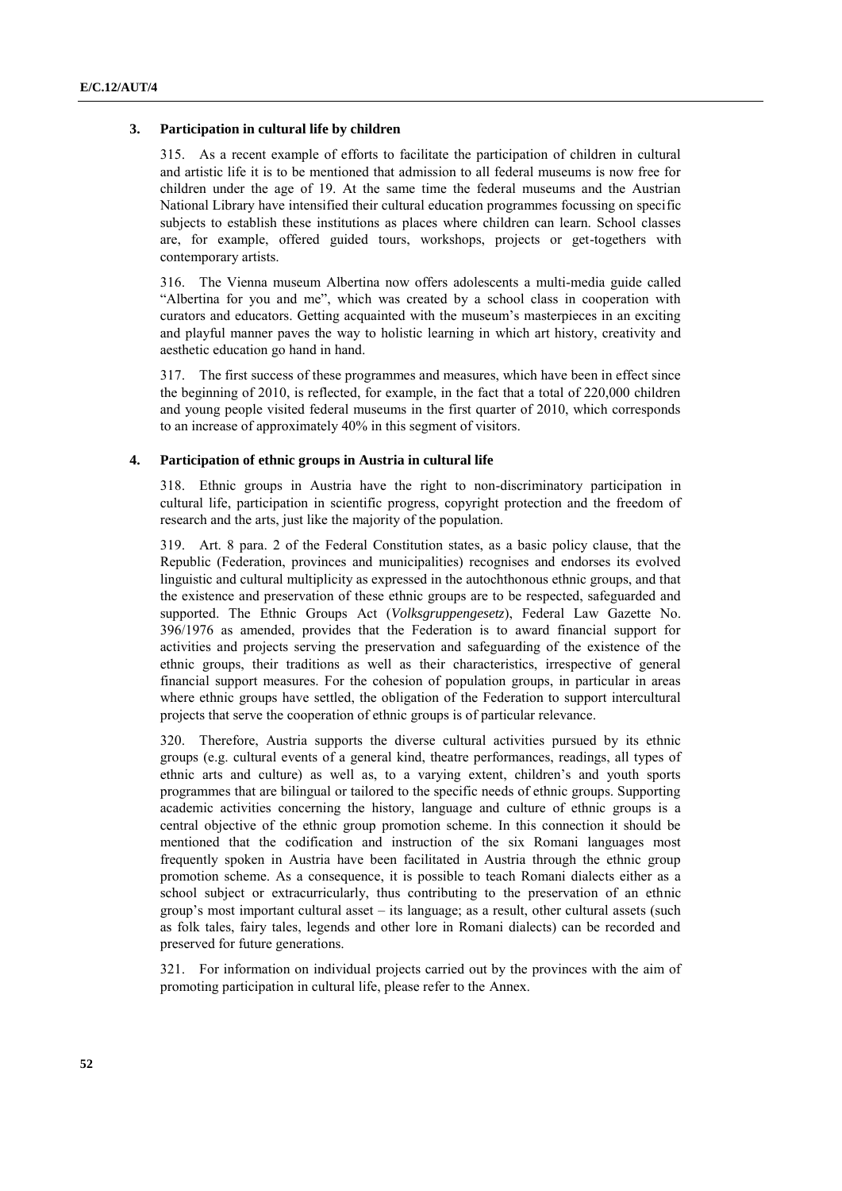### 3. Participation in cultural life by children

315. As a recent example of efforts to facilitate the participation of children in cultural and artistic life it is to be mentioned that admission to all federal museums is now free for children under the age of 19. At the same time the federal museums and the Austrian National Library have intensified their cultural education programmes focussing on specific subjects to establish these institutions as places where children can learn. School classes are, for example, offered guided tours, workshops, projects or get-togethers with contemporary artists.

316. The Vienna museum Albertina now offers adolescents a multi-media guide called "Albertina for you and me", which was created by a school class in cooperation with curators and educators. Getting acquainted with the museum's masterpieces in an exciting and playful manner paves the way to holistic learning in which art history, creativity and aesthetic education go hand in hand.

317. The first success of these programmes and measures, which have been in effect since the beginning of 2010, is reflected, for example, in the fact that a total of 220,000 children and young people visited federal museums in the first quarter of 2010, which corresponds to an increase of approximately 40% in this segment of visitors.

### 4. Participation of ethnic groups in Austria in cultural life

318. Ethnic groups in Austria have the right to non-discriminatory participation in cultural life, participation in scientific progress, copyright protection and the freedom of research and the arts, just like the majority of the population.

319. Art. 8 para. 2 of the Federal Constitution states, as a basic policy clause, that the Republic (Federation, provinces and municipalities) recognises and endorses its evolved linguistic and cultural multiplicity as expressed in the autochthonous ethnic groups, and that the existence and preservation of these ethnic groups are to be respected, safeguarded and supported. The Ethnic Groups Act (*Volksgruppengesetz*), Federal Law Gazette No. 396/1976 as amended, provides that the Federation is to award financial support for activities and projects serving the preservation and safeguarding of the existence of the ethnic groups, their traditions as well as their characteristics, irrespective of general financial support measures. For the cohesion of population groups, in particular in areas where ethnic groups have settled, the obligation of the Federation to support intercultural projects that serve the cooperation of ethnic groups is of particular relevance.

320. Therefore, Austria supports the diverse cultural activities pursued by its ethnic groups (e.g. cultural events of a general kind, theatre performances, readings, all types of ethnic arts and culture) as well as, to a varying extent, children's and youth sports programmes that are bilingual or tailored to the specific needs of ethnic groups. Supporting academic activities concerning the history, language and culture of ethnic groups is a central objective of the ethnic group promotion scheme. In this connection it should be mentioned that the codification and instruction of the six Romani languages most frequently spoken in Austria have been facilitated in Austria through the ethnic group promotion scheme. As a consequence, it is possible to teach Romani dialects either as a school subject or extracurricularly, thus contributing to the preservation of an ethnic group's most important cultural asset – its language; as a result, other cultural assets (such as folk tales, fairy tales, legends and other lore in Romani dialects) can be recorded and preserved for future generations.

321. For information on individual projects carried out by the provinces with the aim of promoting participation in cultural life, please refer to the Annex.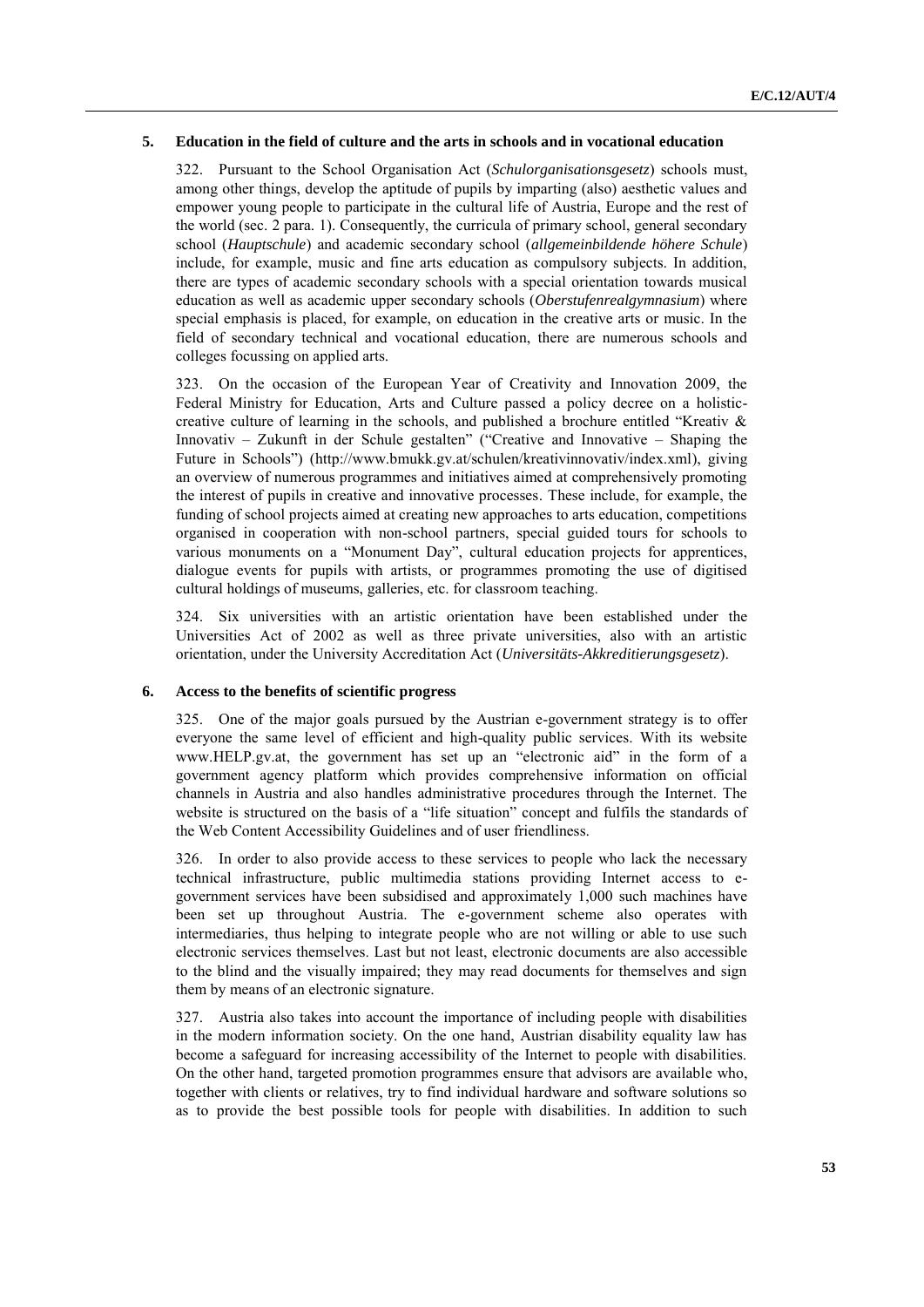## 5. Education in the field of culture and the arts in schools and in vocational education

322. Pursuant to the School Organisation Act (*Schulorganisationsgesetz*) schools must, among other things, develop the aptitude of pupils by imparting (also) aesthetic values and empower young people to participate in the cultural life of Austria, Europe and the rest of the world (sec. 2 para. 1). Consequently, the curricula of primary school, general secondary school (*Hauptschule*) and academic secondary school (*allgemeinbildende höhere Schule*) include, for example, music and fine arts education as compulsory subjects. In addition, there are types of academic secondary schools with a special orientation towards musical education as well as academic upper secondary schools (*Oberstufenrealgymnasium*) where special emphasis is placed, for example, on education in the creative arts or music. In the field of secondary technical and vocational education, there are numerous schools and colleges focussing on applied arts.

323. On the occasion of the European Year of Creativity and Innovation 2009, the Federal Ministry for Education, Arts and Culture passed a policy decree on a holistic-creative culture of learning in the schools, and published a brochure entitled "Kreativ & Innovativ – Zukunft in der Schule gestalten" ("Creative and Innovative – Shaping the Future in Schools") (http://www.bmukk.gv.at/schulen/kreativinnovativ/index.xml), giving an overview of numerous programmes and initiatives aimed at comprehensively promoting the interest of pupils in creative and innovative processes. These include, for example, the funding of school projects aimed at creating new approaches to arts education, competitions organised in cooperation with non-school partners, special guided tours for schools to various monuments on a "Monument Day", cultural education projects for apprentices, dialogue events for pupils with artists, or programmes promoting the use of digitised cultural holdings of museums, galleries, etc. for classroom teaching.

324. Six universities with an artistic orientation have been established under the Universities Act of 2002 as well as three private universities, also with an artistic orientation, under the University Accreditation Act (*Universitäts-Akkreditierungsgesetz*).

## 6. Access to the benefits of scientific progress

325. One of the major goals pursued by the Austrian e-government strategy is to offer everyone the same level of efficient and high-quality public services. With its website www.HELP.gv.at, the government has set up an "electronic aid" in the form of a government agency platform which provides comprehensive information on official channels in Austria and also handles administrative procedures through the Internet. The website is structured on the basis of a "life situation" concept and fulfils the standards of the Web Content Accessibility Guidelines and of user friendliness.

326. In order to also provide access to these services to people who lack the necessary technical infrastructure, public multimedia stations providing Internet access to e-government services have been subsidised and approximately 1,000 such machines have been set up throughout Austria. The e-government scheme also operates with intermediaries, thus helping to integrate people who are not willing or able to use such electronic services themselves. Last but not least, electronic documents are also accessible to the blind and the visually impaired; they may read documents for themselves and sign them by means of an electronic signature.

327. Austria also takes into account the importance of including people with disabilities in the modern information society. On the one hand, Austrian disability equality law has become a safeguard for increasing accessibility of the Internet to people with disabilities. On the other hand, targeted promotion programmes ensure that advisors are available who, together with clients or relatives, try to find individual hardware and software solutions so as to provide the best possible tools for people with disabilities. In addition to such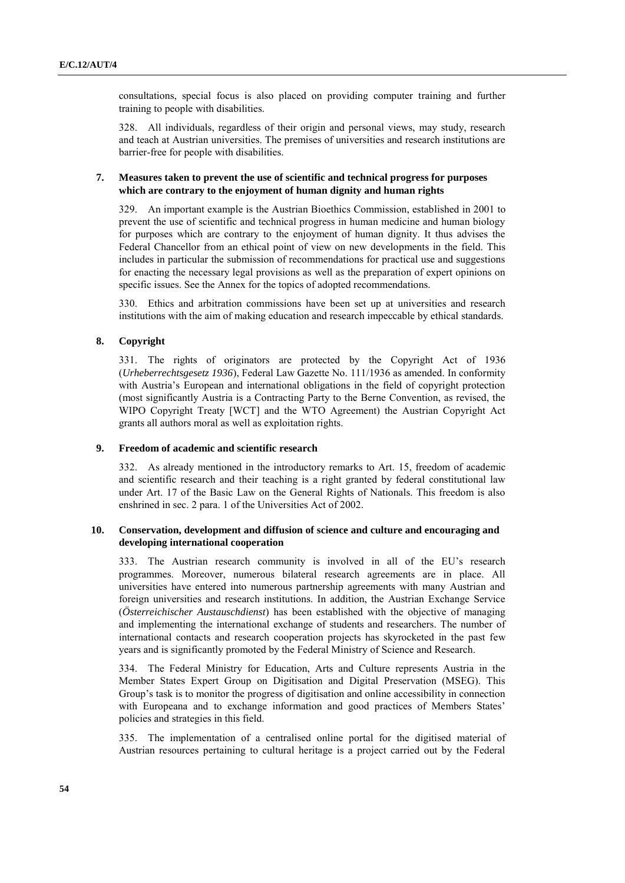consultations, special focus is also placed on providing computer training and further training to people with disabilities.

328. All individuals, regardless of their origin and personal views, may study, research and teach at Austrian universities. The premises of universities and research institutions are barrier-free for people with disabilities.

### 7. Measures taken to prevent the use of scientific and technical progress for purposes which are contrary to the enjoyment of human dignity and human rights

329. An important example is the Austrian Bioethics Commission, established in 2001 to prevent the use of scientific and technical progress in human medicine and human biology for purposes which are contrary to the enjoyment of human dignity. It thus advises the Federal Chancellor from an ethical point of view on new developments in the field. This includes in particular the submission of recommendations for practical use and suggestions for enacting the necessary legal provisions as well as the preparation of expert opinions on specific issues. See the Annex for the topics of adopted recommendations.

330. Ethics and arbitration commissions have been set up at universities and research institutions with the aim of making education and research impeccable by ethical standards.

### 8. Copyright

331. The rights of originators are protected by the Copyright Act of 1936 (*Urheberrechtsgesetz 1936*), Federal Law Gazette No. 111/1936 as amended. In conformity with Austria's European and international obligations in the field of copyright protection (most significantly Austria is a Contracting Party to the Berne Convention, as revised, the WIPO Copyright Treaty [WCT] and the WTO Agreement) the Austrian Copyright Act grants all authors moral as well as exploitation rights.

### 9. Freedom of academic and scientific research

332. As already mentioned in the introductory remarks to Art. 15, freedom of academic and scientific research and their teaching is a right granted by federal constitutional law under Art. 17 of the Basic Law on the General Rights of Nationals. This freedom is also enshrined in sec. 2 para. 1 of the Universities Act of 2002.

### 10. Conservation, development and diffusion of science and culture and encouraging and developing international cooperation

333. The Austrian research community is involved in all of the EU's research programmes. Moreover, numerous bilateral research agreements are in place. All universities have entered into numerous partnership agreements with many Austrian and foreign universities and research institutions. In addition, the Austrian Exchange Service (*Österreichischer Austauschdienst*) has been established with the objective of managing and implementing the international exchange of students and researchers. The number of international contacts and research cooperation projects has skyrocketed in the past few years and is significantly promoted by the Federal Ministry of Science and Research.

334. The Federal Ministry for Education, Arts and Culture represents Austria in the Member States Expert Group on Digitisation and Digital Preservation (MSEG). This Group's task is to monitor the progress of digitisation and online accessibility in connection with Europeana and to exchange information and good practices of Members States' policies and strategies in this field.

335. The implementation of a centralised online portal for the digitised material of Austrian resources pertaining to cultural heritage is a project carried out by the Federal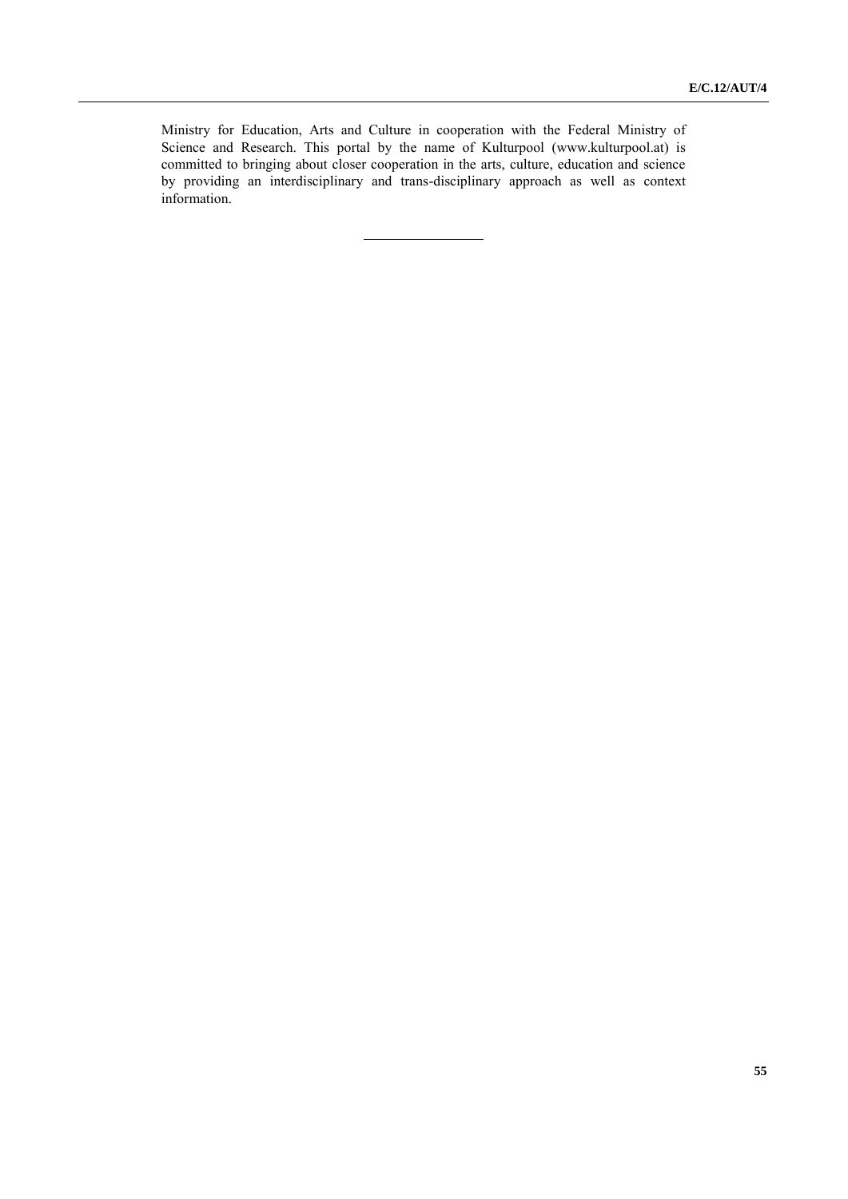Ministry for Education, Arts and Culture in cooperation with the Federal Ministry of Science and Research. This portal by the name of Kulturpool (www.kulturpool.at) is committed to bringing about closer cooperation in the arts, culture, education and science by providing an interdisciplinary and trans-disciplinary approach as well as context information.